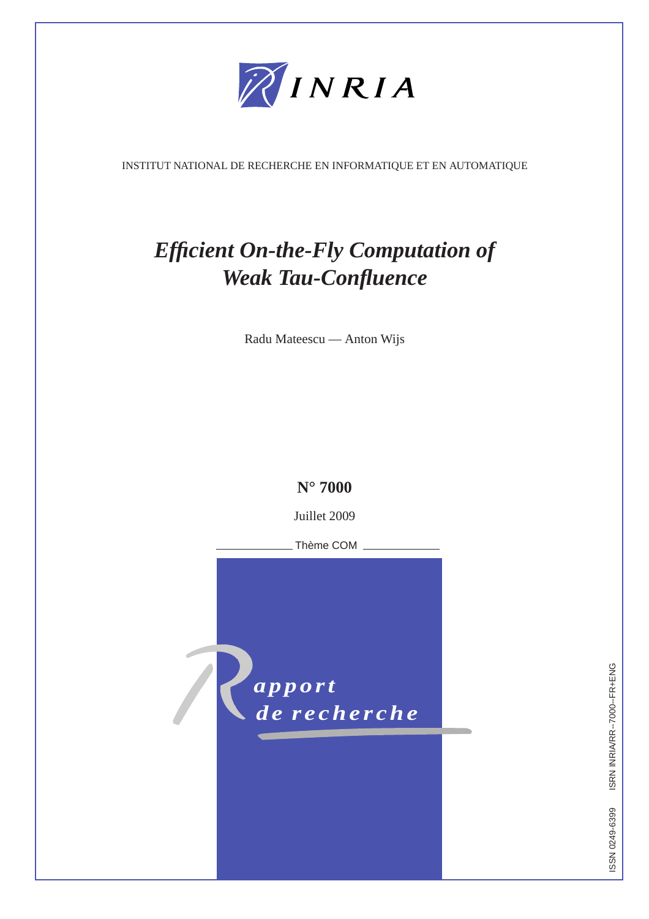INRIA

INSTITUT NATIONAL DE RECHERCHE EN INFORMATIQUE ET EN AUTOMATIQUE

# *Efficient On-the-Fly Computation of Weak Tau-Confluence*

Radu Mateescu — Anton Wijs

**N° 7000**

Juillet 2009

Thème COM

*apport de recherche*

ISSN 0249-6399 ISRN INRIA/RR--7000--FR+ENG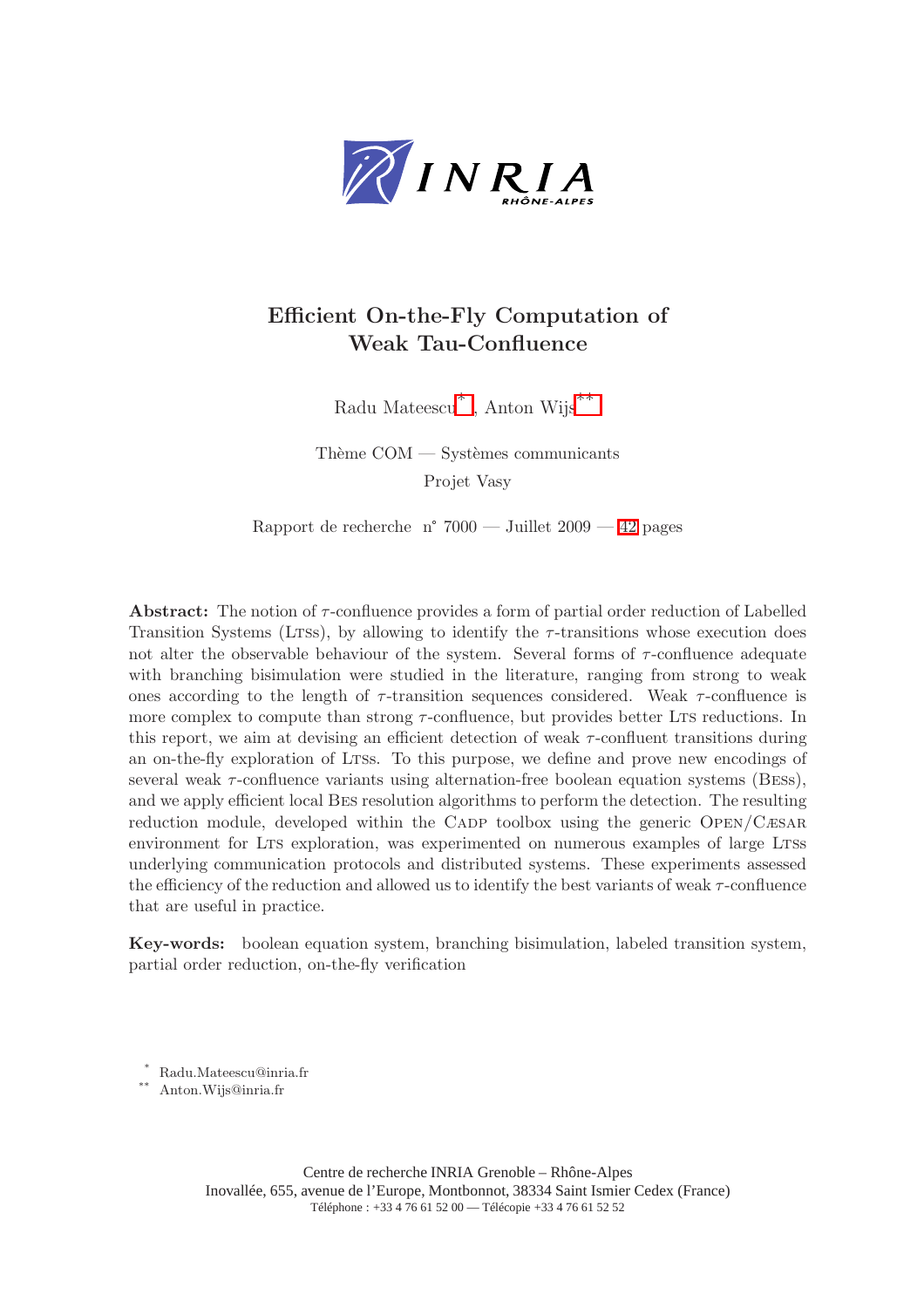# Efficient On-the-Fly Computation of Weak Tau-Confluence

Radu Mateescu[*], Anton Wijs[**]

Thème COM — Systèmes communicants
Projet Vasy

Rapport de recherche n° 7000 — Juillet 2009 — 42 pages

**Abstract:** The notion of $\tau$-confluence provides a form of partial order reduction of Labelled Transition Systems (Ltss), by allowing to identify the $\tau$-transitions whose execution does not alter the observable behaviour of the system. Several forms of $\tau$-confluence adequate with branching bisimulation were studied in the literature, ranging from strong to weak ones according to the length of $\tau$-transition sequences considered. Weak $\tau$-confluence is more complex to compute than strong $\tau$-confluence, but provides better Lts reductions. In this report, we aim at devising an efficient detection of weak $\tau$-confluent transitions during an on-the-fly exploration of Ltss. To this purpose, we define and prove new encodings of several weak $\tau$-confluence variants using alternation-free boolean equation systems (Bess), and we apply efficient local Bes resolution algorithms to perform the detection. The resulting reduction module, developed within the Cadp toolbox using the generic Open/Cæsar environment for Lts exploration, was experimented on numerous examples of large Ltss underlying communication protocols and distributed systems. These experiments assessed the efficiency of the reduction and allowed us to identify the best variants of weak $\tau$-confluence that are useful in practice.

**Key-words:** boolean equation system, branching bisimulation, labeled transition system, partial order reduction, on-the-fly verification

[*] Radu.Mateescu@inria.fr
[**] Anton.Wijs@inria.fr

Centre de recherche INRIA Grenoble – Rhône-Alpes
Inovallée, 655, avenue de l'Europe, Montbonnot, 38334 Saint Ismier Cedex (France)
Téléphone : +33 4 76 61 52 00 — Télécopie +33 4 76 61 52 52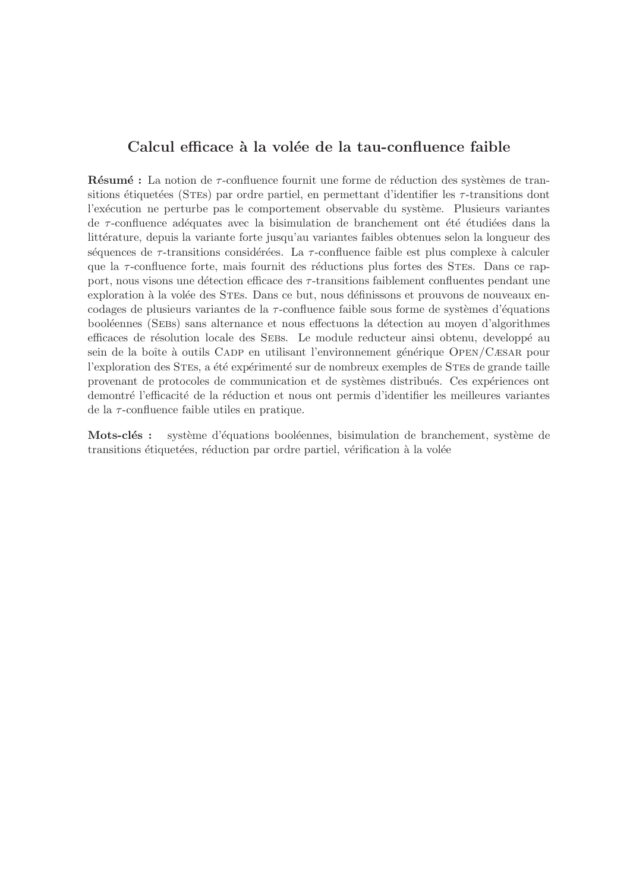## Calcul efficace à la volée de la tau-confluence faible

**Résumé :** La notion de $\tau$-confluence fournit une forme de réduction des systèmes de transitions étiquetées (STEs) par ordre partiel, en permettant d'identifier les $\tau$-transitions dont l'exécution ne perturbe pas le comportement observable du système. Plusieurs variantes de $\tau$-confluence adéquates avec la bisimulation de branchement ont été étudiées dans la littérature, depuis la variante forte jusqu'au variantes faibles obtenues selon la longueur des séquences de $\tau$-transitions considérées. La $\tau$-confluence faible est plus complexe à calculer que la $\tau$-confluence forte, mais fournit des réductions plus fortes des STEs. Dans ce rapport, nous visons une détection efficace des $\tau$-transitions faiblement confluentes pendant une exploration à la volée des STEs. Dans ce but, nous définissons et prouvons de nouveaux encodages de plusieurs variantes de la $\tau$-confluence faible sous forme de systèmes d'équations booléennes (SEBs) sans alternance et nous effectuons la détection au moyen d'algorithmes efficaces de résolution locale des SEBs. Le module reducteur ainsi obtenu, developpé au sein de la boîte à outils CADP en utilisant l'environnement générique OPEN/CÆSAR pour l'exploration des STEs, a été expérimenté sur de nombreux exemples de STEs de grande taille provenant de protocoles de communication et de systèmes distribués. Ces expériences ont demontré l'efficacité de la réduction et nous ont permis d'identifier les meilleures variantes de la $\tau$-confluence faible utiles en pratique.

**Mots-clés :** système d'équations booléennes, bisimulation de branchement, système de transitions étiquetées, réduction par ordre partiel, vérification à la volée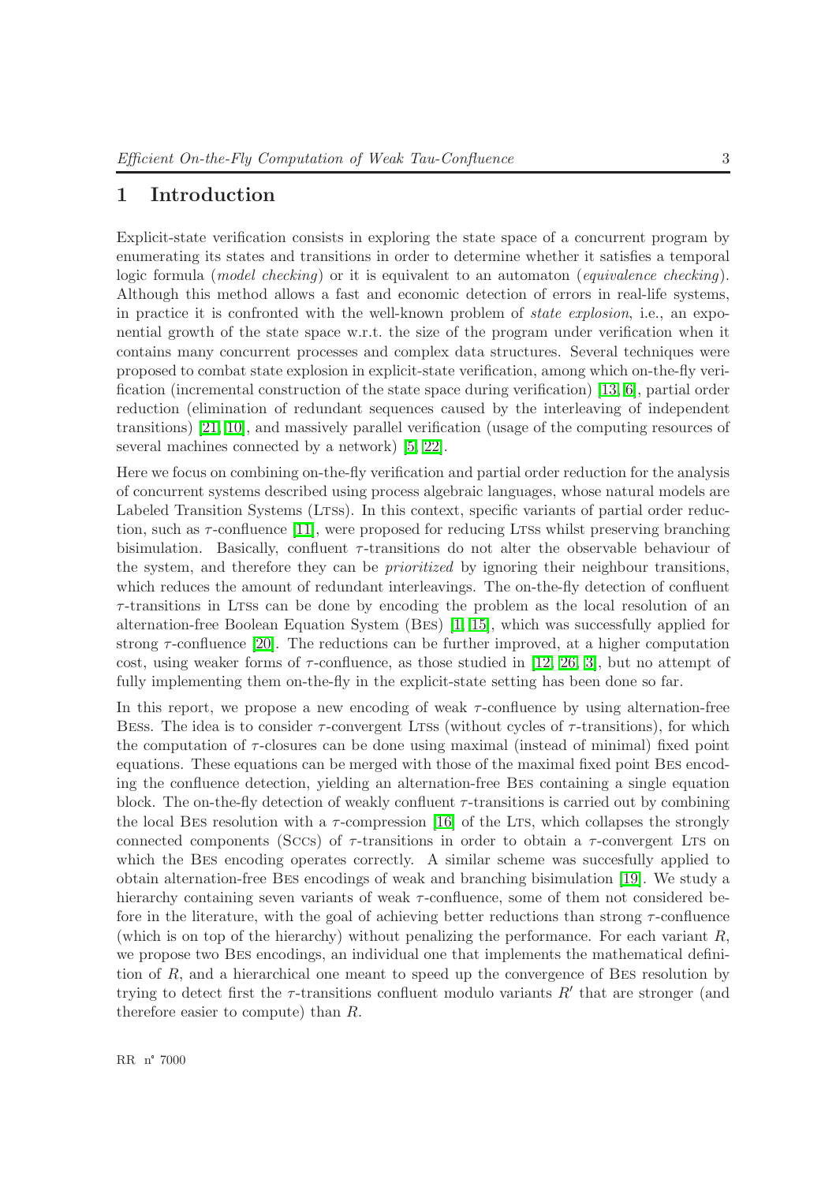# 1 Introduction

Explicit-state verification consists in exploring the state space of a concurrent program by enumerating its states and transitions in order to determine whether it satisfies a temporal logic formula (*model checking*) or it is equivalent to an automaton (*equivalence checking*). Although this method allows a fast and economic detection of errors in real-life systems, in practice it is confronted with the well-known problem of *state explosion*, i.e., an exponential growth of the state space w.r.t. the size of the program under verification when it contains many concurrent processes and complex data structures. Several techniques were proposed to combat state explosion in explicit-state verification, among which on-the-fly verification (incremental construction of the state space during verification) [13, 6], partial order reduction (elimination of redundant sequences caused by the interleaving of independent transitions) [21, 10], and massively parallel verification (usage of the computing resources of several machines connected by a network) [5, 22].

Here we focus on combining on-the-fly verification and partial order reduction for the analysis of concurrent systems described using process algebraic languages, whose natural models are Labeled Transition Systems (LTSs). In this context, specific variants of partial order reduction, such as $\tau$-confluence [11], were proposed for reducing LTSs whilst preserving branching bisimulation. Basically, confluent $\tau$-transitions do not alter the observable behaviour of the system, and therefore they can be *prioritized* by ignoring their neighbour transitions, which reduces the amount of redundant interleavings. The on-the-fly detection of confluent $\tau$-transitions in LTSs can be done by encoding the problem as the local resolution of an alternation-free Boolean Equation System (BES) [1, 15], which was successfully applied for strong $\tau$-confluence [20]. The reductions can be further improved, at a higher computation cost, using weaker forms of $\tau$-confluence, as those studied in [12, 26, 3], but no attempt of fully implementing them on-the-fly in the explicit-state setting has been done so far.

In this report, we propose a new encoding of weak $\tau$-confluence by using alternation-free BESs. The idea is to consider $\tau$-convergent LTSs (without cycles of $\tau$-transitions), for which the computation of $\tau$-closures can be done using maximal (instead of minimal) fixed point equations. These equations can be merged with those of the maximal fixed point BES encoding the confluence detection, yielding an alternation-free BES containing a single equation block. The on-the-fly detection of weakly confluent $\tau$-transitions is carried out by combining the local BES resolution with a $\tau$-compression [16] of the LTS, which collapses the strongly connected components (SCCs) of $\tau$-transitions in order to obtain a $\tau$-convergent LTS on which the BES encoding operates correctly. A similar scheme was succesfully applied to obtain alternation-free BES encodings of weak and branching bisimulation [19]. We study a hierarchy containing seven variants of weak $\tau$-confluence, some of them not considered before in the literature, with the goal of achieving better reductions than strong $\tau$-confluence (which is on top of the hierarchy) without penalizing the performance. For each variant $R$, we propose two BES encodings, an individual one that implements the mathematical definition of $R$, and a hierarchical one meant to speed up the convergence of BES resolution by trying to detect first the $\tau$-transitions confluent modulo variants $R'$ that are stronger (and therefore easier to compute) than $R$.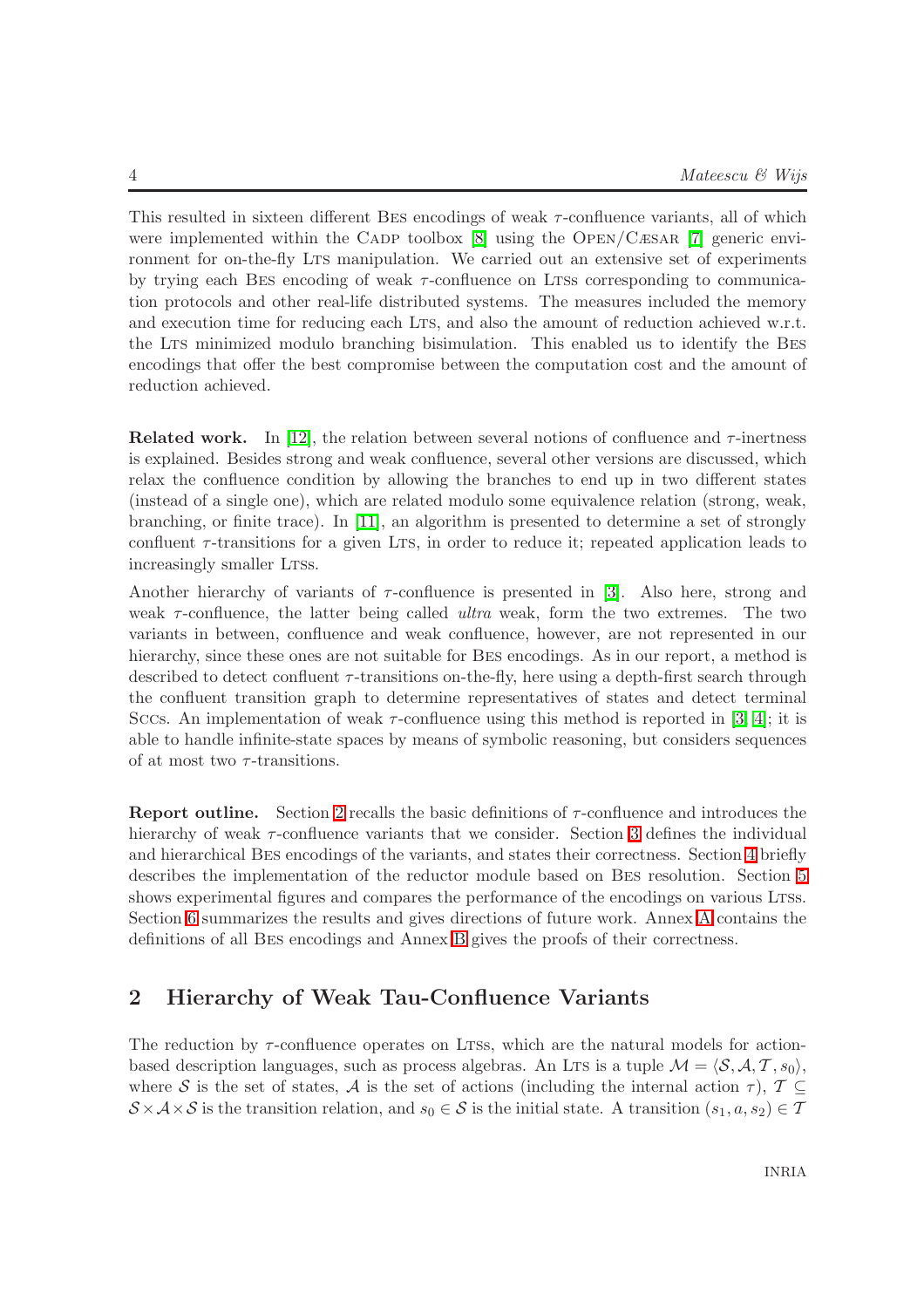This resulted in sixteen different BES encodings of weak $\tau$-confluence variants, all of which were implemented within the CADP toolbox [8] using the OPEN/CÆSAR [7] generic environment for on-the-fly LTS manipulation. We carried out an extensive set of experiments by trying each BES encoding of weak $\tau$-confluence on LTSs corresponding to communication protocols and other real-life distributed systems. The measures included the memory and execution time for reducing each LTS, and also the amount of reduction achieved w.r.t. the LTS minimized modulo branching bisimulation. This enabled us to identify the BES encodings that offer the best compromise between the computation cost and the amount of reduction achieved.

**Related work.** In [12], the relation between several notions of confluence and $\tau$-inertness is explained. Besides strong and weak confluence, several other versions are discussed, which relax the confluence condition by allowing the branches to end up in two different states (instead of a single one), which are related modulo some equivalence relation (strong, weak, branching, or finite trace). In [11], an algorithm is presented to determine a set of strongly confluent $\tau$-transitions for a given LTS, in order to reduce it; repeated application leads to increasingly smaller LTSs.

Another hierarchy of variants of $\tau$-confluence is presented in [3]. Also here, strong and weak $\tau$-confluence, the latter being called *ultra* weak, form the two extremes. The two variants in between, confluence and weak confluence, however, are not represented in our hierarchy, since these ones are not suitable for BES encodings. As in our report, a method is described to detect confluent $\tau$-transitions on-the-fly, here using a depth-first search through the confluent transition graph to determine representatives of states and detect terminal SCCs. An implementation of weak $\tau$-confluence using this method is reported in [3, 4]; it is able to handle infinite-state spaces by means of symbolic reasoning, but considers sequences of at most two $\tau$-transitions.

**Report outline.** Section 2 recalls the basic definitions of $\tau$-confluence and introduces the hierarchy of weak $\tau$-confluence variants that we consider. Section 3 defines the individual and hierarchical BES encodings of the variants, and states their correctness. Section 4 briefly describes the implementation of the reductor module based on BES resolution. Section 5 shows experimental figures and compares the performance of the encodings on various LTSs. Section 6 summarizes the results and gives directions of future work. Annex A contains the definitions of all BES encodings and Annex B gives the proofs of their correctness.

## 2 Hierarchy of Weak Tau-Confluence Variants

The reduction by $\tau$-confluence operates on LTSs, which are the natural models for action-based description languages, such as process algebras. An LTS is a tuple $\mathcal{M} = \langle \mathcal{S}, \mathcal{A}, \mathcal{T}, s_0 \rangle$, where $\mathcal{S}$ is the set of states, $\mathcal{A}$ is the set of actions (including the internal action $\tau$), $\mathcal{T} \subseteq \mathcal{S} \times \mathcal{A} \times \mathcal{S}$ is the transition relation, and $s_0 \in \mathcal{S}$ is the initial state. A transition $(s_1, a, s_2) \in \mathcal{T}$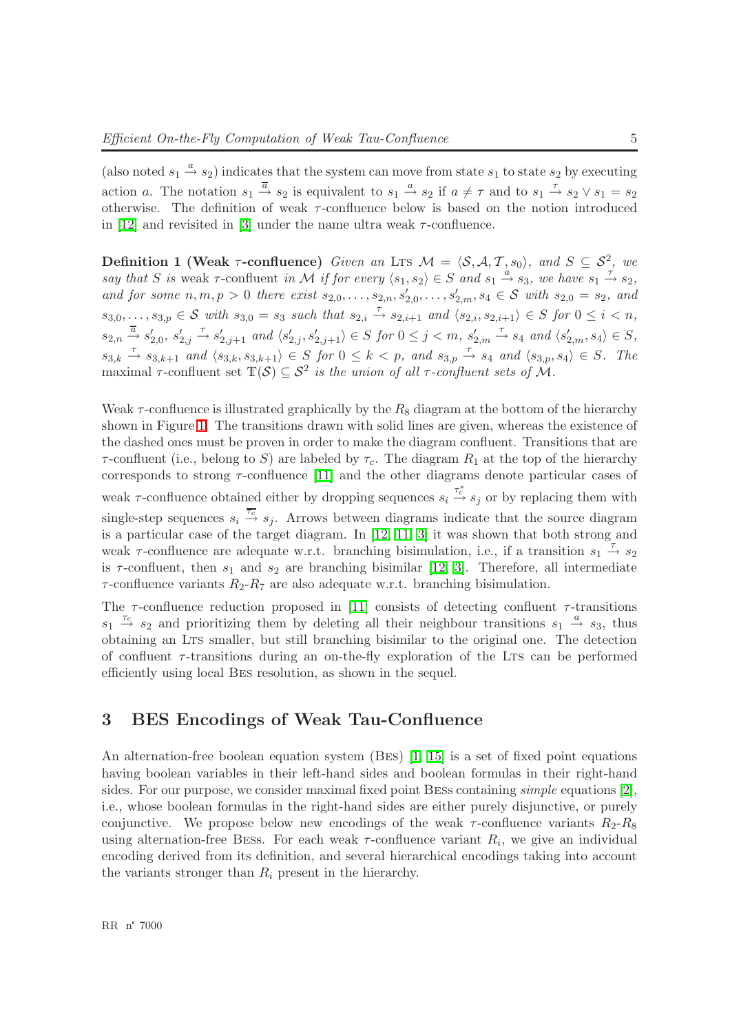(also noted $s_1 \xrightarrow{a} s_2$) indicates that the system can move from state $s_1$ to state $s_2$ by executing action $a$. The notation $s_1 \xrightarrow{\overline{a}} s_2$ is equivalent to $s_1 \xrightarrow{a} s_2$ if $a \neq \tau$ and to $s_1 \xrightarrow{\tau} s_2 \vee s_1 = s_2$ otherwise. The definition of weak $\tau$-confluence below is based on the notion introduced in [12] and revisited in [3] under the name ultra weak $\tau$-confluence.

**Definition 1 (Weak $\tau$-confluence)** *Given an* LTS $\mathcal{M} = \langle \mathcal{S}, \mathcal{A}, \mathcal{T}, s_0 \rangle$*, and* $S \subseteq \mathcal{S}^2$*, we say that* $S$ *is* weak $\tau$-confluent *in* $\mathcal{M}$ *if for every* $\langle s_1, s_2 \rangle \in S$ *and* $s_1 \xrightarrow{a} s_3$*, we have* $s_1 \xrightarrow{\tau} s_2$*, and for some* $n, m, p > 0$ *there exist* $s_{2,0}, \dots, s_{2,n}, s'_{2,0}, \dots, s'_{2,m}, s_4 \in \mathcal{S}$ *with* $s_{2,0} = s_2$*, and* $s_{3,0}, \dots, s_{3,p} \in \mathcal{S}$ *with* $s_{3,0} = s_3$ *such that* $s_{2,i} \xrightarrow{\tau} s_{2,i+1}$ *and* $\langle s_{2,i}, s_{2,i+1} \rangle \in S$ *for* $0 \leq i < n$*,* $s_{2,n} \xrightarrow{\overline{a}} s'_{2,0}$*,* $s'_{2,j} \xrightarrow{\tau} s'_{2,j+1}$ *and* $\langle s'_{2,j}, s'_{2,j+1} \rangle \in S$ *for* $0 \leq j < m$*,* $s'_{2,m} \xrightarrow{\tau} s_4$ *and* $\langle s'_{2,m}, s_4 \rangle \in S$*,* $s_{3,k} \xrightarrow{\tau} s_{3,k+1}$ *and* $\langle s_{3,k}, s_{3,k+1} \rangle \in S$ *for* $0 \leq k < p$*, and* $s_{3,p} \xrightarrow{\tau} s_4$ *and* $\langle s_{3,p}, s_4 \rangle \in S$*. The* maximal $\tau$-confluent set $\mathbb{T}(\mathcal{S}) \subseteq \mathcal{S}^2$ *is the union of all* $\tau$*-confluent sets of* $\mathcal{M}$*.*

Weak $\tau$-confluence is illustrated graphically by the $R_8$ diagram at the bottom of the hierarchy shown in Figure 1. The transitions drawn with solid lines are given, whereas the existence of the dashed ones must be proven in order to make the diagram confluent. Transitions that are $\tau$-confluent (i.e., belong to $S$) are labeled by $\tau_c$. The diagram $R_1$ at the top of the hierarchy corresponds to strong $\tau$-confluence [11] and the other diagrams denote particular cases of weak $\tau$-confluence obtained either by dropping sequences $s_i \xrightarrow{\tau_c^*} s_j$ or by replacing them with single-step sequences $s_i \xrightarrow{\overline{\tau_c}} s_j$. Arrows between diagrams indicate that the source diagram is a particular case of the target diagram. In [12, 11, 3] it was shown that both strong and weak $\tau$-confluence are adequate w.r.t. branching bisimulation, i.e., if a transition $s_1 \xrightarrow{\tau} s_2$ is $\tau$-confluent, then $s_1$ and $s_2$ are branching bisimilar [12, 3]. Therefore, all intermediate $\tau$-confluence variants $R_2$-$R_7$ are also adequate w.r.t. branching bisimulation.

The $\tau$-confluence reduction proposed in [11] consists of detecting confluent $\tau$-transitions $s_1 \xrightarrow{\tau_c} s_2$ and prioritizing them by deleting all their neighbour transitions $s_1 \xrightarrow{a} s_3$, thus obtaining an LTS smaller, but still branching bisimilar to the original one. The detection of confluent $\tau$-transitions during an on-the-fly exploration of the LTS can be performed efficiently using local BES resolution, as shown in the sequel.

## 3 BES Encodings of Weak Tau-Confluence

An alternation-free boolean equation system (BES) [1, 15] is a set of fixed point equations having boolean variables in their left-hand sides and boolean formulas in their right-hand sides. For our purpose, we consider maximal fixed point BESs containing *simple* equations [2], i.e., whose boolean formulas in the right-hand sides are either purely disjunctive, or purely conjunctive. We propose below new encodings of the weak $\tau$-confluence variants $R_2$-$R_8$ using alternation-free BESs. For each weak $\tau$-confluence variant $R_i$, we give an individual encoding derived from its definition, and several hierarchical encodings taking into account the variants stronger than $R_i$ present in the hierarchy.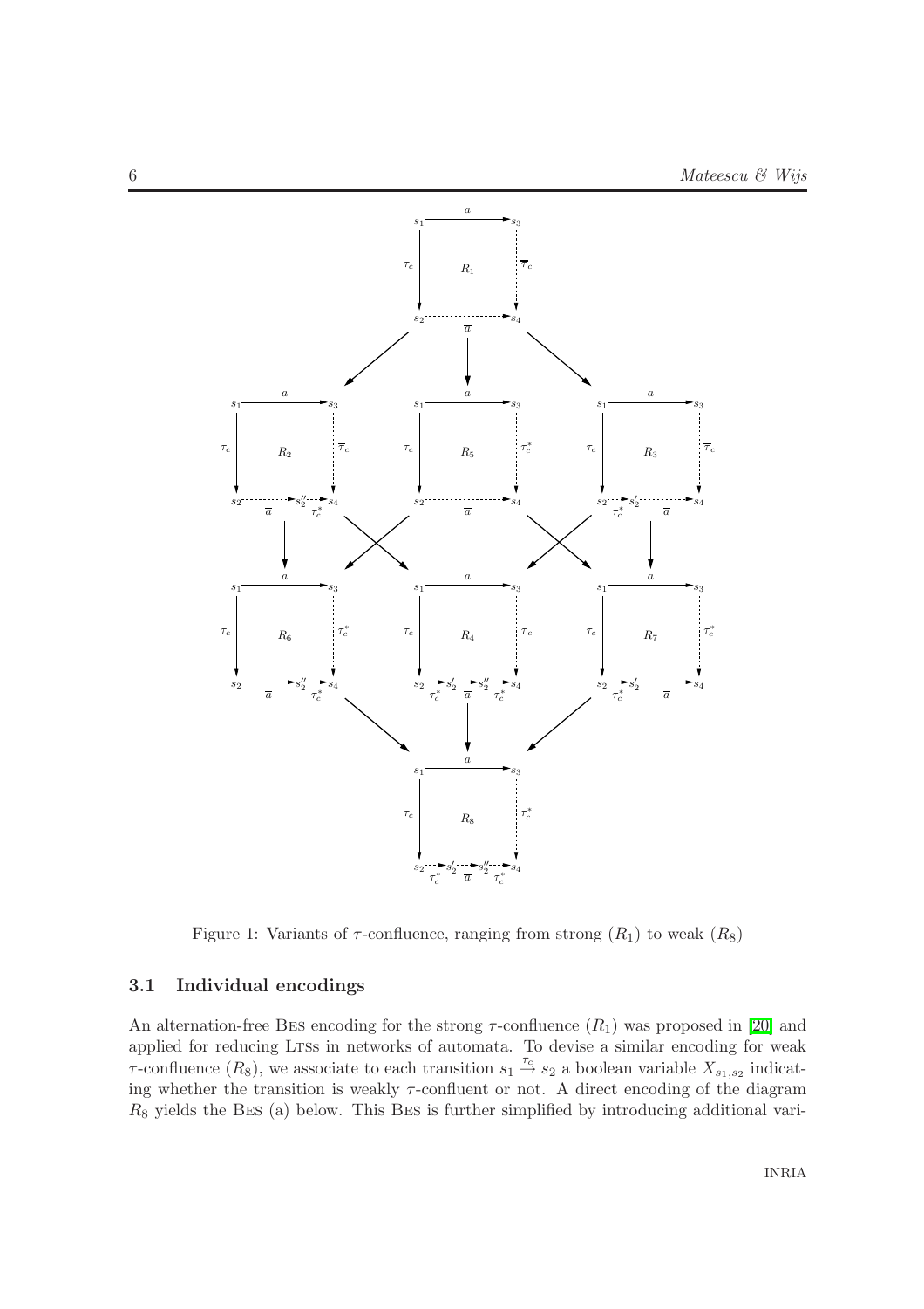Figure 1: Variants of $\tau$-confluence, ranging from strong ($R_1$) to weak ($R_8$)

### 3.1 Individual encodings

An alternation-free BES encoding for the strong $\tau$-confluence ($R_1$) was proposed in [20] and applied for reducing LTSs in networks of automata. To devise a similar encoding for weak $\tau$-confluence ($R_8$), we associate to each transition $s_1 \xrightarrow{\tau_c} s_2$ a boolean variable $X_{s_1,s_2}$ indicating whether the transition is weakly $\tau$-confluent or not. A direct encoding of the diagram $R_8$ yields the BES (a) below. This BES is further simplified by introducing additional vari-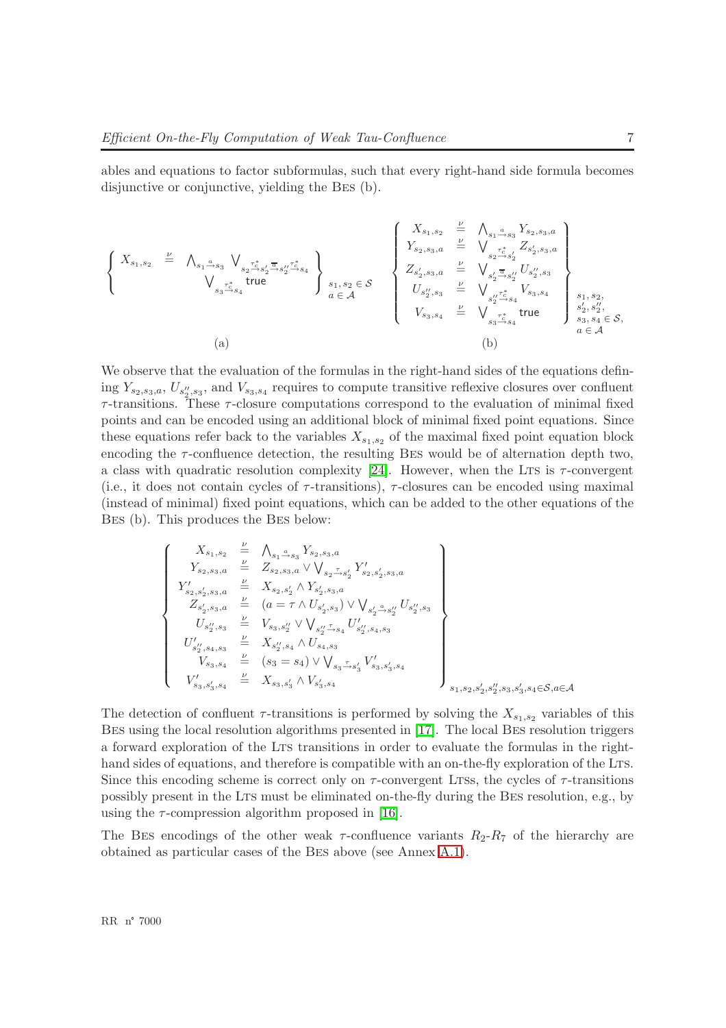ables and equations to factor subformulas, such that every right-hand side formula becomes disjunctive or conjunctive, yielding the Bes (b).

$$
\left\{ \begin{array}{lcl} X_{s_1,s_2} & \stackrel{\nu}{=} & \bigwedge_{s_1 \stackrel{a}{\rightarrow} s_3} \bigvee_{s_2 \stackrel{\tau_c^*}{\rightarrow} s_2' \stackrel{\overline{a}}{\rightarrow} s_2'' \stackrel{\tau_c^*}{\rightarrow} s_4} \\ & & \bigvee_{s_3 \stackrel{\tau_c^*}{\rightarrow} s_4} \mathsf{true} \end{array} \right\}_{\begin{subarray}{l} s_1, s_2 \in \mathcal{S} \\ a \in \mathcal{A} \end{subarray}}
\qquad
\left\{ \begin{array}{lcl} X_{s_1,s_2} & \stackrel{\nu}{=} & \bigwedge_{s_1 \stackrel{a}{\rightarrow} s_3} Y_{s_2,s_3,a} \\ Y_{s_2,s_3,a} & \stackrel{\nu}{=} & \bigvee_{s_2 \stackrel{\tau_c^*}{\rightarrow} s_2'} Z_{s_2',s_3,a} \\ Z_{s_2',s_3,a} & \stackrel{\nu}{=} & \bigvee_{s_2' \stackrel{\overline{a}}{\rightarrow} s_2''} U_{s_2'',s_3} \\ U_{s_2'',s_3} & \stackrel{\nu}{=} & \bigvee_{s_2'' \stackrel{\tau_c^*}{\rightarrow} s_4} V_{s_3,s_4} \\ V_{s_3,s_4} & \stackrel{\nu}{=} & \bigvee_{s_3 \stackrel{\tau_c^*}{\rightarrow} s_4} \mathsf{true} \end{array} \right\}_{\begin{subarray}{l} s_1, s_2, \\ s_2', s_2'', \\ s_3, s_4 \in \mathcal{S}, \\ a \in \mathcal{A} \end{subarray}}
$$

(a) (b)

We observe that the evaluation of the formulas in the right-hand sides of the equations defining $Y_{s_2,s_3,a}$, $U_{s_2'',s_3}$, and $V_{s_3,s_4}$ requires to compute transitive reflexive closures over confluent $\tau$-transitions. These $\tau$-closure computations correspond to the evaluation of minimal fixed points and can be encoded using an additional block of minimal fixed point equations. Since these equations refer back to the variables $X_{s_1,s_2}$ of the maximal fixed point equation block encoding the $\tau$-confluence detection, the resulting Bes would be of alternation depth two, a class with quadratic resolution complexity [24]. However, when the Lts is $\tau$-convergent (i.e., it does not contain cycles of $\tau$-transitions), $\tau$-closures can be encoded using maximal (instead of minimal) fixed point equations, which can be added to the other equations of the Bes (b). This produces the Bes below:

$$
\left\{ \begin{array}{lcl}
X_{s_1,s_2} & \stackrel{\nu}{=} & \bigwedge_{s_1 \stackrel{a}{\rightarrow} s_3} Y_{s_2,s_3,a} \\
Y_{s_2,s_3,a} & \stackrel{\nu}{=} & Z_{s_2,s_3,a} \vee \bigvee_{s_2 \stackrel{\tau}{\rightarrow} s_2'} Y'_{s_2,s_2',s_3,a} \\
Y'_{s_2,s_2',s_3,a} & \stackrel{\nu}{=} & X_{s_2,s_2'} \wedge Y_{s_2',s_3,a} \\
Z_{s_2',s_3,a} & \stackrel{\nu}{=} & (a = \tau \wedge U_{s_2',s_3}) \vee \bigvee_{s_2' \stackrel{a}{\rightarrow} s_2''} U_{s_2'',s_3} \\
U_{s_2'',s_3} & \stackrel{\nu}{=} & V_{s_3,s_2''} \vee \bigvee_{s_2'' \stackrel{\tau}{\rightarrow} s_4} U'_{s_2'',s_4,s_3} \\
U'_{s_2'',s_4,s_3} & \stackrel{\nu}{=} & X_{s_2'',s_4} \wedge U_{s_4,s_3} \\
V_{s_3,s_4} & \stackrel{\nu}{=} & (s_3 = s_4) \vee \bigvee_{s_3 \stackrel{\tau}{\rightarrow} s_3'} V'_{s_3,s_3',s_4} \\
V'_{s_3,s_3',s_4} & \stackrel{\nu}{=} & X_{s_3,s_3'} \wedge V_{s_3',s_4}
\end{array} \right\}_{s_1,s_2,s_2',s_2'',s_3,s_3',s_4 \in \mathcal{S}, a \in \mathcal{A}}
$$

The detection of confluent $\tau$-transitions is performed by solving the $X_{s_1,s_2}$ variables of this Bes using the local resolution algorithms presented in [17]. The local Bes resolution triggers a forward exploration of the Lts transitions in order to evaluate the formulas in the right-hand sides of equations, and therefore is compatible with an on-the-fly exploration of the Lts. Since this encoding scheme is correct only on $\tau$-convergent Ltss, the cycles of $\tau$-transitions possibly present in the Lts must be eliminated on-the-fly during the Bes resolution, e.g., by using the $\tau$-compression algorithm proposed in [16].

The Bes encodings of the other weak $\tau$-confluence variants $R_2$-$R_7$ of the hierarchy are obtained as particular cases of the Bes above (see Annex A.1).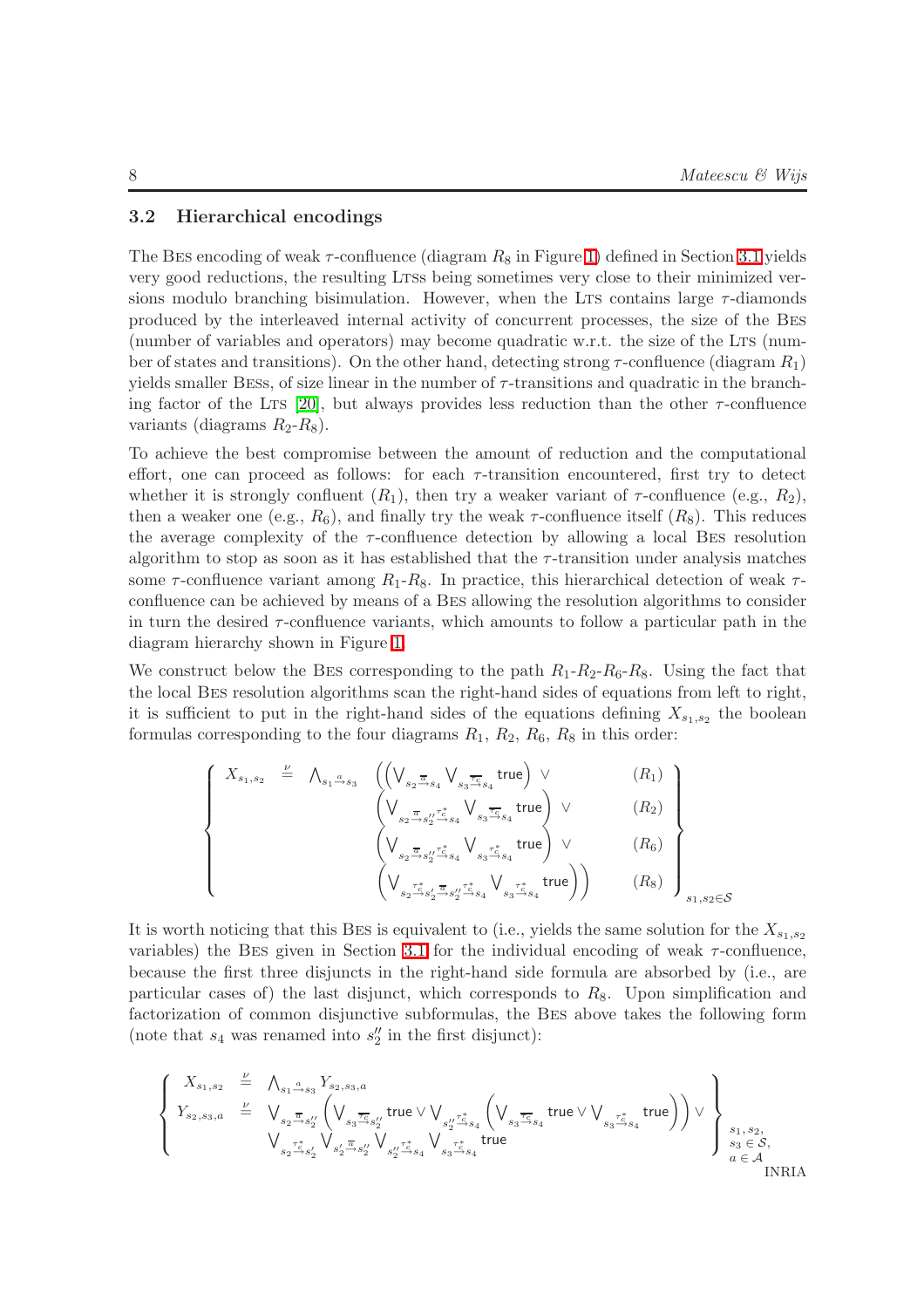### 3.2 Hierarchical encodings

The BES encoding of weak $\tau$-confluence (diagram $R_8$ in Figure 1) defined in Section 3.1 yields very good reductions, the resulting LTSs being sometimes very close to their minimized versions modulo branching bisimulation. However, when the LTS contains large $\tau$-diamonds produced by the interleaved internal activity of concurrent processes, the size of the BES (number of variables and operators) may become quadratic w.r.t. the size of the LTS (number of states and transitions). On the other hand, detecting strong $\tau$-confluence (diagram $R_1$) yields smaller BESs, of size linear in the number of $\tau$-transitions and quadratic in the branching factor of the LTS [20], but always provides less reduction than the other $\tau$-confluence variants (diagrams $R_2$-$R_8$).

To achieve the best compromise between the amount of reduction and the computational effort, one can proceed as follows: for each $\tau$-transition encountered, first try to detect whether it is strongly confluent ($R_1$), then try a weaker variant of $\tau$-confluence (e.g., $R_2$), then a weaker one (e.g., $R_6$), and finally try the weak $\tau$-confluence itself ($R_8$). This reduces the average complexity of the $\tau$-confluence detection by allowing a local BES resolution algorithm to stop as soon as it has established that the $\tau$-transition under analysis matches some $\tau$-confluence variant among $R_1$-$R_8$. In practice, this hierarchical detection of weak $\tau$-confluence can be achieved by means of a BES allowing the resolution algorithms to consider in turn the desired $\tau$-confluence variants, which amounts to follow a particular path in the diagram hierarchy shown in Figure 1.

We construct below the BES corresponding to the path $R_1$-$R_2$-$R_6$-$R_8$. Using the fact that the local BES resolution algorithms scan the right-hand sides of equations from left to right, it is sufficient to put in the right-hand sides of the equations defining $X_{s_1,s_2}$ the boolean formulas corresponding to the four diagrams $R_1$, $R_2$, $R_6$, $R_8$ in this order:

$$\left\{ \begin{array}{lll} X_{s_1,s_2} & \stackrel{\nu}{=} & \bigwedge_{s_1 \stackrel{a}{\rightarrow} s_3} \Big( \Big( \bigvee_{s_2 \stackrel{\overline{a}}{\rightarrow} s_4} \bigvee_{s_3 \stackrel{\overline{\tau_c}}{\rightarrow} s_4} \mathsf{true} \Big) \vee \qquad (R_1) \\ & & \Big( \bigvee_{s_2 \stackrel{\overline{a}}{\rightarrow} s_2'' \stackrel{\tau_c^*}{\rightarrow} s_4} \bigvee_{s_3 \stackrel{\overline{\tau_c}}{\rightarrow} s_4} \mathsf{true} \Big) \vee \qquad (R_2) \\ & & \Big( \bigvee_{s_2 \stackrel{\overline{a}}{\rightarrow} s_2'' \stackrel{\tau_c^*}{\rightarrow} s_4} \bigvee_{s_3 \stackrel{\tau_c^*}{\rightarrow} s_4} \mathsf{true} \Big) \vee \qquad (R_6) \\ & & \Big( \bigvee_{s_2 \stackrel{\tau_c^*}{\rightarrow} s_2' \stackrel{\overline{a}}{\rightarrow} s_2'' \stackrel{\tau_c^*}{\rightarrow} s_4} \bigvee_{s_3 \stackrel{\tau_c^*}{\rightarrow} s_4} \mathsf{true} \Big) \Big) \qquad (R_8) \end{array} \right\}_{s_1, s_2 \in \mathcal{S}}$$

It is worth noticing that this BES is equivalent to (i.e., yields the same solution for the $X_{s_1,s_2}$ variables) the BES given in Section 3.1 for the individual encoding of weak $\tau$-confluence, because the first three disjuncts in the right-hand side formula are absorbed by (i.e., are particular cases of) the last disjunct, which corresponds to $R_8$. Upon simplification and factorization of common disjunctive subformulas, the BES above takes the following form (note that $s_4$ was renamed into $s_2''$ in the first disjunct):

$$\left\{ \begin{array}{lll} X_{s_1,s_2} & \stackrel{\nu}{=} & \bigwedge_{s_1 \stackrel{a}{\rightarrow} s_3} Y_{s_2,s_3,a} \\ Y_{s_2,s_3,a} & \stackrel{\nu}{=} & \bigvee_{s_2 \stackrel{\overline{a}}{\rightarrow} s_2''} \Big( \bigvee_{s_3 \stackrel{\overline{\tau_c}}{\rightarrow} s_2''} \mathsf{true} \vee \bigvee_{s_2'' \stackrel{\tau_c^*}{\rightarrow} s_4} \Big( \bigvee_{s_3 \stackrel{\overline{\tau_c}}{\rightarrow} s_4} \mathsf{true} \vee \bigvee_{s_3 \stackrel{\tau_c^*}{\rightarrow} s_4} \mathsf{true} \Big) \Big) \vee \\ & & \bigvee_{s_2 \stackrel{\tau_c^*}{\rightarrow} s_2'} \bigvee_{s_2' \stackrel{\overline{a}}{\rightarrow} s_2''} \bigvee_{s_2'' \stackrel{\tau_c^*}{\rightarrow} s_4} \bigvee_{s_3 \stackrel{\tau_c^*}{\rightarrow} s_4} \mathsf{true} \end{array} \right\}_{\substack{s_1, s_2, \\ s_3 \in \mathcal{S}, \\ a \in \mathcal{A}}}$$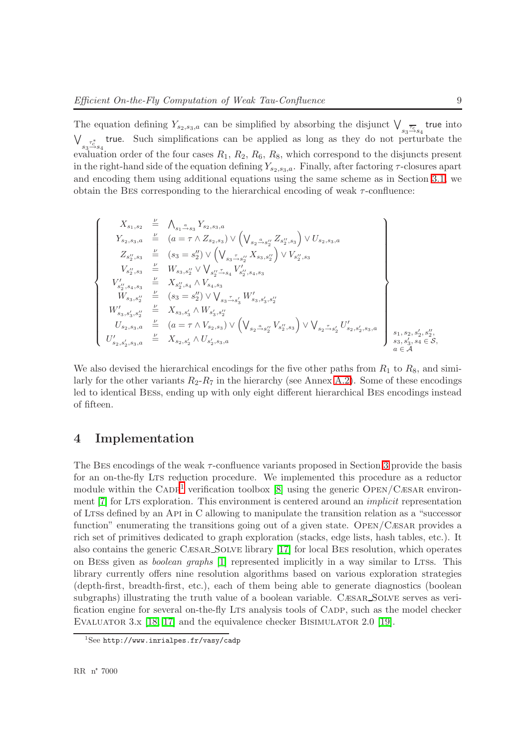The equation defining $Y_{s_2,s_3,a}$ can be simplified by absorbing the disjunct $\bigvee_{s_3 \xrightarrow{\overline{\tau_c}} s_4} \mathsf{true}$ into $\bigvee_{s_3 \xrightarrow{\tau_c^*} s_4} \mathsf{true}$. Such simplifications can be applied as long as they do not perturbate the evaluation order of the four cases $R_1$, $R_2$, $R_6$, $R_8$, which correspond to the disjuncts present in the right-hand side of the equation defining $Y_{s_2,s_3,a}$. Finally, after factoring $\tau$-closures apart and encoding them using additional equations using the same scheme as in Section 3.1, we obtain the BES corresponding to the hierarchical encoding of weak $\tau$-confluence:

$$
\left\{
\begin{array}{rcl}
X_{s_1,s_2} & \stackrel{\nu}{=} & \bigwedge_{s_1 \xrightarrow{a} s_3} Y_{s_2,s_3,a} \\
Y_{s_2,s_3,a} & \stackrel{\nu}{=} & (a = \tau \wedge Z_{s_2,s_3}) \vee \left( \bigvee_{s_2 \xrightarrow{a} s_2''} Z_{s_2'',s_3} \right) \vee U_{s_2,s_3,a} \\
Z_{s_2'',s_3} & \stackrel{\nu}{=} & (s_3 = s_2'') \vee \left( \bigvee_{s_3 \xrightarrow{\tau} s_2''} X_{s_3,s_2''} \right) \vee V_{s_2'',s_3} \\
V_{s_2'',s_3} & \stackrel{\nu}{=} & W_{s_3,s_2''} \vee \bigvee_{s_2'' \xrightarrow{\tau} s_4} V'_{s_2'',s_4,s_3} \\
V'_{s_2'',s_4,s_3} & \stackrel{\nu}{=} & X_{s_2'',s_4} \wedge V_{s_4,s_3} \\
W_{s_3,s_2''} & \stackrel{\nu}{=} & (s_3 = s_2'') \vee \bigvee_{s_3 \xrightarrow{\tau} s_3'} W'_{s_3,s_3',s_2''} \\
W'_{s_3,s_3',s_2''} & \stackrel{\nu}{=} & X_{s_3,s_3'} \wedge W_{s_3',s_2''} \\
U_{s_2,s_3,a} & \stackrel{\nu}{=} & (a = \tau \wedge V_{s_2,s_3}) \vee \left( \bigvee_{s_2 \xrightarrow{a} s_2''} V_{s_2'',s_3} \right) \vee \bigvee_{s_2 \xrightarrow{\tau} s_2'} U'_{s_2,s_2',s_3,a} \\
U'_{s_2,s_2',s_3,a} & \stackrel{\nu}{=} & X_{s_2,s_2'} \wedge U_{s_2',s_3,a}
\end{array}
\right\}_{\substack{s_1, s_2, s_2', s_2'', \\ s_3, s_3', s_4 \in \mathcal{S}, \\ a \in \mathcal{A}}}
$$

We also devised the hierarchical encodings for the five other paths from $R_1$ to $R_8$, and similarly for the other variants $R_2$-$R_7$ in the hierarchy (see Annex A.2). Some of these encodings led to identical BESs, ending up with only eight different hierarchical BES encodings instead of fifteen.

# 4 Implementation

The BES encodings of the weak $\tau$-confluence variants proposed in Section 3 provide the basis for an on-the-fly LTS reduction procedure. We implemented this procedure as a reductor module within the CADP[1] verification toolbox [8] using the generic OPEN/CÆSAR environment [7] for LTS exploration. This environment is centered around an *implicit* representation of LTSs defined by an API in C allowing to manipulate the transition relation as a "successor function" enumerating the transitions going out of a given state. OPEN/CÆSAR provides a rich set of primitives dedicated to graph exploration (stacks, edge lists, hash tables, etc.). It also contains the generic CÆSAR_SOLVE library [17] for local BES resolution, which operates on BESs given as *boolean graphs* [1] represented implicitly in a way similar to LTSs. This library currently offers nine resolution algorithms based on various exploration strategies (depth-first, breadth-first, etc.), each of them being able to generate diagnostics (boolean subgraphs) illustrating the truth value of a boolean variable. CÆSAR_SOLVE serves as verification engine for several on-the-fly LTS analysis tools of CADP, such as the model checker EVALUATOR 3.x [18, 17] and the equivalence checker BISIMULATOR 2.0 [19].

[1] See http://www.inrialpes.fr/vasy/cadp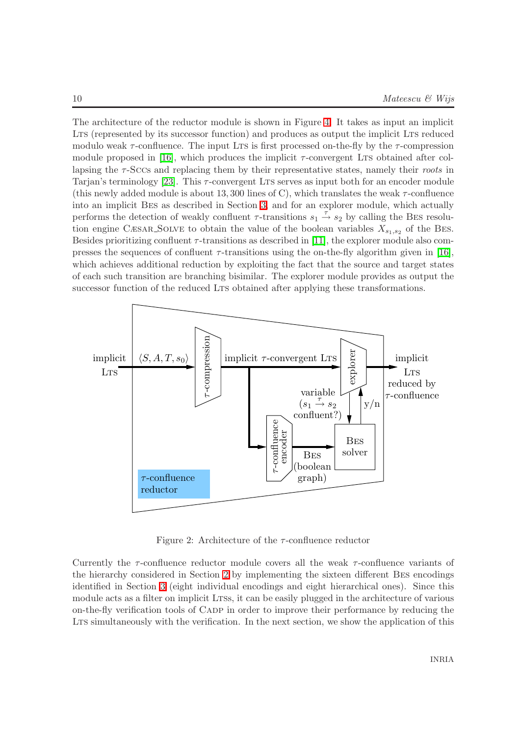The architecture of the reductor module is shown in Figure 4. It takes as input an implicit LTS (represented by its successor function) and produces as output the implicit LTS reduced modulo weak $\tau$-confluence. The input LTS is first processed on-the-fly by the $\tau$-compression module proposed in [16], which produces the implicit $\tau$-convergent LTS obtained after collapsing the $\tau$-SCCs and replacing them by their representative states, namely their *roots* in Tarjan's terminology [23]. This $\tau$-convergent LTS serves as input both for an encoder module (this newly added module is about 13,300 lines of C), which translates the weak $\tau$-confluence into an implicit BES as described in Section 3, and for an explorer module, which actually performs the detection of weakly confluent $\tau$-transitions $s_1 \xrightarrow{\tau} s_2$ by calling the BES resolution engine CÆSAR_SOLVE to obtain the value of the boolean variables $X_{s_1,s_2}$ of the BES. Besides prioritizing confluent $\tau$-transitions as described in [11], the explorer module also compresses the sequences of confluent $\tau$-transitions using the on-the-fly algorithm given in [16], which achieves additional reduction by exploiting the fact that the source and target states of each such transition are branching bisimilar. The explorer module provides as output the successor function of the reduced LTS obtained after applying these transformations.

Figure 2: Architecture of the $\tau$-confluence reductor

Currently the $\tau$-confluence reductor module covers all the weak $\tau$-confluence variants of the hierarchy considered in Section 2 by implementing the sixteen different BES encodings identified in Section 3 (eight individual encodings and eight hierarchical ones). Since this module acts as a filter on implicit LTSs, it can be easily plugged in the architecture of various on-the-fly verification tools of CADP in order to improve their performance by reducing the LTS simultaneously with the verification. In the next section, we show the application of this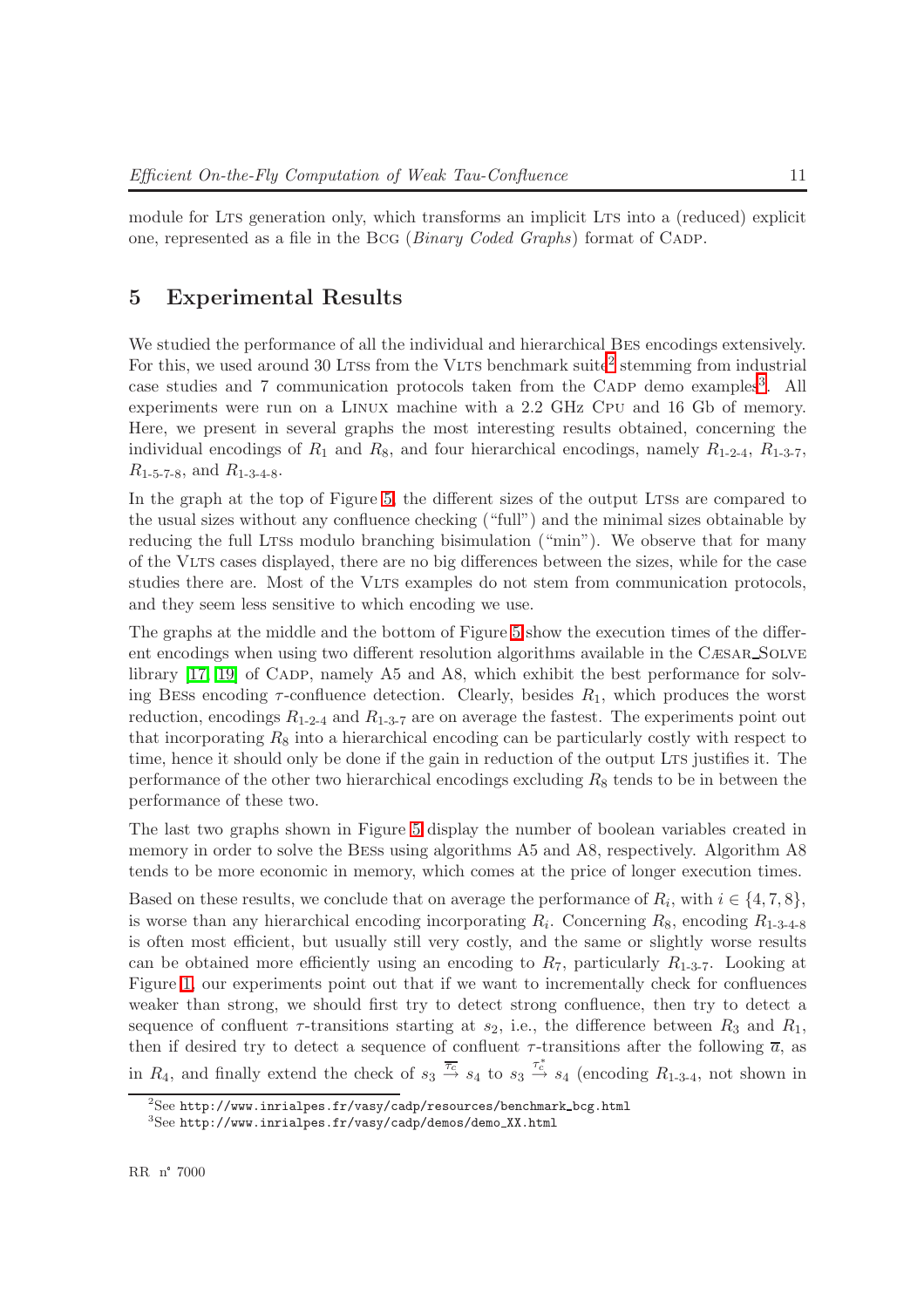module for LTS generation only, which transforms an implicit LTS into a (reduced) explicit one, represented as a file in the BCG (*Binary Coded Graphs*) format of CADP.

## 5 Experimental Results

We studied the performance of all the individual and hierarchical BES encodings extensively. For this, we used around 30 LTSs from the VLTS benchmark suite[2] stemming from industrial case studies and 7 communication protocols taken from the CADP demo examples[3]. All experiments were run on a LINUX machine with a 2.2 GHz CPU and 16 Gb of memory. Here, we present in several graphs the most interesting results obtained, concerning the individual encodings of $R_1$ and $R_8$, and four hierarchical encodings, namely $R_{1\text{-}2\text{-}4}$, $R_{1\text{-}3\text{-}7}$, $R_{1\text{-}5\text{-}7\text{-}8}$, and $R_{1\text{-}3\text{-}4\text{-}8}$.

In the graph at the top of Figure 5, the different sizes of the output LTSs are compared to the usual sizes without any confluence checking ("full") and the minimal sizes obtainable by reducing the full LTSs modulo branching bisimulation ("min"). We observe that for many of the VLTS cases displayed, there are no big differences between the sizes, while for the case studies there are. Most of the VLTS examples do not stem from communication protocols, and they seem less sensitive to which encoding we use.

The graphs at the middle and the bottom of Figure 5 show the execution times of the different encodings when using two different resolution algorithms available in the CÆSAR_SOLVE library [17, 19] of CADP, namely A5 and A8, which exhibit the best performance for solving BESs encoding $\tau$-confluence detection. Clearly, besides $R_1$, which produces the worst reduction, encodings $R_{1\text{-}2\text{-}4}$ and $R_{1\text{-}3\text{-}7}$ are on average the fastest. The experiments point out that incorporating $R_8$ into a hierarchical encoding can be particularly costly with respect to time, hence it should only be done if the gain in reduction of the output LTS justifies it. The performance of the other two hierarchical encodings excluding $R_8$ tends to be in between the performance of these two.

The last two graphs shown in Figure 5 display the number of boolean variables created in memory in order to solve the BESs using algorithms A5 and A8, respectively. Algorithm A8 tends to be more economic in memory, which comes at the price of longer execution times.

Based on these results, we conclude that on average the performance of $R_i$, with $i \in \{4, 7, 8\}$, is worse than any hierarchical encoding incorporating $R_i$. Concerning $R_8$, encoding $R_{1\text{-}3\text{-}4\text{-}8}$ is often most efficient, but usually still very costly, and the same or slightly worse results can be obtained more efficiently using an encoding to $R_7$, particularly $R_{1\text{-}3\text{-}7}$. Looking at Figure 1, our experiments point out that if we want to incrementally check for confluences weaker than strong, we should first try to detect strong confluence, then try to detect a sequence of confluent $\tau$-transitions starting at $s_2$, i.e., the difference between $R_3$ and $R_1$, then if desired try to detect a sequence of confluent $\tau$-transitions after the following $\overline{a}$, as in $R_4$, and finally extend the check of $s_3 \xrightarrow{\overline{\tau_c}} s_4$ to $s_3 \xrightarrow{\tau_c^*} s_4$ (encoding $R_{1\text{-}3\text{-}4}$, not shown in

[2] See http://www.inrialpes.fr/vasy/cadp/resources/benchmark_bcg.html

[3] See http://www.inrialpes.fr/vasy/cadp/demos/demo_XX.html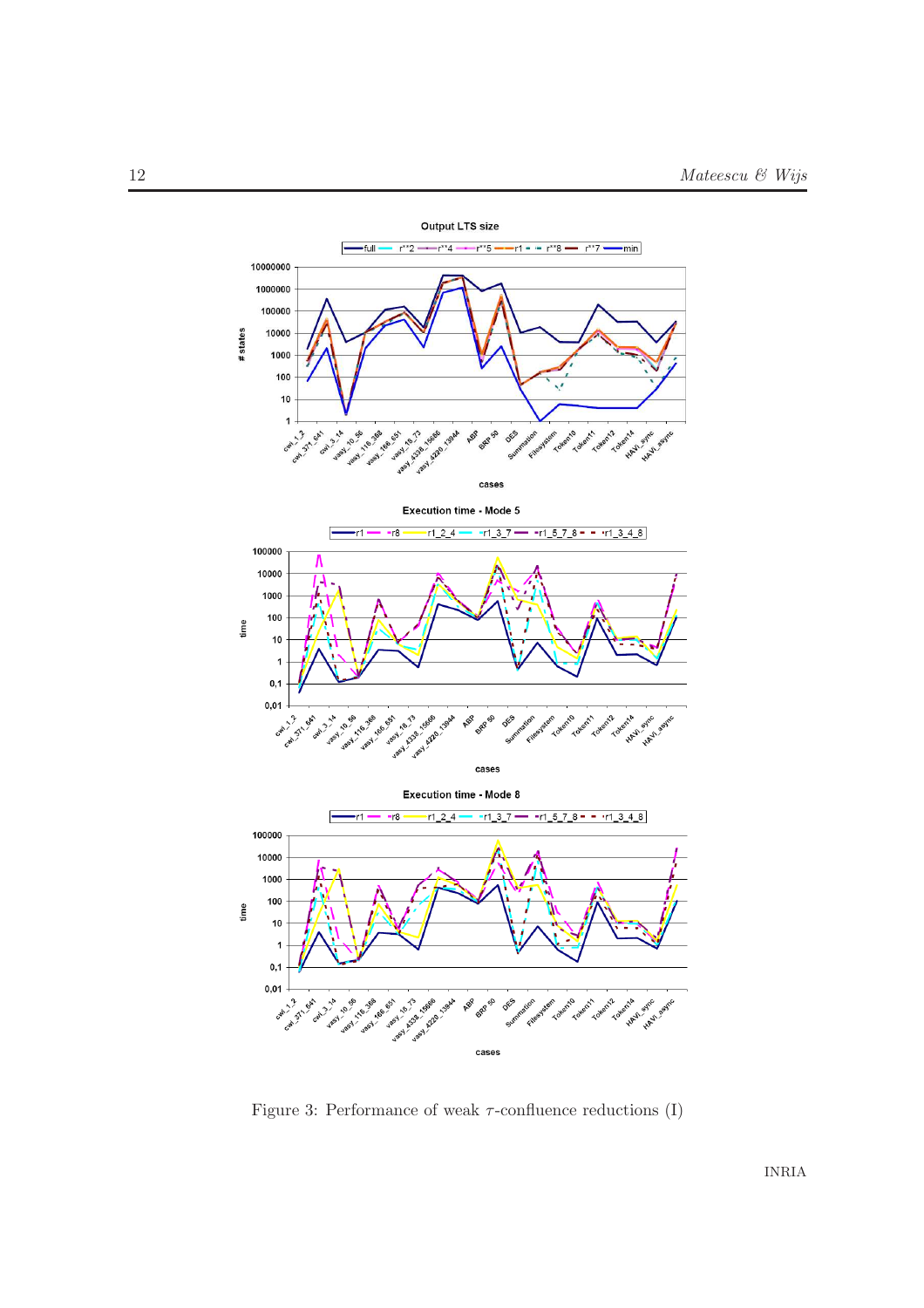Figure 3: Performance of weak $\tau$-confluence reductions (I)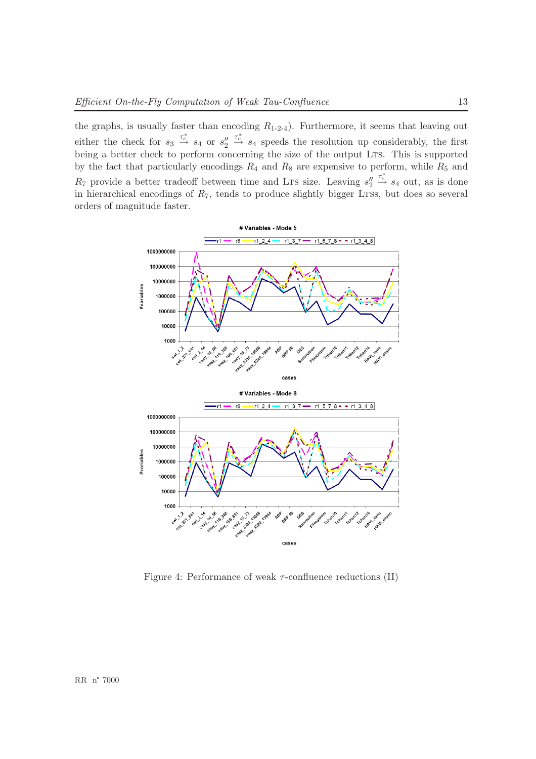the graphs, is usually faster than encoding $R_{1\text{-}2\text{-}4}$). Furthermore, it seems that leaving out either the check for $s_3 \xrightarrow{\tau_c^*} s_4$ or $s_2'' \xrightarrow{\tau_c^*} s_4$ speeds the resolution up considerably, the first being a better check to perform concerning the size of the output LTS. This is supported by the fact that particularly encodings $R_4$ and $R_8$ are expensive to perform, while $R_5$ and $R_7$ provide a better tradeoff between time and LTS size. Leaving $s_2'' \xrightarrow{\tau_c^*} s_4$ out, as is done in hierarchical encodings of $R_7$, tends to produce slightly bigger LTSs, but does so several orders of magnitude faster.

Figure 4: Performance of weak $\tau$-confluence reductions (II)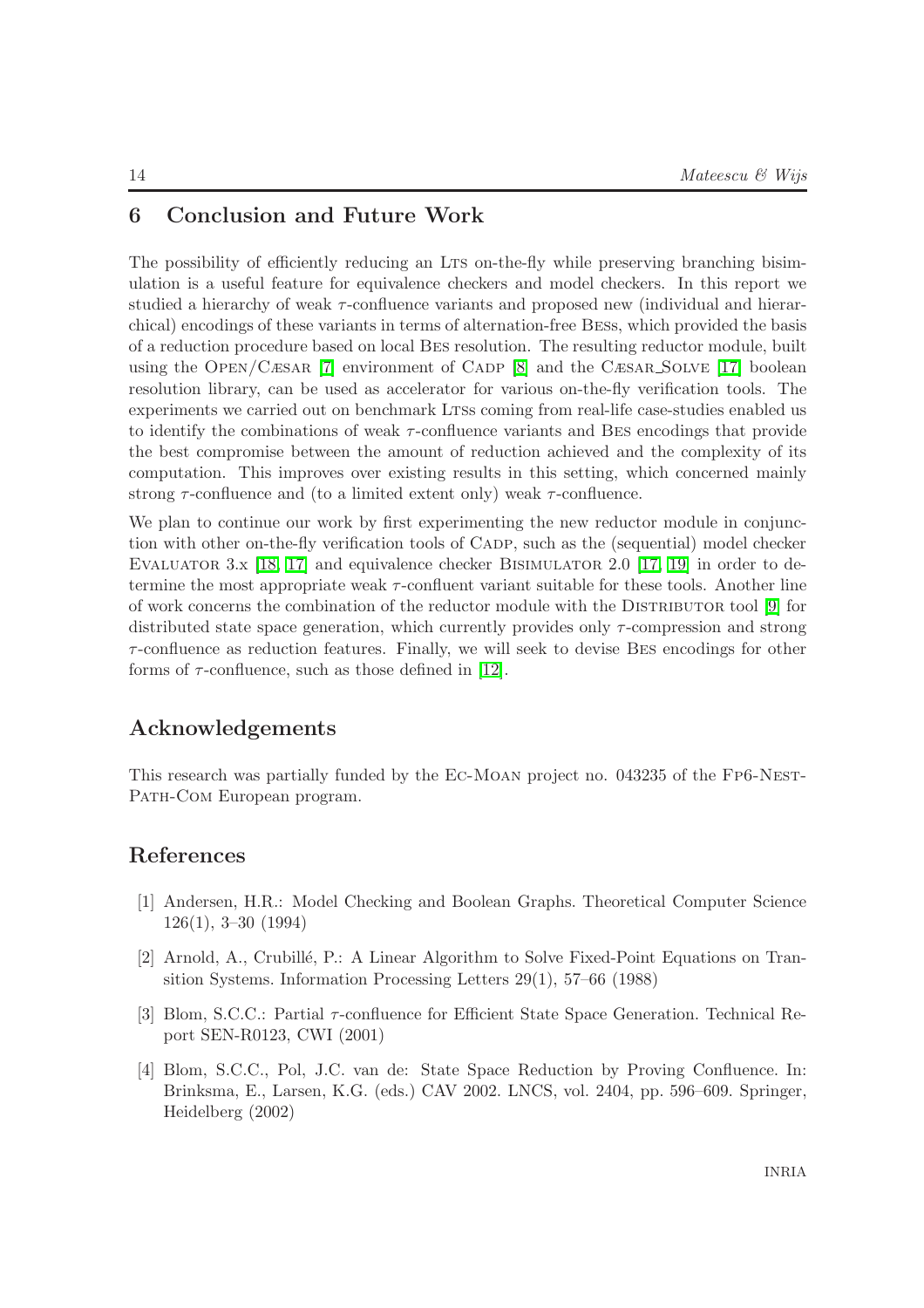## 6 Conclusion and Future Work

The possibility of efficiently reducing an LTS on-the-fly while preserving branching bisimulation is a useful feature for equivalence checkers and model checkers. In this report we studied a hierarchy of weak $\tau$-confluence variants and proposed new (individual and hierarchical) encodings of these variants in terms of alternation-free BESs, which provided the basis of a reduction procedure based on local BES resolution. The resulting reductor module, built using the OPEN/CÆSAR [7] environment of CADP [8] and the CÆSAR_SOLVE [17] boolean resolution library, can be used as accelerator for various on-the-fly verification tools. The experiments we carried out on benchmark LTSs coming from real-life case-studies enabled us to identify the combinations of weak $\tau$-confluence variants and BES encodings that provide the best compromise between the amount of reduction achieved and the complexity of its computation. This improves over existing results in this setting, which concerned mainly strong $\tau$-confluence and (to a limited extent only) weak $\tau$-confluence.

We plan to continue our work by first experimenting the new reductor module in conjunction with other on-the-fly verification tools of CADP, such as the (sequential) model checker EVALUATOR 3.x [18, 17] and equivalence checker BISIMULATOR 2.0 [17, 19] in order to determine the most appropriate weak $\tau$-confluent variant suitable for these tools. Another line of work concerns the combination of the reductor module with the DISTRIBUTOR tool [9] for distributed state space generation, which currently provides only $\tau$-compression and strong $\tau$-confluence as reduction features. Finally, we will seek to devise BES encodings for other forms of $\tau$-confluence, such as those defined in [12].

## Acknowledgements

This research was partially funded by the EC-MOAN project no. 043235 of the FP6-NEST-PATH-COM European program.

## References

[1] Andersen, H.R.: Model Checking and Boolean Graphs. Theoretical Computer Science 126(1), 3–30 (1994)

[2] Arnold, A., Crubillé, P.: A Linear Algorithm to Solve Fixed-Point Equations on Transition Systems. Information Processing Letters 29(1), 57–66 (1988)

[3] Blom, S.C.C.: Partial $\tau$-confluence for Efficient State Space Generation. Technical Report SEN-R0123, CWI (2001)

[4] Blom, S.C.C., Pol, J.C. van de: State Space Reduction by Proving Confluence. In: Brinksma, E., Larsen, K.G. (eds.) CAV 2002. LNCS, vol. 2404, pp. 596–609. Springer, Heidelberg (2002)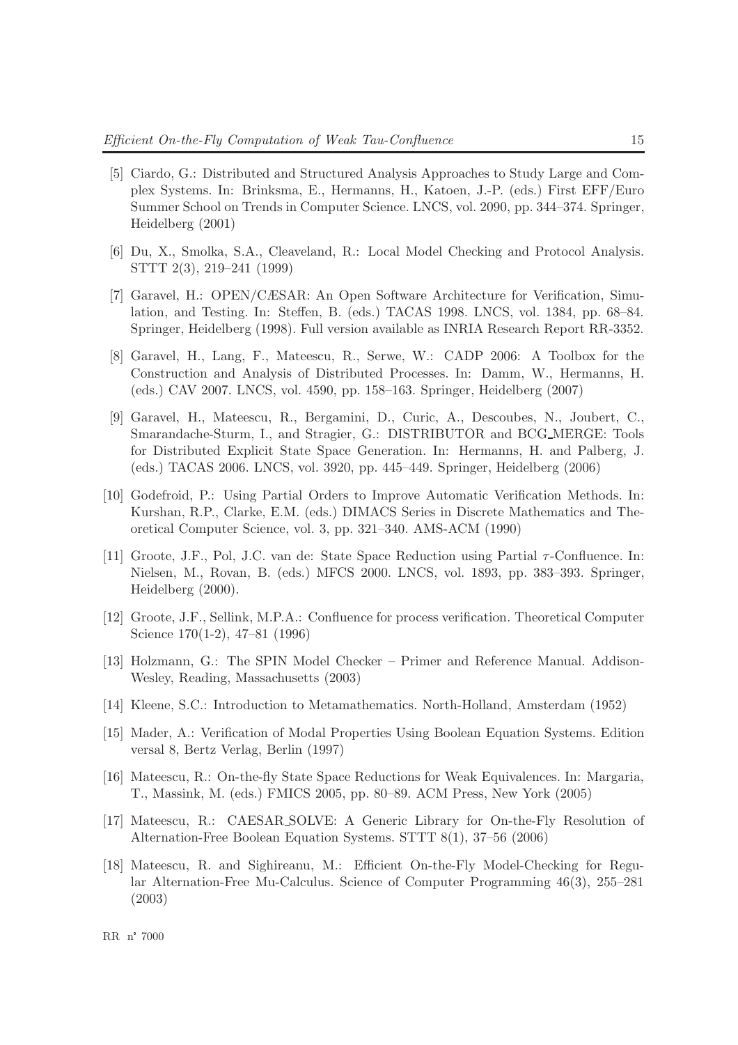[5] Ciardo, G.: Distributed and Structured Analysis Approaches to Study Large and Complex Systems. In: Brinksma, E., Hermanns, H., Katoen, J.-P. (eds.) First EFF/Euro Summer School on Trends in Computer Science. LNCS, vol. 2090, pp. 344–374. Springer, Heidelberg (2001)

[6] Du, X., Smolka, S.A., Cleaveland, R.: Local Model Checking and Protocol Analysis. STTT 2(3), 219–241 (1999)

[7] Garavel, H.: OPEN/CÆSAR: An Open Software Architecture for Verification, Simulation, and Testing. In: Steffen, B. (eds.) TACAS 1998. LNCS, vol. 1384, pp. 68–84. Springer, Heidelberg (1998). Full version available as INRIA Research Report RR-3352.

[8] Garavel, H., Lang, F., Mateescu, R., Serwe, W.: CADP 2006: A Toolbox for the Construction and Analysis of Distributed Processes. In: Damm, W., Hermanns, H. (eds.) CAV 2007. LNCS, vol. 4590, pp. 158–163. Springer, Heidelberg (2007)

[9] Garavel, H., Mateescu, R., Bergamini, D., Curic, A., Descoubes, N., Joubert, C., Smarandache-Sturm, I., and Stragier, G.: DISTRIBUTOR and BCG_MERGE: Tools for Distributed Explicit State Space Generation. In: Hermanns, H. and Palberg, J. (eds.) TACAS 2006. LNCS, vol. 3920, pp. 445–449. Springer, Heidelberg (2006)

[10] Godefroid, P.: Using Partial Orders to Improve Automatic Verification Methods. In: Kurshan, R.P., Clarke, E.M. (eds.) DIMACS Series in Discrete Mathematics and Theoretical Computer Science, vol. 3, pp. 321–340. AMS-ACM (1990)

[11] Groote, J.F., Pol, J.C. van de: State Space Reduction using Partial $\tau$-Confluence. In: Nielsen, M., Rovan, B. (eds.) MFCS 2000. LNCS, vol. 1893, pp. 383–393. Springer, Heidelberg (2000).

[12] Groote, J.F., Sellink, M.P.A.: Confluence for process verification. Theoretical Computer Science 170(1-2), 47–81 (1996)

[13] Holzmann, G.: The SPIN Model Checker – Primer and Reference Manual. Addison-Wesley, Reading, Massachusetts (2003)

[14] Kleene, S.C.: Introduction to Metamathematics. North-Holland, Amsterdam (1952)

[15] Mader, A.: Verification of Modal Properties Using Boolean Equation Systems. Edition versal 8, Bertz Verlag, Berlin (1997)

[16] Mateescu, R.: On-the-fly State Space Reductions for Weak Equivalences. In: Margaria, T., Massink, M. (eds.) FMICS 2005, pp. 80–89. ACM Press, New York (2005)

[17] Mateescu, R.: CAESAR_SOLVE: A Generic Library for On-the-Fly Resolution of Alternation-Free Boolean Equation Systems. STTT 8(1), 37–56 (2006)

[18] Mateescu, R. and Sighireanu, M.: Efficient On-the-Fly Model-Checking for Regular Alternation-Free Mu-Calculus. Science of Computer Programming 46(3), 255–281 (2003)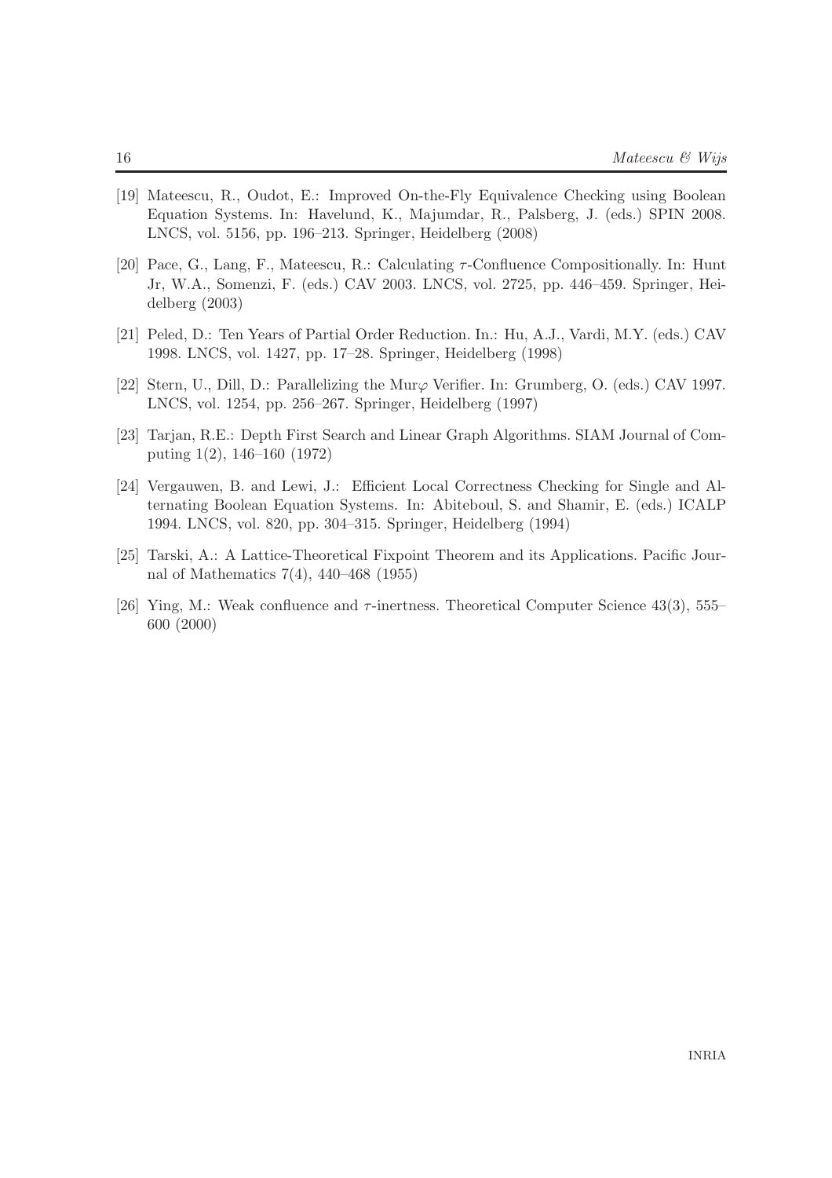[19] Mateescu, R., Oudot, E.: Improved On-the-Fly Equivalence Checking using Boolean Equation Systems. In: Havelund, K., Majumdar, R., Palsberg, J. (eds.) SPIN 2008. LNCS, vol. 5156, pp. 196–213. Springer, Heidelberg (2008)

[20] Pace, G., Lang, F., Mateescu, R.: Calculating $\tau$-Confluence Compositionally. In: Hunt Jr, W.A., Somenzi, F. (eds.) CAV 2003. LNCS, vol. 2725, pp. 446–459. Springer, Heidelberg (2003)

[21] Peled, D.: Ten Years of Partial Order Reduction. In.: Hu, A.J., Vardi, M.Y. (eds.) CAV 1998. LNCS, vol. 1427, pp. 17–28. Springer, Heidelberg (1998)

[22] Stern, U., Dill, D.: Parallelizing the Mur$\varphi$ Verifier. In: Grumberg, O. (eds.) CAV 1997. LNCS, vol. 1254, pp. 256–267. Springer, Heidelberg (1997)

[23] Tarjan, R.E.: Depth First Search and Linear Graph Algorithms. SIAM Journal of Computing 1(2), 146–160 (1972)

[24] Vergauwen, B. and Lewi, J.: Efficient Local Correctness Checking for Single and Alternating Boolean Equation Systems. In: Abiteboul, S. and Shamir, E. (eds.) ICALP 1994. LNCS, vol. 820, pp. 304–315. Springer, Heidelberg (1994)

[25] Tarski, A.: A Lattice-Theoretical Fixpoint Theorem and its Applications. Pacific Journal of Mathematics 7(4), 440–468 (1955)

[26] Ying, M.: Weak confluence and $\tau$-inertness. Theoretical Computer Science 43(3), 555–600 (2000)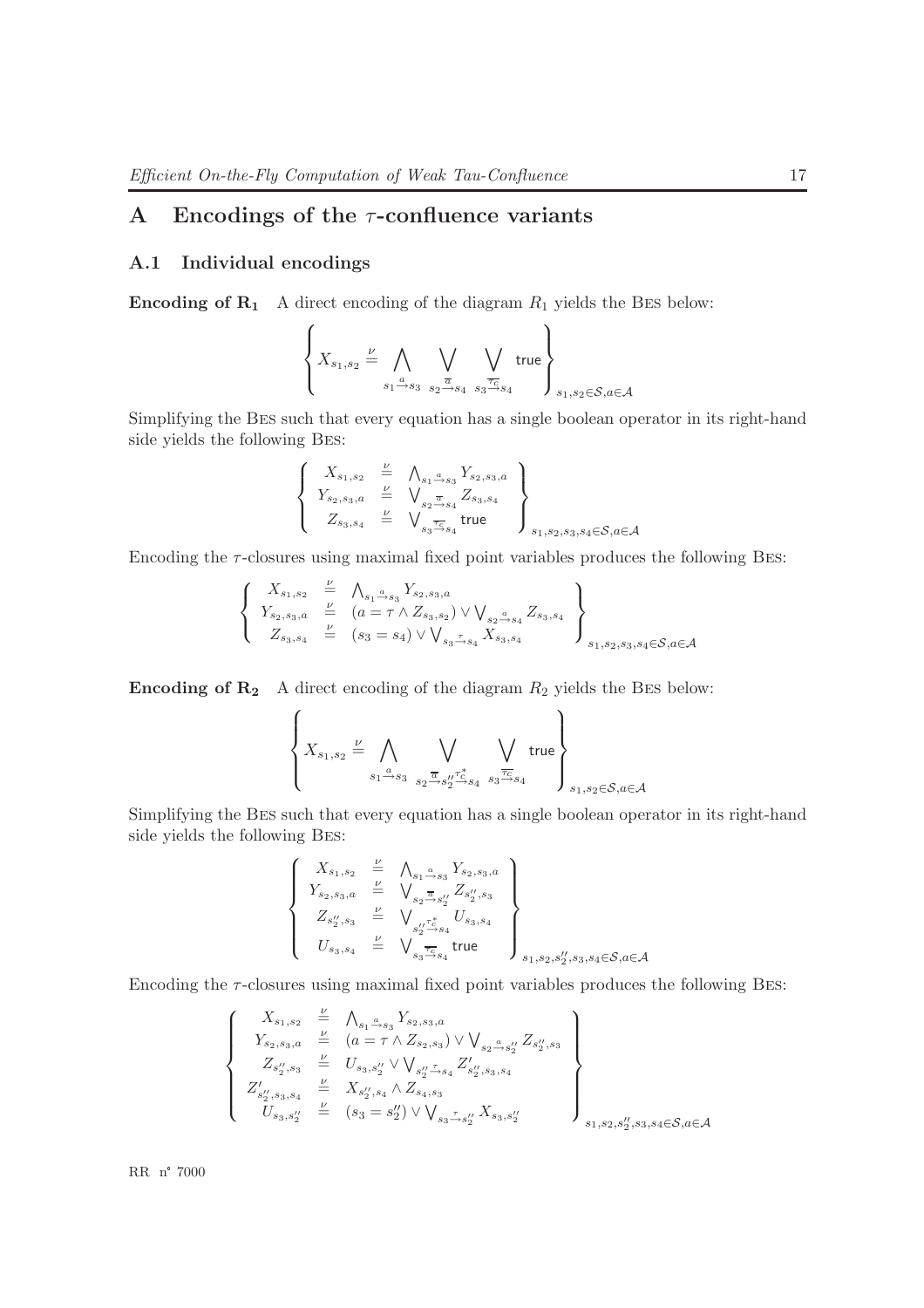# A Encodings of the $\tau$-confluence variants

## A.1 Individual encodings

**Encoding of $\mathbf{R_1}$** A direct encoding of the diagram $R_1$ yields the Bes below:

$$\left\{ X_{s_1,s_2} \stackrel{\nu}{=} \bigwedge_{s_1 \xrightarrow{a} s_3} \bigvee_{s_2 \xrightarrow{\overline{a}} s_4} \bigvee_{s_3 \xrightarrow{\overline{\tau_c}} s_4} \mathsf{true} \right\}_{s_1,s_2 \in \mathcal{S}, a \in \mathcal{A}}$$

Simplifying the Bes such that every equation has a single boolean operator in its right-hand side yields the following Bes:

$$\left\{ \begin{array}{rcl} X_{s_1,s_2} & \stackrel{\nu}{=} & \bigwedge_{s_1 \xrightarrow{a} s_3} Y_{s_2,s_3,a} \\ Y_{s_2,s_3,a} & \stackrel{\nu}{=} & \bigvee_{s_2 \xrightarrow{\overline{a}} s_4} Z_{s_3,s_4} \\ Z_{s_3,s_4} & \stackrel{\nu}{=} & \bigvee_{s_3 \xrightarrow{\overline{\tau_c}} s_4} \mathsf{true} \end{array} \right\}_{s_1,s_2,s_3,s_4 \in \mathcal{S}, a \in \mathcal{A}}$$

Encoding the $\tau$-closures using maximal fixed point variables produces the following Bes:

$$\left\{ \begin{array}{rcl} X_{s_1,s_2} & \stackrel{\nu}{=} & \bigwedge_{s_1 \xrightarrow{a} s_3} Y_{s_2,s_3,a} \\ Y_{s_2,s_3,a} & \stackrel{\nu}{=} & (a = \tau \wedge Z_{s_3,s_2}) \vee \bigvee_{s_2 \xrightarrow{a} s_4} Z_{s_3,s_4} \\ Z_{s_3,s_4} & \stackrel{\nu}{=} & (s_3 = s_4) \vee \bigvee_{s_3 \xrightarrow{\tau} s_4} X_{s_3,s_4} \end{array} \right\}_{s_1,s_2,s_3,s_4 \in \mathcal{S}, a \in \mathcal{A}}$$

**Encoding of $\mathbf{R_2}$** A direct encoding of the diagram $R_2$ yields the Bes below:

$$\left\{ X_{s_1,s_2} \stackrel{\nu}{=} \bigwedge_{s_1 \xrightarrow{a} s_3} \bigvee_{s_2 \xrightarrow{\overline{a}} s_2'' \xrightarrow{\tau_c^*} s_4} \bigvee_{s_3 \xrightarrow{\overline{\tau_c}} s_4} \mathsf{true} \right\}_{s_1,s_2 \in \mathcal{S}, a \in \mathcal{A}}$$

Simplifying the Bes such that every equation has a single boolean operator in its right-hand side yields the following Bes:

$$\left\{ \begin{array}{rcl} X_{s_1,s_2} & \stackrel{\nu}{=} & \bigwedge_{s_1 \xrightarrow{a} s_3} Y_{s_2,s_3,a} \\ Y_{s_2,s_3,a} & \stackrel{\nu}{=} & \bigvee_{s_2 \xrightarrow{\overline{a}} s_2''} Z_{s_2'',s_3} \\ Z_{s_2'',s_3} & \stackrel{\nu}{=} & \bigvee_{s_2'' \xrightarrow{\tau_c^*} s_4} U_{s_3,s_4} \\ U_{s_3,s_4} & \stackrel{\nu}{=} & \bigvee_{s_3 \xrightarrow{\overline{\tau_c}} s_4} \mathsf{true} \end{array} \right\}_{s_1,s_2,s_2'',s_3,s_4 \in \mathcal{S}, a \in \mathcal{A}}$$

Encoding the $\tau$-closures using maximal fixed point variables produces the following Bes:

$$\left\{ \begin{array}{rcl} X_{s_1,s_2} & \stackrel{\nu}{=} & \bigwedge_{s_1 \xrightarrow{a} s_3} Y_{s_2,s_3,a} \\ Y_{s_2,s_3,a} & \stackrel{\nu}{=} & (a = \tau \wedge Z_{s_2,s_3}) \vee \bigvee_{s_2 \xrightarrow{a} s_2''} Z_{s_2'',s_3} \\ Z_{s_2'',s_3} & \stackrel{\nu}{=} & U_{s_3,s_2''} \vee \bigvee_{s_2'' \xrightarrow{\tau} s_4} Z'_{s_2'',s_3,s_4} \\ Z'_{s_2'',s_3,s_4} & \stackrel{\nu}{=} & X_{s_2'',s_4} \wedge Z_{s_4,s_3} \\ U_{s_3,s_2''} & \stackrel{\nu}{=} & (s_3 = s_2'') \vee \bigvee_{s_3 \xrightarrow{\tau} s_2''} X_{s_3,s_2''} \end{array} \right\}_{s_1,s_2,s_2'',s_3,s_4 \in \mathcal{S}, a \in \mathcal{A}}$$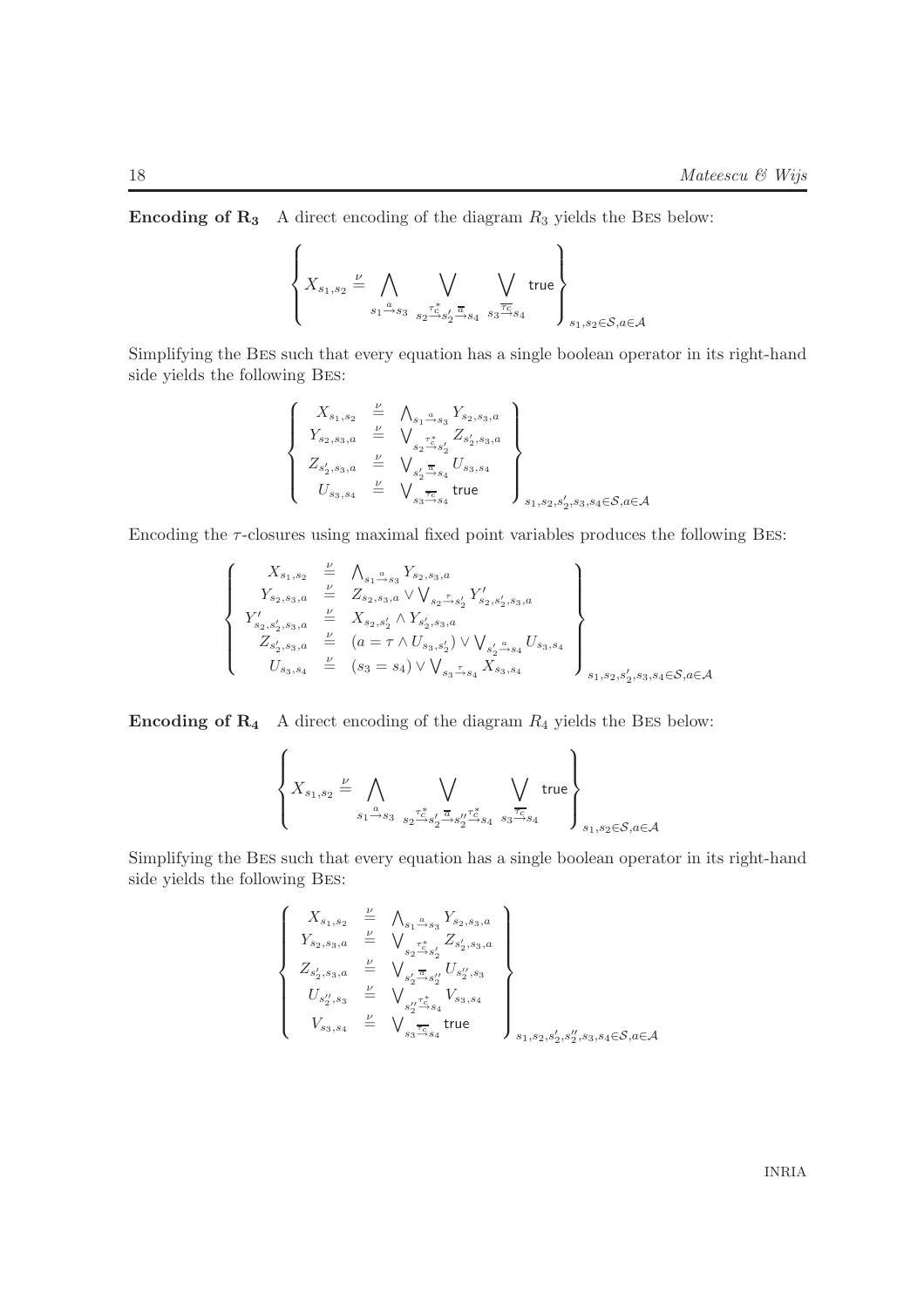**Encoding of $\mathbf{R_3}$** A direct encoding of the diagram $R_3$ yields the BES below:

$$\left\{ X_{s_1,s_2} \stackrel{\nu}{=} \bigwedge_{s_1 \xrightarrow{a} s_3} \; \bigvee_{s_2 \xrightarrow{\tau_c^*} s_2' \xrightarrow{\overline{a}} s_4} \; \bigvee_{s_3 \xrightarrow{\overline{\tau_c}} s_4} \mathsf{true} \right\}_{s_1,s_2 \in \mathcal{S}, a \in \mathcal{A}}$$

Simplifying the BES such that every equation has a single boolean operator in its right-hand side yields the following BES:

$$\left\{ \begin{array}{lcl} X_{s_1,s_2} & \stackrel{\nu}{=} & \bigwedge_{s_1 \xrightarrow{a} s_3} Y_{s_2,s_3,a} \\ Y_{s_2,s_3,a} & \stackrel{\nu}{=} & \bigvee_{s_2 \xrightarrow{\tau_c^*} s_2'} Z_{s_2',s_3,a} \\ Z_{s_2',s_3,a} & \stackrel{\nu}{=} & \bigvee_{s_2' \xrightarrow{\overline{a}} s_4} U_{s_3,s_4} \\ U_{s_3,s_4} & \stackrel{\nu}{=} & \bigvee_{s_3 \xrightarrow{\overline{\tau_c}} s_4} \mathsf{true} \end{array} \right\}_{s_1,s_2,s_2',s_3,s_4 \in \mathcal{S}, a \in \mathcal{A}}$$

Encoding the $\tau$-closures using maximal fixed point variables produces the following BES:

$$\left\{ \begin{array}{lcl} X_{s_1,s_2} & \stackrel{\nu}{=} & \bigwedge_{s_1 \xrightarrow{a} s_3} Y_{s_2,s_3,a} \\ Y_{s_2,s_3,a} & \stackrel{\nu}{=} & Z_{s_2,s_3,a} \vee \bigvee_{s_2 \xrightarrow{\tau} s_2'} Y'_{s_2,s_2',s_3,a} \\ Y'_{s_2,s_2',s_3,a} & \stackrel{\nu}{=} & X_{s_2,s_2'} \wedge Y_{s_2',s_3,a} \\ Z_{s_2',s_3,a} & \stackrel{\nu}{=} & (a = \tau \wedge U_{s_3,s_2'}) \vee \bigvee_{s_2' \xrightarrow{a} s_4} U_{s_3,s_4} \\ U_{s_3,s_4} & \stackrel{\nu}{=} & (s_3 = s_4) \vee \bigvee_{s_3 \xrightarrow{\tau} s_4} X_{s_3,s_4} \end{array} \right\}_{s_1,s_2,s_2',s_3,s_4 \in \mathcal{S}, a \in \mathcal{A}}$$

**Encoding of $\mathbf{R_4}$** A direct encoding of the diagram $R_4$ yields the BES below:

$$\left\{ X_{s_1,s_2} \stackrel{\nu}{=} \bigwedge_{s_1 \xrightarrow{a} s_3} \; \bigvee_{s_2 \xrightarrow{\tau_c^*} s_2' \xrightarrow{\overline{a}} s_2'' \xrightarrow{\tau_c^*} s_4} \; \bigvee_{s_3 \xrightarrow{\overline{\tau_c}} s_4} \mathsf{true} \right\}_{s_1,s_2 \in \mathcal{S}, a \in \mathcal{A}}$$

Simplifying the BES such that every equation has a single boolean operator in its right-hand side yields the following BES:

$$\left\{ \begin{array}{lcl} X_{s_1,s_2} & \stackrel{\nu}{=} & \bigwedge_{s_1 \xrightarrow{a} s_3} Y_{s_2,s_3,a} \\ Y_{s_2,s_3,a} & \stackrel{\nu}{=} & \bigvee_{s_2 \xrightarrow{\tau_c^*} s_2'} Z_{s_2',s_3,a} \\ Z_{s_2',s_3,a} & \stackrel{\nu}{=} & \bigvee_{s_2' \xrightarrow{\overline{a}} s_2''} U_{s_2'',s_3} \\ U_{s_2'',s_3} & \stackrel{\nu}{=} & \bigvee_{s_2'' \xrightarrow{\tau_c^*} s_4} V_{s_3,s_4} \\ V_{s_3,s_4} & \stackrel{\nu}{=} & \bigvee_{s_3 \xrightarrow{\overline{\tau_c}} s_4} \mathsf{true} \end{array} \right\}_{s_1,s_2,s_2',s_2'',s_3,s_4 \in \mathcal{S}, a \in \mathcal{A}}$$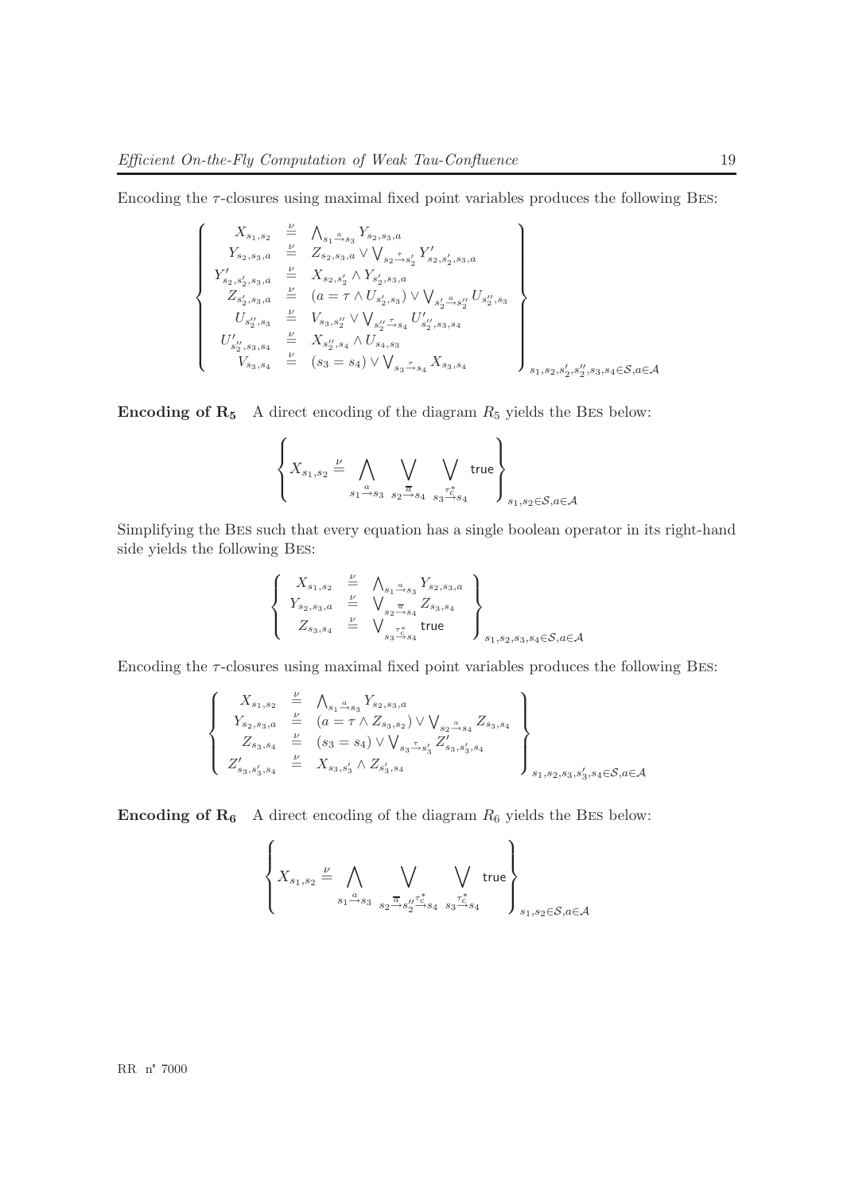Encoding the $\tau$-closures using maximal fixed point variables produces the following BES:

$$
\left\{
\begin{array}{rcl}
X_{s_1,s_2} & \stackrel{\nu}{=} & \bigwedge_{s_1 \stackrel{a}{\rightarrow} s_3} Y_{s_2,s_3,a} \\
Y_{s_2,s_3,a} & \stackrel{\nu}{=} & Z_{s_2,s_3,a} \vee \bigvee_{s_2 \stackrel{\tau}{\rightarrow} s_2'} Y'_{s_2,s_2',s_3,a} \\
Y'_{s_2,s_2',s_3,a} & \stackrel{\nu}{=} & X_{s_2,s_2'} \wedge Y_{s_2',s_3,a} \\
Z_{s_2',s_3,a} & \stackrel{\nu}{=} & (a = \tau \wedge U_{s_2',s_3}) \vee \bigvee_{s_2' \stackrel{a}{\rightarrow} s_2''} U_{s_2'',s_3} \\
U_{s_2'',s_3} & \stackrel{\nu}{=} & V_{s_3,s_2''} \vee \bigvee_{s_2'' \stackrel{\tau}{\rightarrow} s_4} U'_{s_2'',s_3,s_4} \\
U'_{s_2'',s_3,s_4} & \stackrel{\nu}{=} & X_{s_2'',s_4} \wedge U_{s_4,s_3} \\
V_{s_3,s_4} & \stackrel{\nu}{=} & (s_3 = s_4) \vee \bigvee_{s_3 \stackrel{\tau}{\rightarrow} s_4} X_{s_3,s_4}
\end{array}
\right\}_{s_1,s_2,s_2',s_2'',s_3,s_4 \in \mathcal{S}, a \in \mathcal{A}}
$$

**Encoding of $\mathbf{R_5}$** A direct encoding of the diagram $R_5$ yields the BES below:

$$
\left\{ X_{s_1,s_2} \stackrel{\nu}{=} \bigwedge_{s_1 \stackrel{a}{\rightarrow} s_3} \; \bigvee_{s_2 \stackrel{\overline{a}}{\rightarrow} s_4} \; \bigvee_{s_3 \stackrel{\tau_c^*}{\rightarrow} s_4} \mathsf{true} \right\}_{s_1,s_2 \in \mathcal{S}, a \in \mathcal{A}}
$$

Simplifying the BES such that every equation has a single boolean operator in its right-hand side yields the following BES:

$$
\left\{
\begin{array}{rcl}
X_{s_1,s_2} & \stackrel{\nu}{=} & \bigwedge_{s_1 \stackrel{a}{\rightarrow} s_3} Y_{s_2,s_3,a} \\
Y_{s_2,s_3,a} & \stackrel{\nu}{=} & \bigvee_{s_2 \stackrel{\overline{a}}{\rightarrow} s_4} Z_{s_3,s_4} \\
Z_{s_3,s_4} & \stackrel{\nu}{=} & \bigvee_{s_3 \stackrel{\tau_c^*}{\rightarrow} s_4} \mathsf{true}
\end{array}
\right\}_{s_1,s_2,s_3,s_4 \in \mathcal{S}, a \in \mathcal{A}}
$$

Encoding the $\tau$-closures using maximal fixed point variables produces the following BES:

$$
\left\{
\begin{array}{rcl}
X_{s_1,s_2} & \stackrel{\nu}{=} & \bigwedge_{s_1 \stackrel{a}{\rightarrow} s_3} Y_{s_2,s_3,a} \\
Y_{s_2,s_3,a} & \stackrel{\nu}{=} & (a = \tau \wedge Z_{s_3,s_2}) \vee \bigvee_{s_2 \stackrel{a}{\rightarrow} s_4} Z_{s_3,s_4} \\
Z_{s_3,s_4} & \stackrel{\nu}{=} & (s_3 = s_4) \vee \bigvee_{s_3 \stackrel{\tau}{\rightarrow} s_3'} Z'_{s_3,s_3',s_4} \\
Z'_{s_3,s_3',s_4} & \stackrel{\nu}{=} & X_{s_3,s_3'} \wedge Z_{s_3',s_4}
\end{array}
\right\}_{s_1,s_2,s_3,s_3',s_4 \in \mathcal{S}, a \in \mathcal{A}}
$$

**Encoding of $\mathbf{R_6}$** A direct encoding of the diagram $R_6$ yields the BES below:

$$
\left\{ X_{s_1,s_2} \stackrel{\nu}{=} \bigwedge_{s_1 \stackrel{a}{\rightarrow} s_3} \; \bigvee_{s_2 \stackrel{\overline{a}}{\rightarrow} s_2'' \stackrel{\tau_c^*}{\rightarrow} s_4} \; \bigvee_{s_3 \stackrel{\tau_c^*}{\rightarrow} s_4} \mathsf{true} \right\}_{s_1,s_2 \in \mathcal{S}, a \in \mathcal{A}}
$$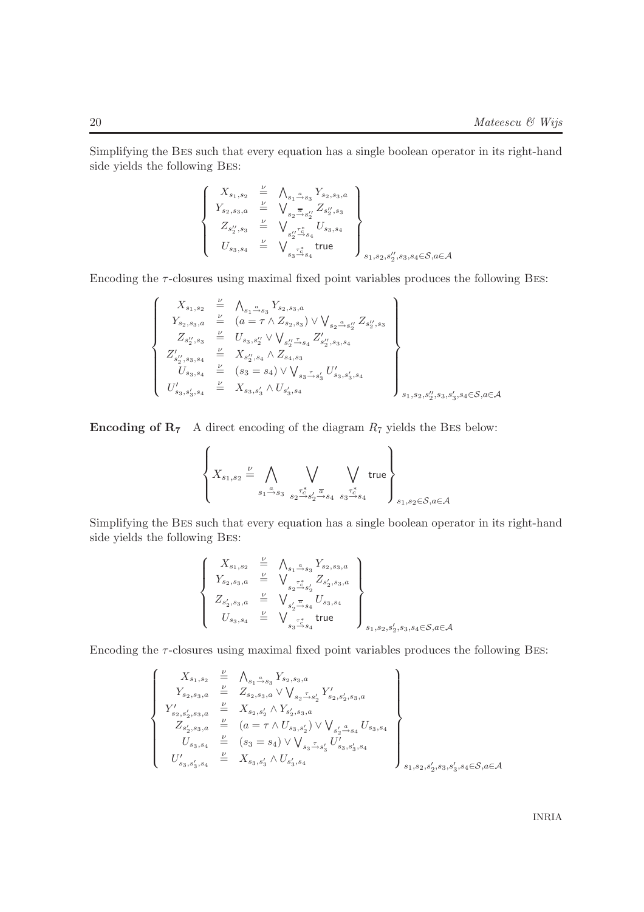Simplifying the BES such that every equation has a single boolean operator in its right-hand side yields the following BES:

$$\left\{\begin{array}{rcl} X_{s_1,s_2} & \stackrel{\nu}{=} & \bigwedge_{s_1 \xrightarrow{a} s_3} Y_{s_2,s_3,a} \\ Y_{s_2,s_3,a} & \stackrel{\nu}{=} & \bigvee_{s_2 \xrightarrow{\overline{a}} s_2''} Z_{s_2'',s_3} \\ Z_{s_2'',s_3} & \stackrel{\nu}{=} & \bigvee_{s_2'' \xrightarrow{\tau_c^*} s_4} U_{s_3,s_4} \\ U_{s_3,s_4} & \stackrel{\nu}{=} & \bigvee_{s_3 \xrightarrow{\tau_c^*} s_4} \mathsf{true} \end{array}\right\}_{s_1,s_2,s_2'',s_3,s_4 \in \mathcal{S}, a \in \mathcal{A}}$$

Encoding the $\tau$-closures using maximal fixed point variables produces the following BES:

$$\left\{\begin{array}{rcl} X_{s_1,s_2} & \stackrel{\nu}{=} & \bigwedge_{s_1 \xrightarrow{a} s_3} Y_{s_2,s_3,a} \\ Y_{s_2,s_3,a} & \stackrel{\nu}{=} & (a = \tau \wedge Z_{s_2,s_3}) \vee \bigvee_{s_2 \xrightarrow{a} s_2''} Z_{s_2'',s_3} \\ Z_{s_2'',s_3} & \stackrel{\nu}{=} & U_{s_3,s_2''} \vee \bigvee_{s_2'' \xrightarrow{\tau} s_4} Z'_{s_2'',s_3,s_4} \\ Z'_{s_2'',s_3,s_4} & \stackrel{\nu}{=} & X_{s_2'',s_4} \wedge Z_{s_4,s_3} \\ U_{s_3,s_4} & \stackrel{\nu}{=} & (s_3 = s_4) \vee \bigvee_{s_3 \xrightarrow{\tau} s_3'} U'_{s_3,s_3',s_4} \\ U'_{s_3,s_3',s_4} & \stackrel{\nu}{=} & X_{s_3,s_3'} \wedge U_{s_3',s_4} \end{array}\right\}_{s_1,s_2,s_2'',s_3,s_3',s_4 \in \mathcal{S}, a \in \mathcal{A}}$$

**Encoding of $\mathbf{R_7}$** A direct encoding of the diagram $R_7$ yields the BES below:

$$\left\{ X_{s_1,s_2} \stackrel{\nu}{=} \bigwedge_{s_1 \xrightarrow{a} s_3} \bigvee_{s_2 \xrightarrow{\tau_c^*} s_2' \xrightarrow{\overline{a}} s_4} \bigvee_{s_3 \xrightarrow{\tau_c^*} s_4} \mathsf{true} \right\}_{s_1,s_2 \in \mathcal{S}, a \in \mathcal{A}}$$

Simplifying the BES such that every equation has a single boolean operator in its right-hand side yields the following BES:

$$\left\{\begin{array}{rcl} X_{s_1,s_2} & \stackrel{\nu}{=} & \bigwedge_{s_1 \xrightarrow{a} s_3} Y_{s_2,s_3,a} \\ Y_{s_2,s_3,a} & \stackrel{\nu}{=} & \bigvee_{s_2 \xrightarrow{\tau_c^*} s_2'} Z_{s_2',s_3,a} \\ Z_{s_2',s_3,a} & \stackrel{\nu}{=} & \bigvee_{s_2' \xrightarrow{\overline{a}} s_4} U_{s_3,s_4} \\ U_{s_3,s_4} & \stackrel{\nu}{=} & \bigvee_{s_3 \xrightarrow{\tau_c^*} s_4} \mathsf{true} \end{array}\right\}_{s_1,s_2,s_2',s_3,s_4 \in \mathcal{S}, a \in \mathcal{A}}$$

Encoding the $\tau$-closures using maximal fixed point variables produces the following BES:

$$\left\{\begin{array}{rcl} X_{s_1,s_2} & \stackrel{\nu}{=} & \bigwedge_{s_1 \xrightarrow{a} s_3} Y_{s_2,s_3,a} \\ Y_{s_2,s_3,a} & \stackrel{\nu}{=} & Z_{s_2,s_3,a} \vee \bigvee_{s_2 \xrightarrow{\tau} s_2'} Y'_{s_2,s_2',s_3,a} \\ Y'_{s_2,s_2',s_3,a} & \stackrel{\nu}{=} & X_{s_2,s_2'} \wedge Y_{s_2',s_3,a} \\ Z_{s_2',s_3,a} & \stackrel{\nu}{=} & (a = \tau \wedge U_{s_3,s_2'}) \vee \bigvee_{s_2' \xrightarrow{a} s_4} U_{s_3,s_4} \\ U_{s_3,s_4} & \stackrel{\nu}{=} & (s_3 = s_4) \vee \bigvee_{s_3 \xrightarrow{\tau} s_3'} U'_{s_3,s_3',s_4} \\ U'_{s_3,s_3',s_4} & \stackrel{\nu}{=} & X_{s_3,s_3'} \wedge U_{s_3',s_4} \end{array}\right\}_{s_1,s_2,s_2',s_3,s_3',s_4 \in \mathcal{S}, a \in \mathcal{A}}$$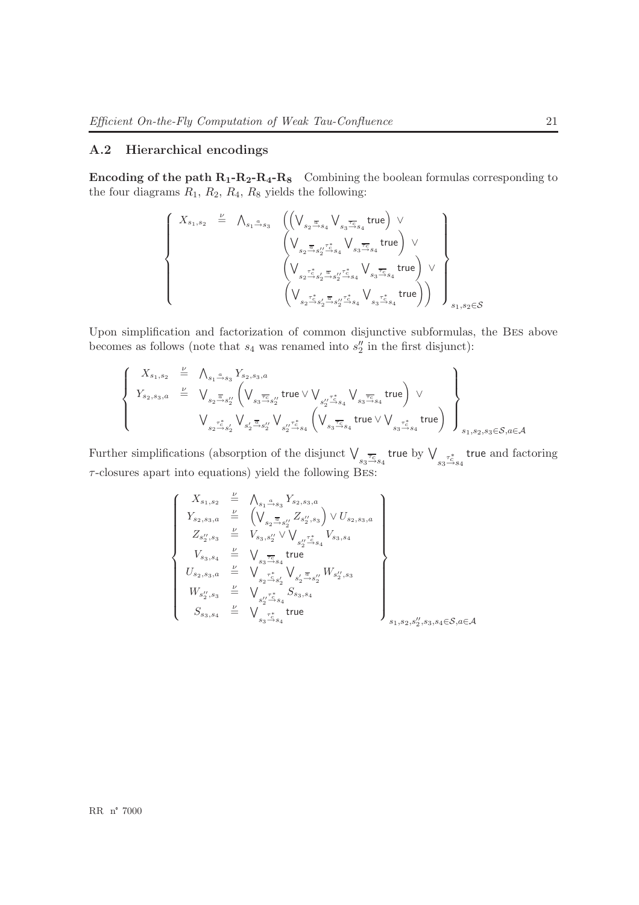## A.2 Hierarchical encodings

**Encoding of the path $\mathbf{R_1}$-$\mathbf{R_2}$-$\mathbf{R_4}$-$\mathbf{R_8}$** Combining the boolean formulas corresponding to the four diagrams $R_1$, $R_2$, $R_4$, $R_8$ yields the following:

$$\left\{ \begin{array}{lcl} X_{s_1,s_2} & \stackrel{\nu}{=} & \bigwedge_{s_1 \stackrel{a}{\rightarrow} s_3} \left( \left( \bigvee_{s_2 \stackrel{\overline{a}}{\rightarrow} s_4} \bigvee_{s_3 \stackrel{\overline{\tau_c}}{\rightarrow} s_4} \mathsf{true} \right) \vee \right. \\ & & \left( \bigvee_{s_2 \stackrel{\overline{a}}{\rightarrow} s_2'' \stackrel{\tau_c^*}{\rightarrow} s_4} \bigvee_{s_3 \stackrel{\overline{\tau_c}}{\rightarrow} s_4} \mathsf{true} \right) \vee \\ & & \left( \bigvee_{s_2 \stackrel{\tau_c^*}{\rightarrow} s_2' \stackrel{\overline{a}}{\rightarrow} s_2'' \stackrel{\tau_c^*}{\rightarrow} s_4} \bigvee_{s_3 \stackrel{\overline{\tau_c}}{\rightarrow} s_4} \mathsf{true} \right) \vee \\ & & \left. \left( \bigvee_{s_2 \stackrel{\tau_c^*}{\rightarrow} s_2' \stackrel{\overline{a}}{\rightarrow} s_2'' \stackrel{\tau_c^*}{\rightarrow} s_4} \bigvee_{s_3 \stackrel{\tau_c^*}{\rightarrow} s_4} \mathsf{true} \right) \right) \end{array} \right\}_{s_1,s_2 \in \mathcal{S}}$$

Upon simplification and factorization of common disjunctive subformulas, the Bes above becomes as follows (note that $s_4$ was renamed into $s_2''$ in the first disjunct):

$$\left\{ \begin{array}{lcl} X_{s_1,s_2} & \stackrel{\nu}{=} & \bigwedge_{s_1 \stackrel{a}{\rightarrow} s_3} Y_{s_2,s_3,a} \\ Y_{s_2,s_3,a} & \stackrel{\nu}{=} & \bigvee_{s_2 \stackrel{\overline{a}}{\rightarrow} s_2''} \left( \bigvee_{s_3 \stackrel{\overline{\tau_c}}{\rightarrow} s_2''} \mathsf{true} \vee \bigvee_{s_2'' \stackrel{\tau_c^*}{\rightarrow} s_4} \bigvee_{s_3 \stackrel{\overline{\tau_c}}{\rightarrow} s_4} \mathsf{true} \right) \vee \\ & & \bigvee_{s_2 \stackrel{\tau_c^*}{\rightarrow} s_2'} \bigvee_{s_2' \stackrel{\overline{a}}{\rightarrow} s_2''} \bigvee_{s_2'' \stackrel{\tau_c^*}{\rightarrow} s_4} \left( \bigvee_{s_3 \stackrel{\overline{\tau_c}}{\rightarrow} s_4} \mathsf{true} \vee \bigvee_{s_3 \stackrel{\tau_c^*}{\rightarrow} s_4} \mathsf{true} \right) \end{array} \right\}_{s_1,s_2,s_3 \in \mathcal{S}, a \in \mathcal{A}}$$

Further simplifications (absorption of the disjunct $\bigvee_{s_3 \stackrel{\overline{\tau_c}}{\rightarrow} s_4} \mathsf{true}$ by $\bigvee_{s_3 \stackrel{\tau_c^*}{\rightarrow} s_4} \mathsf{true}$ and factoring $\tau$-closures apart into equations) yield the following Bes:

$$\left\{ \begin{array}{lcl} X_{s_1,s_2} & \stackrel{\nu}{=} & \bigwedge_{s_1 \stackrel{a}{\rightarrow} s_3} Y_{s_2,s_3,a} \\ Y_{s_2,s_3,a} & \stackrel{\nu}{=} & \left( \bigvee_{s_2 \stackrel{\overline{a}}{\rightarrow} s_2''} Z_{s_2'',s_3} \right) \vee U_{s_2,s_3,a} \\ Z_{s_2'',s_3} & \stackrel{\nu}{=} & V_{s_3,s_2''} \vee \bigvee_{s_2'' \stackrel{\tau_c^*}{\rightarrow} s_4} V_{s_3,s_4} \\ V_{s_3,s_4} & \stackrel{\nu}{=} & \bigvee_{s_3 \stackrel{\overline{\tau_c}}{\rightarrow} s_4} \mathsf{true} \\ U_{s_2,s_3,a} & \stackrel{\nu}{=} & \bigvee_{s_2 \stackrel{\tau_c^*}{\rightarrow} s_2'} \bigvee_{s_2' \stackrel{\overline{a}}{\rightarrow} s_2''} W_{s_2'',s_3} \\ W_{s_2'',s_3} & \stackrel{\nu}{=} & \bigvee_{s_2'' \stackrel{\tau_c^*}{\rightarrow} s_4} S_{s_3,s_4} \\ S_{s_3,s_4} & \stackrel{\nu}{=} & \bigvee_{s_3 \stackrel{\tau_c^*}{\rightarrow} s_4} \mathsf{true} \end{array} \right\}_{s_1,s_2,s_2'',s_3,s_4 \in \mathcal{S}, a \in \mathcal{A}}$$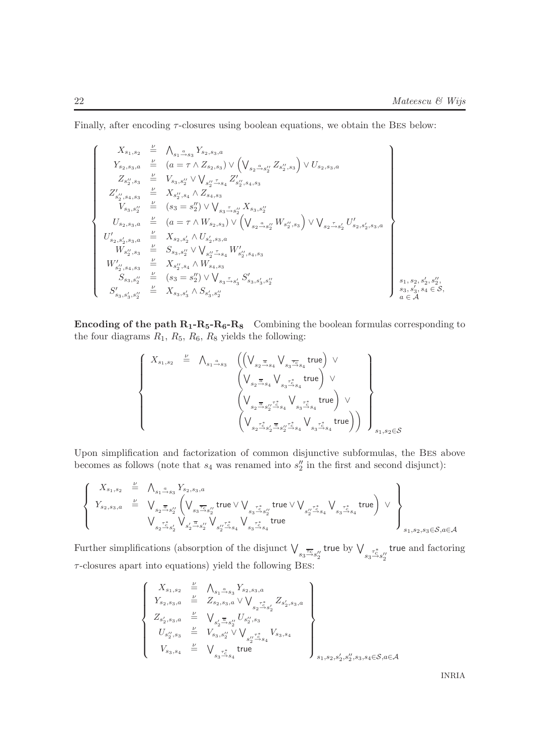Finally, after encoding $\tau$-closures using boolean equations, we obtain the BES below:

$$
\left\{
\begin{array}{rcl}
X_{s_1,s_2} & \stackrel{\nu}{=} & \bigwedge_{s_1 \stackrel{a}{\rightarrow} s_3} Y_{s_2,s_3,a} \\
Y_{s_2,s_3,a} & \stackrel{\nu}{=} & (a = \tau \wedge Z_{s_2,s_3}) \vee \left( \bigvee_{s_2 \stackrel{a}{\rightarrow} s_2''} Z_{s_2'',s_3} \right) \vee U_{s_2,s_3,a} \\
Z_{s_2'',s_3} & \stackrel{\nu}{=} & V_{s_3,s_2''} \vee \bigvee_{s_2'' \stackrel{\tau}{\rightarrow} s_4} Z'_{s_2'',s_4,s_3} \\
Z'_{s_2'',s_4,s_3} & \stackrel{\nu}{=} & X_{s_2'',s_4} \wedge Z_{s_4,s_3} \\
V_{s_3,s_2''} & \stackrel{\nu}{=} & (s_3 = s_2'') \vee \bigvee_{s_3 \stackrel{\tau}{\rightarrow} s_2''} X_{s_3,s_2''} \\
U_{s_2,s_3,a} & \stackrel{\nu}{=} & (a = \tau \wedge W_{s_2,s_3}) \vee \left( \bigvee_{s_2 \stackrel{a}{\rightarrow} s_2''} W_{s_2'',s_3} \right) \vee \bigvee_{s_2 \stackrel{\tau}{\rightarrow} s_2'} U'_{s_2,s_2',s_3,a} \\
U'_{s_2,s_2',s_3,a} & \stackrel{\nu}{=} & X_{s_2,s_2'} \wedge U_{s_2',s_3,a} \\
W_{s_2'',s_3} & \stackrel{\nu}{=} & S_{s_3,s_2''} \vee \bigvee_{s_2'' \stackrel{\tau}{\rightarrow} s_4} W'_{s_2'',s_4,s_3} \\
W'_{s_2'',s_4,s_3} & \stackrel{\nu}{=} & X_{s_2'',s_4} \wedge W_{s_4,s_3} \\
S_{s_3,s_2''} & \stackrel{\nu}{=} & (s_3 = s_2'') \vee \bigvee_{s_3 \stackrel{\tau}{\rightarrow} s_3'} S'_{s_3,s_3',s_2''} \\
S'_{s_3,s_3',s_2''} & \stackrel{\nu}{=} & X_{s_3,s_3'} \wedge S_{s_3',s_2''}
\end{array}
\right\}_{\substack{s_1,s_2,s_2',s_2'',\\ s_3,s_3',s_4 \in \mathcal{S},\\ a \in \mathcal{A}}}
$$

**Encoding of the path $\mathbf{R_1}$-$\mathbf{R_5}$-$\mathbf{R_6}$-$\mathbf{R_8}$** Combining the boolean formulas corresponding to the four diagrams $R_1$, $R_5$, $R_6$, $R_8$ yields the following:

$$
\left\{
\begin{array}{rcl}
X_{s_1,s_2} & \stackrel{\nu}{=} & \bigwedge_{s_1 \stackrel{a}{\rightarrow} s_3} \Bigg( \left( \bigvee_{s_2 \stackrel{\overline{a}}{\rightarrow} s_4} \bigvee_{s_3 \stackrel{\overline{\tau_c}}{\rightarrow} s_4} \mathsf{true} \right) \vee \\
& & \left( \bigvee_{s_2 \stackrel{\overline{a}}{\rightarrow} s_4} \bigvee_{s_3 \stackrel{\tau_c^*}{\rightarrow} s_4} \mathsf{true} \right) \vee \\
& & \left( \bigvee_{s_2 \stackrel{\overline{a}}{\rightarrow} s_2'' \stackrel{\tau_c^*}{\rightarrow} s_4} \bigvee_{s_3 \stackrel{\tau_c^*}{\rightarrow} s_4} \mathsf{true} \right) \vee \\
& & \left( \bigvee_{s_2 \stackrel{\tau_c^*}{\rightarrow} s_2' \stackrel{\overline{a}}{\rightarrow} s_2'' \stackrel{\tau_c^*}{\rightarrow} s_4} \bigvee_{s_3 \stackrel{\tau_c^*}{\rightarrow} s_4} \mathsf{true} \right) \Bigg)
\end{array}
\right\}_{s_1,s_2 \in \mathcal{S}}
$$

Upon simplification and factorization of common disjunctive subformulas, the BES above becomes as follows (note that $s_4$ was renamed into $s_2''$ in the first and second disjunct):

$$
\left\{
\begin{array}{rcl}
X_{s_1,s_2} & \stackrel{\nu}{=} & \bigwedge_{s_1 \stackrel{a}{\rightarrow} s_3} Y_{s_2,s_3,a} \\
Y_{s_2,s_3,a} & \stackrel{\nu}{=} & \bigvee_{s_2 \stackrel{\overline{a}}{\rightarrow} s_2''} \left( \bigvee_{s_3 \stackrel{\overline{\tau_c}}{\rightarrow} s_2''} \mathsf{true} \vee \bigvee_{s_3 \stackrel{\tau_c^*}{\rightarrow} s_2''} \mathsf{true} \vee \bigvee_{s_2'' \stackrel{\tau_c^*}{\rightarrow} s_4} \bigvee_{s_3 \stackrel{\tau_c^*}{\rightarrow} s_4} \mathsf{true} \right) \vee \\
& & \bigvee_{s_2 \stackrel{\tau_c^*}{\rightarrow} s_2'} \bigvee_{s_2' \stackrel{\overline{a}}{\rightarrow} s_2''} \bigvee_{s_2'' \stackrel{\tau_c^*}{\rightarrow} s_4} \bigvee_{s_3 \stackrel{\tau_c^*}{\rightarrow} s_4} \mathsf{true}
\end{array}
\right\}_{s_1,s_2,s_3 \in \mathcal{S}, a \in \mathcal{A}}
$$

Further simplifications (absorption of the disjunct $\bigvee_{s_3 \stackrel{\overline{\tau_c}}{\rightarrow} s_2''} \mathsf{true}$ by $\bigvee_{s_3 \stackrel{\tau_c^*}{\rightarrow} s_2''} \mathsf{true}$ and factoring $\tau$-closures apart into equations) yield the following BES:

$$
\left\{
\begin{array}{rcl}
X_{s_1,s_2} & \stackrel{\nu}{=} & \bigwedge_{s_1 \stackrel{a}{\rightarrow} s_3} Y_{s_2,s_3,a} \\
Y_{s_2,s_3,a} & \stackrel{\nu}{=} & Z_{s_2,s_3,a} \vee \bigvee_{s_2 \stackrel{\tau_c^*}{\rightarrow} s_2'} Z_{s_2',s_3,a} \\
Z_{s_2',s_3,a} & \stackrel{\nu}{=} & \bigvee_{s_2' \stackrel{\overline{a}}{\rightarrow} s_2''} U_{s_2'',s_3} \\
U_{s_2'',s_3} & \stackrel{\nu}{=} & V_{s_3,s_2''} \vee \bigvee_{s_2'' \stackrel{\tau_c^*}{\rightarrow} s_4} V_{s_3,s_4} \\
V_{s_3,s_4} & \stackrel{\nu}{=} & \bigvee_{s_3 \stackrel{\tau_c^*}{\rightarrow} s_4} \mathsf{true}
\end{array}
\right\}_{s_1,s_2,s_2',s_2'',s_3,s_4 \in \mathcal{S}, a \in \mathcal{A}}
$$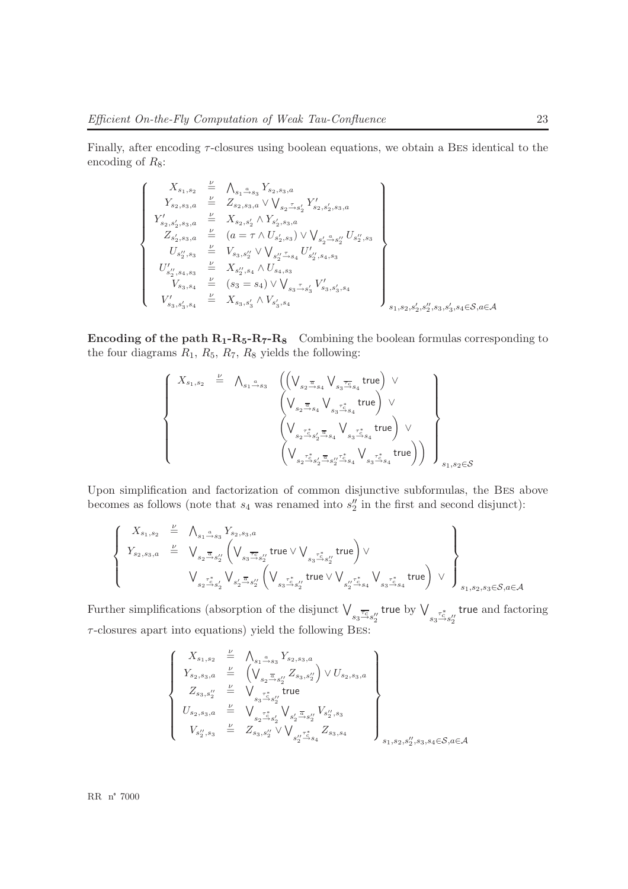Finally, after encoding $\tau$-closures using boolean equations, we obtain a BES identical to the encoding of $R_8$:

$$
\left\{
\begin{array}{lcl}
X_{s_1,s_2} & \stackrel{\nu}{=} & \bigwedge_{s_1 \stackrel{a}{\rightarrow} s_3} Y_{s_2,s_3,a} \\
Y_{s_2,s_3,a} & \stackrel{\nu}{=} & Z_{s_2,s_3,a} \vee \bigvee_{s_2 \stackrel{\tau}{\rightarrow} s_2'} Y'_{s_2,s_2',s_3,a} \\
Y'_{s_2,s_2',s_3,a} & \stackrel{\nu}{=} & X_{s_2,s_2'} \wedge Y_{s_2',s_3,a} \\
Z_{s_2',s_3,a} & \stackrel{\nu}{=} & (a = \tau \wedge U_{s_2',s_3}) \vee \bigvee_{s_2' \stackrel{a}{\rightarrow} s_2''} U_{s_2'',s_3} \\
U_{s_2'',s_3} & \stackrel{\nu}{=} & V_{s_3,s_2''} \vee \bigvee_{s_2'' \stackrel{\tau}{\rightarrow} s_4} U'_{s_2'',s_4,s_3} \\
U'_{s_2'',s_4,s_3} & \stackrel{\nu}{=} & X_{s_2'',s_4} \wedge U_{s_4,s_3} \\
V_{s_3,s_4} & \stackrel{\nu}{=} & (s_3 = s_4) \vee \bigvee_{s_3 \stackrel{\tau}{\rightarrow} s_3'} V'_{s_3,s_3',s_4} \\
V'_{s_3,s_3',s_4} & \stackrel{\nu}{=} & X_{s_3,s_3'} \wedge V_{s_3',s_4}
\end{array}
\right\}_{s_1,s_2,s_2',s_2'',s_3,s_3',s_4 \in \mathcal{S}, a \in \mathcal{A}}
$$

**Encoding of the path R$_1$-R$_5$-R$_7$-R$_8$** Combining the boolean formulas corresponding to the four diagrams $R_1$, $R_5$, $R_7$, $R_8$ yields the following:

$$
\left\{
\begin{array}{lcl}
X_{s_1,s_2} & \stackrel{\nu}{=} & \bigwedge_{s_1 \stackrel{a}{\rightarrow} s_3} \Bigg( \left( \bigvee_{s_2 \stackrel{\overline{a}}{\rightarrow} s_4} \bigvee_{s_3 \stackrel{\overline{\tau_c}}{\rightarrow} s_4} \mathsf{true} \right) \vee \\
& & \quad \left( \bigvee_{s_2 \stackrel{\overline{a}}{\rightarrow} s_4} \bigvee_{s_3 \stackrel{\tau_c^*}{\rightarrow} s_4} \mathsf{true} \right) \vee \\
& & \quad \left( \bigvee_{s_2 \stackrel{\tau_c^*}{\rightarrow} s_2' \stackrel{\overline{a}}{\rightarrow} s_4} \bigvee_{s_3 \stackrel{\tau_c^*}{\rightarrow} s_4} \mathsf{true} \right) \vee \\
& & \quad \left( \bigvee_{s_2 \stackrel{\tau_c^*}{\rightarrow} s_2' \stackrel{\overline{a}}{\rightarrow} s_2'' \stackrel{\tau_c^*}{\rightarrow} s_4} \bigvee_{s_3 \stackrel{\tau_c^*}{\rightarrow} s_4} \mathsf{true} \right) \Bigg)
\end{array}
\right\}_{s_1,s_2 \in \mathcal{S}}
$$

Upon simplification and factorization of common disjunctive subformulas, the BES above becomes as follows (note that $s_4$ was renamed into $s_2''$ in the first and second disjunct):

$$
\left\{
\begin{array}{lcl}
X_{s_1,s_2} & \stackrel{\nu}{=} & \bigwedge_{s_1 \stackrel{a}{\rightarrow} s_3} Y_{s_2,s_3,a} \\
Y_{s_2,s_3,a} & \stackrel{\nu}{=} & \bigvee_{s_2 \stackrel{\overline{a}}{\rightarrow} s_2''} \left( \bigvee_{s_3 \stackrel{\overline{\tau_c}}{\rightarrow} s_2''} \mathsf{true} \vee \bigvee_{s_3 \stackrel{\tau_c^*}{\rightarrow} s_2''} \mathsf{true} \right) \vee \\
& & \bigvee_{s_2 \stackrel{\tau_c^*}{\rightarrow} s_2'} \bigvee_{s_2' \stackrel{\overline{a}}{\rightarrow} s_2''} \left( \bigvee_{s_3 \stackrel{\tau_c^*}{\rightarrow} s_2''} \mathsf{true} \vee \bigvee_{s_2'' \stackrel{\tau_c^*}{\rightarrow} s_4} \bigvee_{s_3 \stackrel{\tau_c^*}{\rightarrow} s_4} \mathsf{true} \right) \vee
\end{array}
\right\}_{s_1,s_2,s_3 \in \mathcal{S}, a \in \mathcal{A}}
$$

Further simplifications (absorption of the disjunct $\bigvee_{s_3 \stackrel{\overline{\tau_c}}{\rightarrow} s_2''} \mathsf{true}$ by $\bigvee_{s_3 \stackrel{\tau_c^*}{\rightarrow} s_2''} \mathsf{true}$ and factoring $\tau$-closures apart into equations) yield the following BES:

$$
\left\{
\begin{array}{lcl}
X_{s_1,s_2} & \stackrel{\nu}{=} & \bigwedge_{s_1 \stackrel{a}{\rightarrow} s_3} Y_{s_2,s_3,a} \\
Y_{s_2,s_3,a} & \stackrel{\nu}{=} & \left( \bigvee_{s_2 \stackrel{\overline{a}}{\rightarrow} s_2''} Z_{s_3,s_2''} \right) \vee U_{s_2,s_3,a} \\
Z_{s_3,s_2''} & \stackrel{\nu}{=} & \bigvee_{s_3 \stackrel{\tau_c^*}{\rightarrow} s_2''} \mathsf{true} \\
U_{s_2,s_3,a} & \stackrel{\nu}{=} & \bigvee_{s_2 \stackrel{\tau_c^*}{\rightarrow} s_2'} \bigvee_{s_2' \stackrel{\overline{a}}{\rightarrow} s_2''} V_{s_2'',s_3} \\
V_{s_2'',s_3} & \stackrel{\nu}{=} & Z_{s_3,s_2''} \vee \bigvee_{s_2'' \stackrel{\tau_c^*}{\rightarrow} s_4} Z_{s_3,s_4}
\end{array}
\right\}_{s_1,s_2,s_2'',s_3,s_4 \in \mathcal{S}, a \in \mathcal{A}}
$$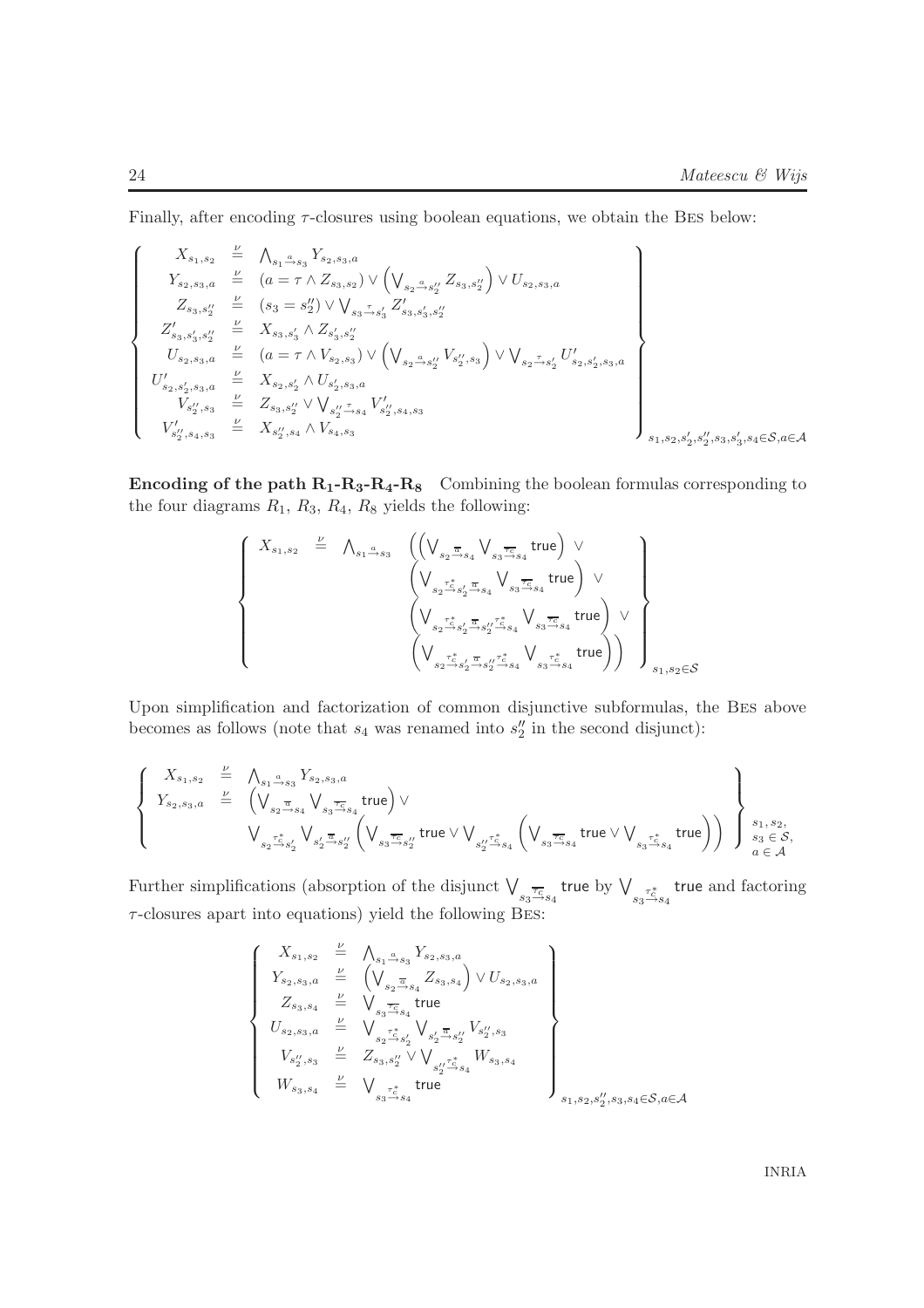Finally, after encoding $\tau$-closures using boolean equations, we obtain the Bes below:

$$
\left\{
\begin{array}{rcl}
X_{s_1,s_2} & \overset{\nu}{=} & \bigwedge_{s_1 \xrightarrow{a} s_3} Y_{s_2,s_3,a} \\
Y_{s_2,s_3,a} & \overset{\nu}{=} & (a = \tau \wedge Z_{s_3,s_2}) \vee \left( \bigvee_{s_2 \xrightarrow{a} s_2''} Z_{s_3,s_2''} \right) \vee U_{s_2,s_3,a} \\
Z_{s_3,s_2''} & \overset{\nu}{=} & (s_3 = s_2'') \vee \bigvee_{s_3 \xrightarrow{\tau} s_3'} Z'_{s_3,s_3',s_2''} \\
Z'_{s_3,s_3',s_2''} & \overset{\nu}{=} & X_{s_3,s_3'} \wedge Z_{s_3',s_2''} \\
U_{s_2,s_3,a} & \overset{\nu}{=} & (a = \tau \wedge V_{s_2,s_3}) \vee \left( \bigvee_{s_2 \xrightarrow{a} s_2''} V_{s_2'',s_3} \right) \vee \bigvee_{s_2 \xrightarrow{\tau} s_2'} U'_{s_2,s_2',s_3,a} \\
U'_{s_2,s_2',s_3,a} & \overset{\nu}{=} & X_{s_2,s_2'} \wedge U_{s_2',s_3,a} \\
V_{s_2'',s_3} & \overset{\nu}{=} & Z_{s_3,s_2''} \vee \bigvee_{s_2'' \xrightarrow{\tau} s_4} V'_{s_2'',s_4,s_3} \\
V'_{s_2'',s_4,s_3} & \overset{\nu}{=} & X_{s_2'',s_4} \wedge V_{s_4,s_3}
\end{array}
\right\}_{s_1,s_2,s_2',s_2'',s_3,s_3',s_4 \in \mathcal{S}, a \in \mathcal{A}}
$$

**Encoding of the path $\mathbf{R_1}$-$\mathbf{R_3}$-$\mathbf{R_4}$-$\mathbf{R_8}$** Combining the boolean formulas corresponding to the four diagrams $R_1$, $R_3$, $R_4$, $R_8$ yields the following:

$$
\left\{
\begin{array}{rcl}
X_{s_1,s_2} & \overset{\nu}{=} & \bigwedge_{s_1 \xrightarrow{a} s_3} \Big( \left( \bigvee_{s_2 \xrightarrow{\overline{a}} s_4} \bigvee_{s_3 \xrightarrow{\overline{\tau_c}} s_4} \mathsf{true} \right) \vee \\
& & \left( \bigvee_{s_2 \xrightarrow{\tau_c^*} s_2' \xrightarrow{\overline{a}} s_4} \bigvee_{s_3 \xrightarrow{\overline{\tau_c}} s_4} \mathsf{true} \right) \vee \\
& & \left( \bigvee_{s_2 \xrightarrow{\tau_c^*} s_2' \xrightarrow{\overline{a}} s_2'' \xrightarrow{\tau_c^*} s_4} \bigvee_{s_3 \xrightarrow{\overline{\tau_c}} s_4} \mathsf{true} \right) \vee \\
& & \left( \bigvee_{s_2 \xrightarrow{\tau_c^*} s_2' \xrightarrow{\overline{a}} s_2'' \xrightarrow{\tau_c^*} s_4} \bigvee_{s_3 \xrightarrow{\tau_c^*} s_4} \mathsf{true} \right) \Big)
\end{array}
\right\}_{s_1,s_2 \in \mathcal{S}}
$$

Upon simplification and factorization of common disjunctive subformulas, the Bes above becomes as follows (note that $s_4$ was renamed into $s_2''$ in the second disjunct):

$$
\left\{
\begin{array}{rcl}
X_{s_1,s_2} & \overset{\nu}{=} & \bigwedge_{s_1 \xrightarrow{a} s_3} Y_{s_2,s_3,a} \\
Y_{s_2,s_3,a} & \overset{\nu}{=} & \left( \bigvee_{s_2 \xrightarrow{\overline{a}} s_4} \bigvee_{s_3 \xrightarrow{\overline{\tau_c}} s_4} \mathsf{true} \right) \vee \\
& & \bigvee_{s_2 \xrightarrow{\tau_c^*} s_2'} \bigvee_{s_2' \xrightarrow{\overline{a}} s_2''} \left( \bigvee_{s_3 \xrightarrow{\overline{\tau_c}} s_2''} \mathsf{true} \vee \bigvee_{s_2'' \xrightarrow{\tau_c^*} s_4} \left( \bigvee_{s_3 \xrightarrow{\overline{\tau_c}} s_4} \mathsf{true} \vee \bigvee_{s_3 \xrightarrow{\tau_c^*} s_4} \mathsf{true} \right) \right)
\end{array}
\right\}_{\substack{s_1, s_2, \\ s_3 \in \mathcal{S}, \\ a \in \mathcal{A}}}
$$

Further simplifications (absorption of the disjunct $\bigvee_{s_3 \xrightarrow{\overline{\tau_c}} s_4} \mathsf{true}$ by $\bigvee_{s_3 \xrightarrow{\tau_c^*} s_4} \mathsf{true}$ and factoring $\tau$-closures apart into equations) yield the following Bes:

$$
\left\{
\begin{array}{rcl}
X_{s_1,s_2} & \overset{\nu}{=} & \bigwedge_{s_1 \xrightarrow{a} s_3} Y_{s_2,s_3,a} \\
Y_{s_2,s_3,a} & \overset{\nu}{=} & \left( \bigvee_{s_2 \xrightarrow{\overline{a}} s_4} Z_{s_3,s_4} \right) \vee U_{s_2,s_3,a} \\
Z_{s_3,s_4} & \overset{\nu}{=} & \bigvee_{s_3 \xrightarrow{\overline{\tau_c}} s_4} \mathsf{true} \\
U_{s_2,s_3,a} & \overset{\nu}{=} & \bigvee_{s_2 \xrightarrow{\tau_c^*} s_2'} \bigvee_{s_2' \xrightarrow{\overline{a}} s_2''} V_{s_2'',s_3} \\
V_{s_2'',s_3} & \overset{\nu}{=} & Z_{s_3,s_2''} \vee \bigvee_{s_2'' \xrightarrow{\tau_c^*} s_4} W_{s_3,s_4} \\
W_{s_3,s_4} & \overset{\nu}{=} & \bigvee_{s_3 \xrightarrow{\tau_c^*} s_4} \mathsf{true}
\end{array}
\right\}_{s_1,s_2,s_2'',s_3,s_4 \in \mathcal{S}, a \in \mathcal{A}}
$$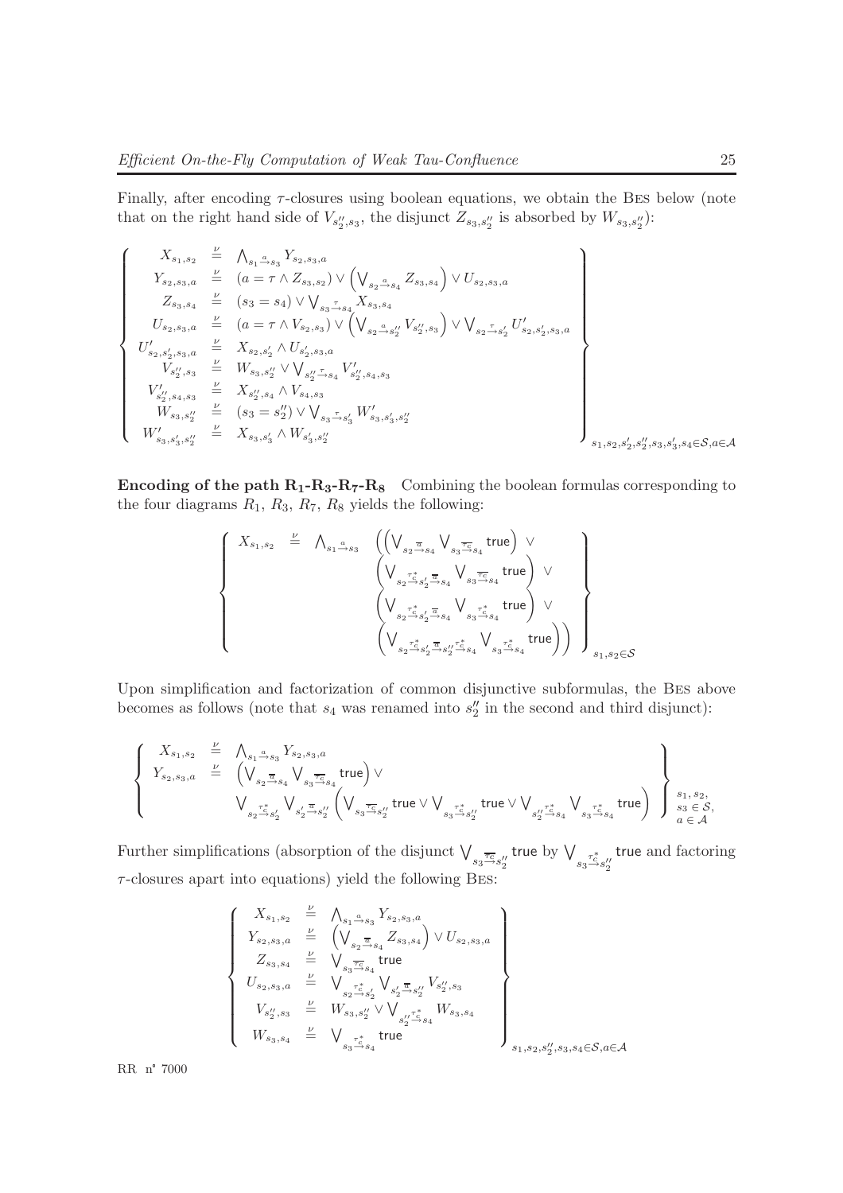Finally, after encoding $\tau$-closures using boolean equations, we obtain the BES below (note that on the right hand side of $V_{s_2'',s_3}$, the disjunct $Z_{s_3,s_2''}$ is absorbed by $W_{s_3,s_2''}$):

$$
\left\{
\begin{array}{rcl}
X_{s_1,s_2} & \stackrel{\nu}{=} & \bigwedge_{s_1 \xrightarrow{a} s_3} Y_{s_2,s_3,a} \\
Y_{s_2,s_3,a} & \stackrel{\nu}{=} & (a = \tau \wedge Z_{s_3,s_2}) \vee \left(\bigvee_{s_2 \xrightarrow{a} s_4} Z_{s_3,s_4}\right) \vee U_{s_2,s_3,a} \\
Z_{s_3,s_4} & \stackrel{\nu}{=} & (s_3 = s_4) \vee \bigvee_{s_3 \xrightarrow{\tau} s_4} X_{s_3,s_4} \\
U_{s_2,s_3,a} & \stackrel{\nu}{=} & (a = \tau \wedge V_{s_2,s_3}) \vee \left(\bigvee_{s_2 \xrightarrow{a} s_2''} V_{s_2'',s_3}\right) \vee \bigvee_{s_2 \xrightarrow{\tau} s_2'} U'_{s_2,s_2',s_3,a} \\
U'_{s_2,s_2',s_3,a} & \stackrel{\nu}{=} & X_{s_2,s_2'} \wedge U_{s_2',s_3,a} \\
V_{s_2'',s_3} & \stackrel{\nu}{=} & W_{s_3,s_2''} \vee \bigvee_{s_2'' \xrightarrow{\tau} s_4} V'_{s_2'',s_4,s_3} \\
V'_{s_2'',s_4,s_3} & \stackrel{\nu}{=} & X_{s_2'',s_4} \wedge V_{s_4,s_3} \\
W_{s_3,s_2''} & \stackrel{\nu}{=} & (s_3 = s_2'') \vee \bigvee_{s_3 \xrightarrow{\tau} s_3'} W'_{s_3,s_3',s_2''} \\
W'_{s_3,s_3',s_2''} & \stackrel{\nu}{=} & X_{s_3,s_3'} \wedge W_{s_3',s_2''}
\end{array}
\right\}_{s_1,s_2,s_2',s_2'',s_3,s_3',s_4 \in \mathcal{S}, a \in \mathcal{A}}
$$

**Encoding of the path $\mathbf{R_1}$-$\mathbf{R_3}$-$\mathbf{R_7}$-$\mathbf{R_8}$** Combining the boolean formulas corresponding to the four diagrams $R_1$, $R_3$, $R_7$, $R_8$ yields the following:

$$
\left\{
\begin{array}{rcl}
X_{s_1,s_2} & \stackrel{\nu}{=} & \bigwedge_{s_1 \xrightarrow{a} s_3} \left( \left(\bigvee_{s_2 \xrightarrow{\overline{a}} s_4} \bigvee_{s_3 \xrightarrow{\overline{\tau_c}} s_4} \mathsf{true}\right) \vee \right. \\
& & \left(\bigvee_{s_2 \xrightarrow{\tau_c^*} s_2' \xrightarrow{\overline{a}} s_4} \bigvee_{s_3 \xrightarrow{\overline{\tau_c}} s_4} \mathsf{true}\right) \vee \\
& & \left(\bigvee_{s_2 \xrightarrow{\tau_c^*} s_2' \xrightarrow{\overline{a}} s_4} \bigvee_{s_3 \xrightarrow{\tau_c^*} s_4} \mathsf{true}\right) \vee \\
& & \left.\left(\bigvee_{s_2 \xrightarrow{\tau_c^*} s_2' \xrightarrow{\overline{a}} s_2'' \xrightarrow{\tau_c^*} s_4} \bigvee_{s_3 \xrightarrow{\tau_c^*} s_4} \mathsf{true}\right)\right)
\end{array}
\right\}_{s_1,s_2 \in \mathcal{S}}
$$

Upon simplification and factorization of common disjunctive subformulas, the BES above becomes as follows (note that $s_4$ was renamed into $s_2''$ in the second and third disjunct):

$$
\left\{
\begin{array}{rcl}
X_{s_1,s_2} & \stackrel{\nu}{=} & \bigwedge_{s_1 \xrightarrow{a} s_3} Y_{s_2,s_3,a} \\
Y_{s_2,s_3,a} & \stackrel{\nu}{=} & \left(\bigvee_{s_2 \xrightarrow{\overline{a}} s_4} \bigvee_{s_3 \xrightarrow{\overline{\tau_c}} s_4} \mathsf{true}\right) \vee \\
& & \bigvee_{s_2 \xrightarrow{\tau_c^*} s_2'} \bigvee_{s_2' \xrightarrow{\overline{a}} s_2''} \left(\bigvee_{s_3 \xrightarrow{\overline{\tau_c}} s_2''} \mathsf{true} \vee \bigvee_{s_3 \xrightarrow{\tau_c^*} s_2''} \mathsf{true} \vee \bigvee_{s_2'' \xrightarrow{\tau_c^*} s_4} \bigvee_{s_3 \xrightarrow{\tau_c^*} s_4} \mathsf{true}\right)
\end{array}
\right\}_{\substack{s_1, s_2, \\ s_3 \in \mathcal{S}, \\ a \in \mathcal{A}}}
$$

Further simplifications (absorption of the disjunct $\bigvee_{s_3 \xrightarrow{\overline{\tau_c}} s_2''} \mathsf{true}$ by $\bigvee_{s_3 \xrightarrow{\tau_c^*} s_2''} \mathsf{true}$ and factoring $\tau$-closures apart into equations) yield the following BES:

$$
\left\{
\begin{array}{rcl}
X_{s_1,s_2} & \stackrel{\nu}{=} & \bigwedge_{s_1 \xrightarrow{a} s_3} Y_{s_2,s_3,a} \\
Y_{s_2,s_3,a} & \stackrel{\nu}{=} & \left(\bigvee_{s_2 \xrightarrow{\overline{a}} s_4} Z_{s_3,s_4}\right) \vee U_{s_2,s_3,a} \\
Z_{s_3,s_4} & \stackrel{\nu}{=} & \bigvee_{s_3 \xrightarrow{\overline{\tau_c}} s_4} \mathsf{true} \\
U_{s_2,s_3,a} & \stackrel{\nu}{=} & \bigvee_{s_2 \xrightarrow{\tau_c^*} s_2'} \bigvee_{s_2' \xrightarrow{\overline{a}} s_2''} V_{s_2'',s_3} \\
V_{s_2'',s_3} & \stackrel{\nu}{=} & W_{s_3,s_2''} \vee \bigvee_{s_2'' \xrightarrow{\tau_c^*} s_4} W_{s_3,s_4} \\
W_{s_3,s_4} & \stackrel{\nu}{=} & \bigvee_{s_3 \xrightarrow{\tau_c^*} s_4} \mathsf{true}
\end{array}
\right\}_{s_1,s_2,s_2'',s_3,s_4 \in \mathcal{S}, a \in \mathcal{A}}
$$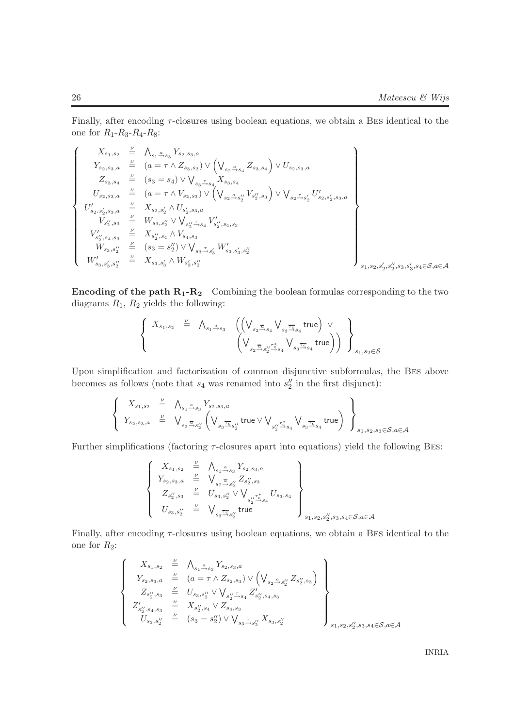Finally, after encoding $\tau$-closures using boolean equations, we obtain a Bes identical to the one for $R_1$-$R_3$-$R_4$-$R_8$:

$$
\left\{
\begin{array}{lcl}
X_{s_1,s_2} & \stackrel{\nu}{=} & \bigwedge_{s_1 \stackrel{a}{\rightarrow} s_3} Y_{s_2,s_3,a} \\
Y_{s_2,s_3,a} & \stackrel{\nu}{=} & (a = \tau \wedge Z_{s_3,s_2}) \vee \left( \bigvee_{s_2 \stackrel{a}{\rightarrow} s_4} Z_{s_3,s_4} \right) \vee U_{s_2,s_3,a} \\
Z_{s_3,s_4} & \stackrel{\nu}{=} & (s_3 = s_4) \vee \bigvee_{s_3 \stackrel{\tau}{\rightarrow} s_4} X_{s_3,s_4} \\
U_{s_2,s_3,a} & \stackrel{\nu}{=} & (a = \tau \wedge V_{s_2,s_3}) \vee \left( \bigvee_{s_2 \stackrel{a}{\rightarrow} s_2''} V_{s_2'',s_3} \right) \vee \bigvee_{s_2 \stackrel{\tau}{\rightarrow} s_2'} U'_{s_2,s_2',s_3,a} \\
U'_{s_2,s_2',s_3,a} & \stackrel{\nu}{=} & X_{s_2,s_2'} \wedge U_{s_2',s_3,a} \\
V_{s_2'',s_3} & \stackrel{\nu}{=} & W_{s_3,s_2''} \vee \bigvee_{s_2'' \stackrel{\tau}{\rightarrow} s_4} V'_{s_2'',s_4,s_3} \\
V'_{s_2'',s_4,s_3} & \stackrel{\nu}{=} & X_{s_2'',s_4} \wedge V_{s_4,s_3} \\
W_{s_3,s_2''} & \stackrel{\nu}{=} & (s_3 = s_2'') \vee \bigvee_{s_3 \stackrel{\tau}{\rightarrow} s_3'} W'_{s_3,s_3',s_2''} \\
W'_{s_3,s_3',s_2''} & \stackrel{\nu}{=} & X_{s_3,s_3'} \wedge W_{s_3',s_2''}
\end{array}
\right\}_{s_1,s_2,s_2',s_2'',s_3,s_3',s_4 \in \mathcal{S}, a \in \mathcal{A}}
$$

**Encoding of the path $\mathbf{R_1}$-$\mathbf{R_2}$** Combining the boolean formulas corresponding to the two diagrams $R_1$, $R_2$ yields the following:

$$
\left\{
\begin{array}{lcl}
X_{s_1,s_2} & \stackrel{\nu}{=} & \bigwedge_{s_1 \stackrel{a}{\rightarrow} s_3} \left( \left( \bigvee_{s_2 \stackrel{\overline{a}}{\rightarrow} s_4} \bigvee_{s_3 \stackrel{\overline{\tau_c}}{\rightarrow} s_4} \mathsf{true} \right) \vee \right. \\
& & \left. \left( \bigvee_{s_2 \stackrel{\overline{a}}{\rightarrow} s_2'' \stackrel{\tau_c^*}{\rightarrow} s_4} \bigvee_{s_3 \stackrel{\overline{\tau_c}}{\rightarrow} s_4} \mathsf{true} \right) \right)
\end{array}
\right\}_{s_1,s_2 \in \mathcal{S}}
$$

Upon simplification and factorization of common disjunctive subformulas, the Bes above becomes as follows (note that $s_4$ was renamed into $s_2''$ in the first disjunct):

$$
\left\{
\begin{array}{lcl}
X_{s_1,s_2} & \stackrel{\nu}{=} & \bigwedge_{s_1 \stackrel{a}{\rightarrow} s_3} Y_{s_2,s_3,a} \\
Y_{s_2,s_3,a} & \stackrel{\nu}{=} & \bigvee_{s_2 \stackrel{\overline{a}}{\rightarrow} s_2''} \left( \bigvee_{s_3 \stackrel{\overline{\tau_c}}{\rightarrow} s_2''} \mathsf{true} \vee \bigvee_{s_2'' \stackrel{\tau_c^*}{\rightarrow} s_4} \bigvee_{s_3 \stackrel{\overline{\tau_c}}{\rightarrow} s_4} \mathsf{true} \right)
\end{array}
\right\}_{s_1,s_2,s_3 \in \mathcal{S}, a \in \mathcal{A}}
$$

Further simplifications (factoring $\tau$-closures apart into equations) yield the following Bes:

$$
\left\{
\begin{array}{lcl}
X_{s_1,s_2} & \stackrel{\nu}{=} & \bigwedge_{s_1 \stackrel{a}{\rightarrow} s_3} Y_{s_2,s_3,a} \\
Y_{s_2,s_3,a} & \stackrel{\nu}{=} & \bigvee_{s_2 \stackrel{\overline{a}}{\rightarrow} s_2''} Z_{s_2'',s_3} \\
Z_{s_2'',s_3} & \stackrel{\nu}{=} & U_{s_3,s_2''} \vee \bigvee_{s_2'' \stackrel{\tau_c^*}{\rightarrow} s_4} U_{s_3,s_4} \\
U_{s_3,s_2''} & \stackrel{\nu}{=} & \bigvee_{s_3 \stackrel{\overline{\tau_c}}{\rightarrow} s_2''} \mathsf{true}
\end{array}
\right\}_{s_1,s_2,s_2'',s_3,s_4 \in \mathcal{S}, a \in \mathcal{A}}
$$

Finally, after encoding $\tau$-closures using boolean equations, we obtain a Bes identical to the one for $R_2$:

$$
\left\{
\begin{array}{lcl}
X_{s_1,s_2} & \stackrel{\nu}{=} & \bigwedge_{s_1 \stackrel{a}{\rightarrow} s_3} Y_{s_2,s_3,a} \\
Y_{s_2,s_3,a} & \stackrel{\nu}{=} & (a = \tau \wedge Z_{s_2,s_3}) \vee \left( \bigvee_{s_2 \stackrel{a}{\rightarrow} s_2''} Z_{s_2'',s_3} \right) \\
Z_{s_2'',s_3} & \stackrel{\nu}{=} & U_{s_3,s_2''} \vee \bigvee_{s_2'' \stackrel{\tau}{\rightarrow} s_4} Z'_{s_2'',s_4,s_3} \\
Z'_{s_2'',s_4,s_3} & \stackrel{\nu}{=} & X_{s_2'',s_4} \vee Z_{s_4,s_3} \\
U_{s_3,s_2''} & \stackrel{\nu}{=} & (s_3 = s_2'') \vee \bigvee_{s_3 \stackrel{\tau}{\rightarrow} s_2''} X_{s_3,s_2''}
\end{array}
\right\}_{s_1,s_2,s_2'',s_3,s_4 \in \mathcal{S}, a \in \mathcal{A}}
$$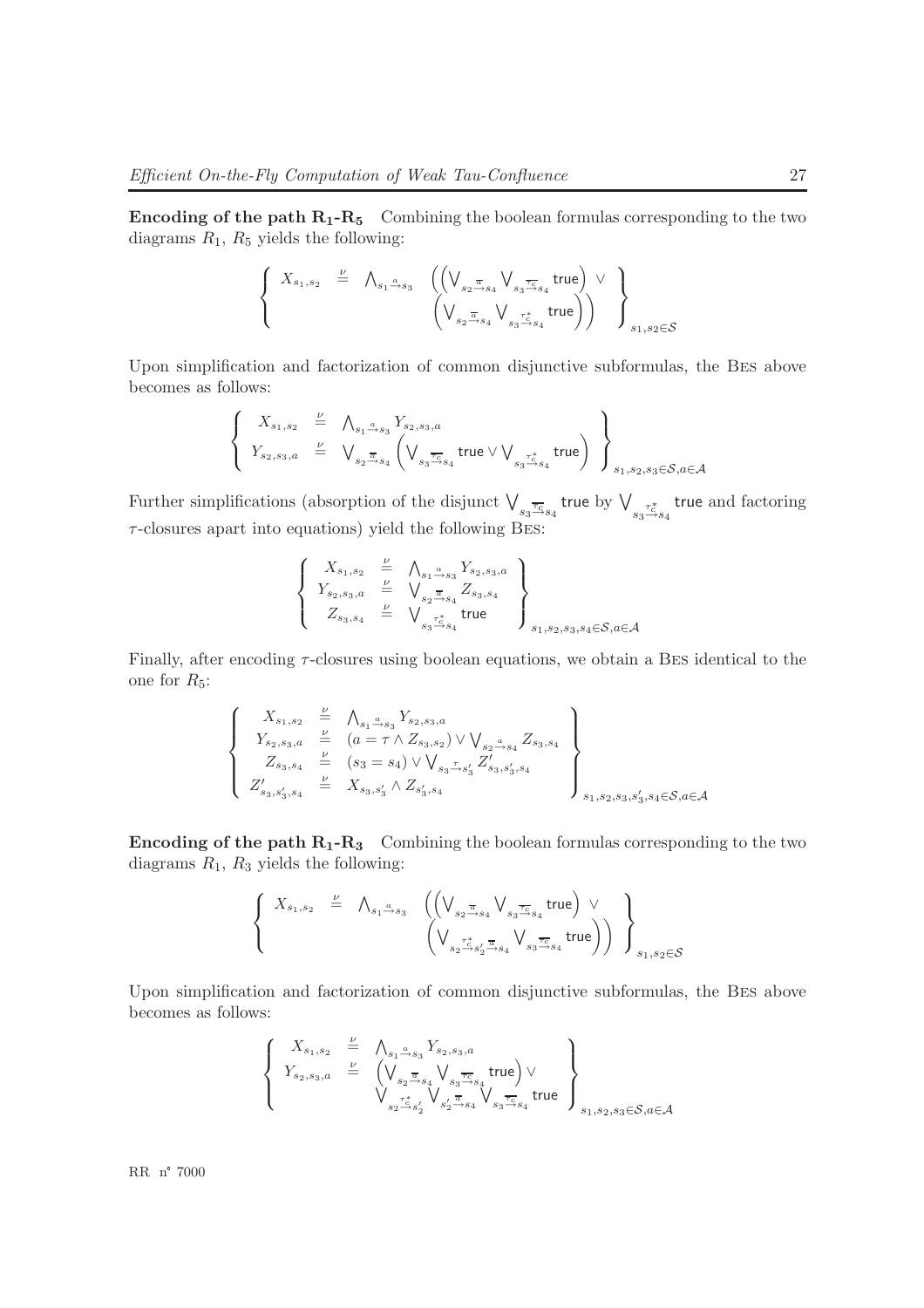**Encoding of the path $\mathbf{R_1}$-$\mathbf{R_5}$** Combining the boolean formulas corresponding to the two diagrams $R_1$, $R_5$ yields the following:

$$
\left\{ \begin{array}{lcl} X_{s_1,s_2} & \stackrel{\nu}{=} & \bigwedge_{s_1 \stackrel{a}{\rightarrow} s_3} \left( \left( \bigvee_{s_2 \stackrel{\overline{a}}{\rightarrow} s_4} \bigvee_{s_3 \stackrel{\overline{\tau_c}}{\rightarrow} s_4} \mathsf{true} \right) \vee \right. \\ & & \left. \left( \bigvee_{s_2 \stackrel{\overline{a}}{\rightarrow} s_4} \bigvee_{s_3 \stackrel{\tau_c^*}{\rightarrow} s_4} \mathsf{true} \right) \right) \end{array} \right\}_{s_1,s_2 \in \mathcal{S}}
$$

Upon simplification and factorization of common disjunctive subformulas, the Bes above becomes as follows:

$$
\left\{ \begin{array}{lcl} X_{s_1,s_2} & \stackrel{\nu}{=} & \bigwedge_{s_1 \stackrel{a}{\rightarrow} s_3} Y_{s_2,s_3,a} \\ Y_{s_2,s_3,a} & \stackrel{\nu}{=} & \bigvee_{s_2 \stackrel{\overline{a}}{\rightarrow} s_4} \left( \bigvee_{s_3 \stackrel{\overline{\tau_c}}{\rightarrow} s_4} \mathsf{true} \vee \bigvee_{s_3 \stackrel{\tau_c^*}{\rightarrow} s_4} \mathsf{true} \right) \end{array} \right\}_{s_1,s_2,s_3 \in \mathcal{S}, a \in \mathcal{A}}
$$

Further simplifications (absorption of the disjunct $\bigvee_{s_3 \stackrel{\overline{\tau_c}}{\rightarrow} s_4} \mathsf{true}$ by $\bigvee_{s_3 \stackrel{\tau_c^*}{\rightarrow} s_4} \mathsf{true}$ and factoring $\tau$-closures apart into equations) yield the following Bes:

$$
\left\{ \begin{array}{lcl} X_{s_1,s_2} & \stackrel{\nu}{=} & \bigwedge_{s_1 \stackrel{a}{\rightarrow} s_3} Y_{s_2,s_3,a} \\ Y_{s_2,s_3,a} & \stackrel{\nu}{=} & \bigvee_{s_2 \stackrel{\overline{a}}{\rightarrow} s_4} Z_{s_3,s_4} \\ Z_{s_3,s_4} & \stackrel{\nu}{=} & \bigvee_{s_3 \stackrel{\tau_c^*}{\rightarrow} s_4} \mathsf{true} \end{array} \right\}_{s_1,s_2,s_3,s_4 \in \mathcal{S}, a \in \mathcal{A}}
$$

Finally, after encoding $\tau$-closures using boolean equations, we obtain a Bes identical to the one for $R_5$:

$$
\left\{ \begin{array}{lcl} X_{s_1,s_2} & \stackrel{\nu}{=} & \bigwedge_{s_1 \stackrel{a}{\rightarrow} s_3} Y_{s_2,s_3,a} \\ Y_{s_2,s_3,a} & \stackrel{\nu}{=} & (a = \tau \wedge Z_{s_3,s_2}) \vee \bigvee_{s_2 \stackrel{a}{\rightarrow} s_4} Z_{s_3,s_4} \\ Z_{s_3,s_4} & \stackrel{\nu}{=} & (s_3 = s_4) \vee \bigvee_{s_3 \stackrel{\tau}{\rightarrow} s_3'} Z'_{s_3,s_3',s_4} \\ Z'_{s_3,s_3',s_4} & \stackrel{\nu}{=} & X_{s_3,s_3'} \wedge Z_{s_3',s_4} \end{array} \right\}_{s_1,s_2,s_3,s_3',s_4 \in \mathcal{S}, a \in \mathcal{A}}
$$

**Encoding of the path $\mathbf{R_1}$-$\mathbf{R_3}$** Combining the boolean formulas corresponding to the two diagrams $R_1$, $R_3$ yields the following:

$$
\left\{ \begin{array}{lcl} X_{s_1,s_2} & \stackrel{\nu}{=} & \bigwedge_{s_1 \stackrel{a}{\rightarrow} s_3} \left( \left( \bigvee_{s_2 \stackrel{\overline{a}}{\rightarrow} s_4} \bigvee_{s_3 \stackrel{\overline{\tau_c}}{\rightarrow} s_4} \mathsf{true} \right) \vee \right. \\ & & \left. \left( \bigvee_{s_2 \stackrel{\tau_c^*}{\rightarrow} s_2' \stackrel{\overline{a}}{\rightarrow} s_4} \bigvee_{s_3 \stackrel{\overline{\tau_c}}{\rightarrow} s_4} \mathsf{true} \right) \right) \end{array} \right\}_{s_1,s_2 \in \mathcal{S}}
$$

Upon simplification and factorization of common disjunctive subformulas, the Bes above becomes as follows:

$$
\left\{ \begin{array}{lcl} X_{s_1,s_2} & \stackrel{\nu}{=} & \bigwedge_{s_1 \stackrel{a}{\rightarrow} s_3} Y_{s_2,s_3,a} \\ Y_{s_2,s_3,a} & \stackrel{\nu}{=} & \left( \bigvee_{s_2 \stackrel{\overline{a}}{\rightarrow} s_4} \bigvee_{s_3 \stackrel{\overline{\tau_c}}{\rightarrow} s_4} \mathsf{true} \right) \vee \\ & & \bigvee_{s_2 \stackrel{\tau_c^*}{\rightarrow} s_2'} \bigvee_{s_2' \stackrel{\overline{a}}{\rightarrow} s_4} \bigvee_{s_3 \stackrel{\overline{\tau_c}}{\rightarrow} s_4} \mathsf{true} \end{array} \right\}_{s_1,s_2,s_3 \in \mathcal{S}, a \in \mathcal{A}}
$$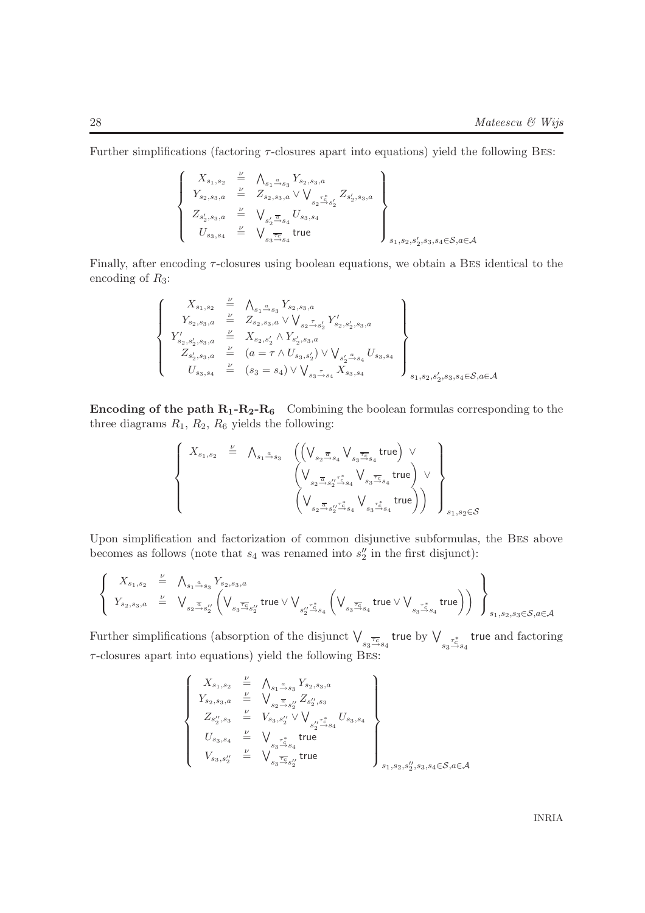Further simplifications (factoring $\tau$-closures apart into equations) yield the following Bes:

$$\left\{\begin{array}{lcl}
X_{s_1,s_2} & \stackrel{\nu}{=} & \bigwedge_{s_1 \stackrel{a}{\rightarrow} s_3} Y_{s_2,s_3,a} \\
Y_{s_2,s_3,a} & \stackrel{\nu}{=} & Z_{s_2,s_3,a} \vee \bigvee_{s_2 \stackrel{\tau_c^*}{\rightarrow} s_2'} Z_{s_2',s_3,a} \\
Z_{s_2',s_3,a} & \stackrel{\nu}{=} & \bigvee_{s_2' \stackrel{\overline{a}}{\rightarrow} s_4} U_{s_3,s_4} \\
U_{s_3,s_4} & \stackrel{\nu}{=} & \bigvee_{s_3 \stackrel{\overline{\tau_c}}{\rightarrow} s_4} \mathsf{true}
\end{array}\right\}_{s_1,s_2,s_2',s_3,s_4 \in \mathcal{S}, a \in \mathcal{A}}$$

Finally, after encoding $\tau$-closures using boolean equations, we obtain a Bes identical to the encoding of $R_3$:

$$\left\{\begin{array}{lcl}
X_{s_1,s_2} & \stackrel{\nu}{=} & \bigwedge_{s_1 \stackrel{a}{\rightarrow} s_3} Y_{s_2,s_3,a} \\
Y_{s_2,s_3,a} & \stackrel{\nu}{=} & Z_{s_2,s_3,a} \vee \bigvee_{s_2 \stackrel{\tau}{\rightarrow} s_2'} Y'_{s_2,s_2',s_3,a} \\
Y'_{s_2,s_2',s_3,a} & \stackrel{\nu}{=} & X_{s_2,s_2'} \wedge Y_{s_2',s_3,a} \\
Z_{s_2',s_3,a} & \stackrel{\nu}{=} & (a = \tau \wedge U_{s_3,s_2'}) \vee \bigvee_{s_2' \stackrel{a}{\rightarrow} s_4} U_{s_3,s_4} \\
U_{s_3,s_4} & \stackrel{\nu}{=} & (s_3 = s_4) \vee \bigvee_{s_3 \stackrel{\tau}{\rightarrow} s_4} X_{s_3,s_4}
\end{array}\right\}_{s_1,s_2,s_2',s_3,s_4 \in \mathcal{S}, a \in \mathcal{A}}$$

**Encoding of the path $\mathbf{R_1}$-$\mathbf{R_2}$-$\mathbf{R_6}$** Combining the boolean formulas corresponding to the three diagrams $R_1$, $R_2$, $R_6$ yields the following:

$$\left\{\begin{array}{lcl}
X_{s_1,s_2} & \stackrel{\nu}{=} & \bigwedge_{s_1 \stackrel{a}{\rightarrow} s_3} \Big( \Big(\bigvee_{s_2 \stackrel{\overline{a}}{\rightarrow} s_4} \bigvee_{s_3 \stackrel{\overline{\tau_c}}{\rightarrow} s_4} \mathsf{true}\Big) \vee \\
& & \quad \Big(\bigvee_{s_2 \stackrel{\overline{a}}{\rightarrow} s_2'' \stackrel{\tau_c^*}{\rightarrow} s_4} \bigvee_{s_3 \stackrel{\overline{\tau_c}}{\rightarrow} s_4} \mathsf{true}\Big) \vee \\
& & \quad \Big(\bigvee_{s_2 \stackrel{\overline{a}}{\rightarrow} s_2'' \stackrel{\tau_c^*}{\rightarrow} s_4} \bigvee_{s_3 \stackrel{\tau_c^*}{\rightarrow} s_4} \mathsf{true}\Big)\Big)
\end{array}\right\}_{s_1,s_2 \in \mathcal{S}}$$

Upon simplification and factorization of common disjunctive subformulas, the Bes above becomes as follows (note that $s_4$ was renamed into $s_2''$ in the first disjunct):

$$\left\{\begin{array}{lcl}
X_{s_1,s_2} & \stackrel{\nu}{=} & \bigwedge_{s_1 \stackrel{a}{\rightarrow} s_3} Y_{s_2,s_3,a} \\
Y_{s_2,s_3,a} & \stackrel{\nu}{=} & \bigvee_{s_2 \stackrel{\overline{a}}{\rightarrow} s_2''} \Big(\bigvee_{s_3 \stackrel{\overline{\tau_c}}{\rightarrow} s_2''} \mathsf{true} \vee \bigvee_{s_2'' \stackrel{\tau_c^*}{\rightarrow} s_4} \Big(\bigvee_{s_3 \stackrel{\overline{\tau_c}}{\rightarrow} s_4} \mathsf{true} \vee \bigvee_{s_3 \stackrel{\tau_c^*}{\rightarrow} s_4} \mathsf{true}\Big)\Big)
\end{array}\right\}_{s_1,s_2,s_3 \in \mathcal{S}, a \in \mathcal{A}}$$

Further simplifications (absorption of the disjunct $\bigvee_{s_3 \stackrel{\overline{\tau_c}}{\rightarrow} s_4} \mathsf{true}$ by $\bigvee_{s_3 \stackrel{\tau_c^*}{\rightarrow} s_4} \mathsf{true}$ and factoring $\tau$-closures apart into equations) yield the following Bes:

$$\left\{\begin{array}{lcl}
X_{s_1,s_2} & \stackrel{\nu}{=} & \bigwedge_{s_1 \stackrel{a}{\rightarrow} s_3} Y_{s_2,s_3,a} \\
Y_{s_2,s_3,a} & \stackrel{\nu}{=} & \bigvee_{s_2 \stackrel{\overline{a}}{\rightarrow} s_2''} Z_{s_2'',s_3} \\
Z_{s_2'',s_3} & \stackrel{\nu}{=} & V_{s_3,s_2''} \vee \bigvee_{s_2'' \stackrel{\tau_c^*}{\rightarrow} s_4} U_{s_3,s_4} \\
U_{s_3,s_4} & \stackrel{\nu}{=} & \bigvee_{s_3 \stackrel{\tau_c^*}{\rightarrow} s_4} \mathsf{true} \\
V_{s_3,s_2''} & \stackrel{\nu}{=} & \bigvee_{s_3 \stackrel{\overline{\tau_c}}{\rightarrow} s_2''} \mathsf{true}
\end{array}\right\}_{s_1,s_2,s_2'',s_3,s_4 \in \mathcal{S}, a \in \mathcal{A}}$$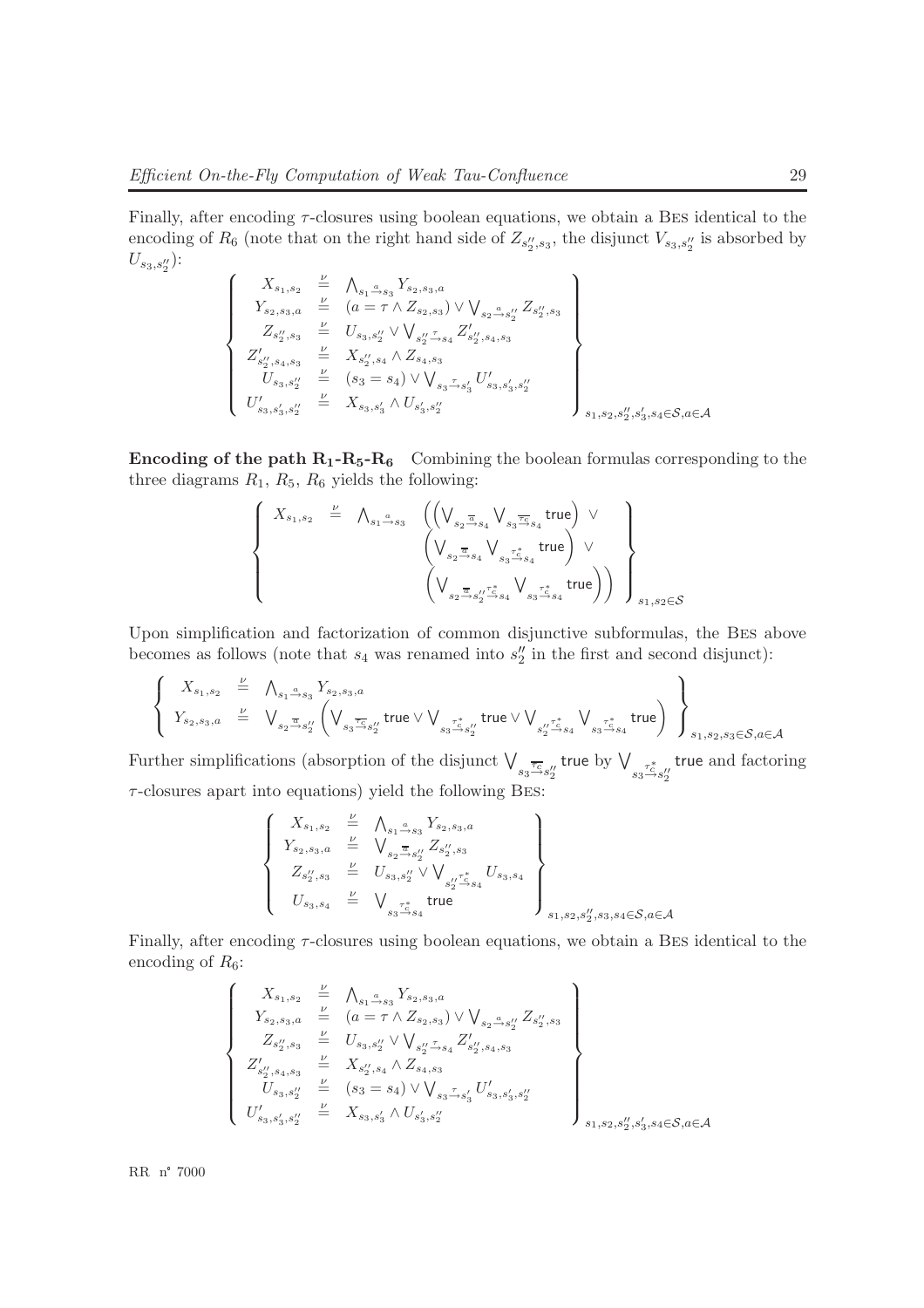Finally, after encoding $\tau$-closures using boolean equations, we obtain a BES identical to the encoding of $R_6$ (note that on the right hand side of $Z_{s_2'',s_3}$, the disjunct $V_{s_3,s_2''}$ is absorbed by $U_{s_3,s_2''}$):

$$
\left\{
\begin{array}{lcl}
X_{s_1,s_2} & \stackrel{\nu}{=} & \bigwedge_{s_1 \stackrel{a}{\rightarrow} s_3} Y_{s_2,s_3,a} \\
Y_{s_2,s_3,a} & \stackrel{\nu}{=} & (a = \tau \wedge Z_{s_2,s_3}) \vee \bigvee_{s_2 \stackrel{a}{\rightarrow} s_2''} Z_{s_2'',s_3} \\
Z_{s_2'',s_3} & \stackrel{\nu}{=} & U_{s_3,s_2''} \vee \bigvee_{s_2'' \stackrel{\tau}{\rightarrow} s_4} Z'_{s_2'',s_4,s_3} \\
Z'_{s_2'',s_4,s_3} & \stackrel{\nu}{=} & X_{s_2'',s_4} \wedge Z_{s_4,s_3} \\
U_{s_3,s_2''} & \stackrel{\nu}{=} & (s_3 = s_4) \vee \bigvee_{s_3 \stackrel{\tau}{\rightarrow} s_3'} U'_{s_3,s_3',s_2''} \\
U'_{s_3,s_3',s_2''} & \stackrel{\nu}{=} & X_{s_3,s_3'} \wedge U_{s_3',s_2''}
\end{array}
\right\}_{s_1,s_2,s_2'',s_3',s_4 \in \mathcal{S}, a \in \mathcal{A}}
$$

**Encoding of the path $\mathbf{R_1}$-$\mathbf{R_5}$-$\mathbf{R_6}$** Combining the boolean formulas corresponding to the three diagrams $R_1$, $R_5$, $R_6$ yields the following:

$$
\left\{
\begin{array}{lcl}
X_{s_1,s_2} & \stackrel{\nu}{=} & \bigwedge_{s_1 \stackrel{a}{\rightarrow} s_3} \Big( \Big( \bigvee_{s_2 \stackrel{\overline{a}}{\rightarrow} s_4} \bigvee_{s_3 \stackrel{\overline{\tau_c}}{\rightarrow} s_4} \mathsf{true} \Big) \vee \\
& & \Big( \bigvee_{s_2 \stackrel{\overline{a}}{\rightarrow} s_4} \bigvee_{s_3 \stackrel{\tau_c^*}{\rightarrow} s_4} \mathsf{true} \Big) \vee \\
& & \Big( \bigvee_{s_2 \stackrel{\overline{a}}{\rightarrow} s_2'' \stackrel{\tau_c^*}{\rightarrow} s_4} \bigvee_{s_3 \stackrel{\tau_c^*}{\rightarrow} s_4} \mathsf{true} \Big) \Big)
\end{array}
\right\}_{s_1,s_2 \in \mathcal{S}}
$$

Upon simplification and factorization of common disjunctive subformulas, the BES above becomes as follows (note that $s_4$ was renamed into $s_2''$ in the first and second disjunct):

$$
\left\{
\begin{array}{lcl}
X_{s_1,s_2} & \stackrel{\nu}{=} & \bigwedge_{s_1 \stackrel{a}{\rightarrow} s_3} Y_{s_2,s_3,a} \\
Y_{s_2,s_3,a} & \stackrel{\nu}{=} & \bigvee_{s_2 \stackrel{\overline{a}}{\rightarrow} s_2''} \Big( \bigvee_{s_3 \stackrel{\overline{\tau_c}}{\rightarrow} s_2''} \mathsf{true} \vee \bigvee_{s_3 \stackrel{\tau_c^*}{\rightarrow} s_2''} \mathsf{true} \vee \bigvee_{s_2'' \stackrel{\tau_c^*}{\rightarrow} s_4} \bigvee_{s_3 \stackrel{\tau_c^*}{\rightarrow} s_4} \mathsf{true} \Big)
\end{array}
\right\}_{s_1,s_2,s_3 \in \mathcal{S}, a \in \mathcal{A}}
$$

Further simplifications (absorption of the disjunct $\bigvee_{s_3 \stackrel{\overline{\tau_c}}{\rightarrow} s_2''} \mathsf{true}$ by $\bigvee_{s_3 \stackrel{\tau_c^*}{\rightarrow} s_2''} \mathsf{true}$ and factoring $\tau$-closures apart into equations) yield the following BES:

$$
\left\{
\begin{array}{lcl}
X_{s_1,s_2} & \stackrel{\nu}{=} & \bigwedge_{s_1 \stackrel{a}{\rightarrow} s_3} Y_{s_2,s_3,a} \\
Y_{s_2,s_3,a} & \stackrel{\nu}{=} & \bigvee_{s_2 \stackrel{\overline{a}}{\rightarrow} s_2''} Z_{s_2'',s_3} \\
Z_{s_2'',s_3} & \stackrel{\nu}{=} & U_{s_3,s_2''} \vee \bigvee_{s_2'' \stackrel{\tau_c^*}{\rightarrow} s_4} U_{s_3,s_4} \\
U_{s_3,s_4} & \stackrel{\nu}{=} & \bigvee_{s_3 \stackrel{\tau_c^*}{\rightarrow} s_4} \mathsf{true}
\end{array}
\right\}_{s_1,s_2,s_2'',s_3,s_4 \in \mathcal{S}, a \in \mathcal{A}}
$$

Finally, after encoding $\tau$-closures using boolean equations, we obtain a BES identical to the encoding of $R_6$:

$$
\left\{
\begin{array}{lcl}
X_{s_1,s_2} & \stackrel{\nu}{=} & \bigwedge_{s_1 \stackrel{a}{\rightarrow} s_3} Y_{s_2,s_3,a} \\
Y_{s_2,s_3,a} & \stackrel{\nu}{=} & (a = \tau \wedge Z_{s_2,s_3}) \vee \bigvee_{s_2 \stackrel{a}{\rightarrow} s_2''} Z_{s_2'',s_3} \\
Z_{s_2'',s_3} & \stackrel{\nu}{=} & U_{s_3,s_2''} \vee \bigvee_{s_2'' \stackrel{\tau}{\rightarrow} s_4} Z'_{s_2'',s_4,s_3} \\
Z'_{s_2'',s_4,s_3} & \stackrel{\nu}{=} & X_{s_2'',s_4} \wedge Z_{s_4,s_3} \\
U_{s_3,s_2''} & \stackrel{\nu}{=} & (s_3 = s_4) \vee \bigvee_{s_3 \stackrel{\tau}{\rightarrow} s_3'} U'_{s_3,s_3',s_2''} \\
U'_{s_3,s_3',s_2''} & \stackrel{\nu}{=} & X_{s_3,s_3'} \wedge U_{s_3',s_2''}
\end{array}
\right\}_{s_1,s_2,s_2'',s_3',s_4 \in \mathcal{S}, a \in \mathcal{A}}
$$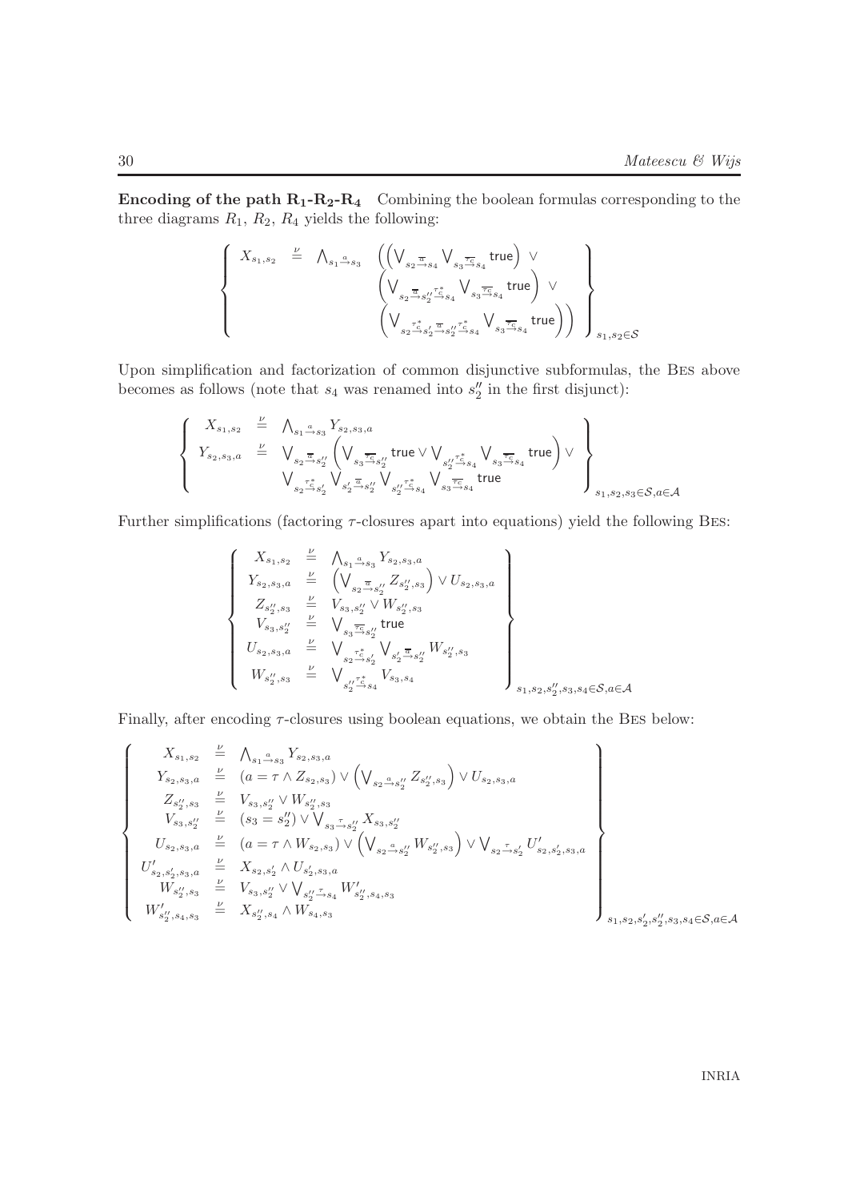**Encoding of the path $\mathbf{R_1}$-$\mathbf{R_2}$-$\mathbf{R_4}$** Combining the boolean formulas corresponding to the three diagrams $R_1$, $R_2$, $R_4$ yields the following:

$$\left\{ \begin{array}{lcl} X_{s_1,s_2} & \stackrel{\nu}{=} & \bigwedge_{s_1 \xrightarrow{a} s_3} \Big( \Big( \bigvee_{s_2 \xrightarrow{\overline{a}} s_4} \bigvee_{s_3 \xrightarrow{\overline{\tau_c}} s_4} \mathsf{true} \Big) \vee \\ & & \Big( \bigvee_{s_2 \xrightarrow{\overline{a}} s_2'' \xrightarrow{\tau_c^*} s_4} \bigvee_{s_3 \xrightarrow{\overline{\tau_c}} s_4} \mathsf{true} \Big) \vee \\ & & \Big( \bigvee_{s_2 \xrightarrow{\tau_c^*} s_2' \xrightarrow{\overline{a}} s_2'' \xrightarrow{\tau_c^*} s_4} \bigvee_{s_3 \xrightarrow{\overline{\tau_c}} s_4} \mathsf{true} \Big) \Big) \end{array} \right\}_{s_1,s_2 \in \mathcal{S}}$$

Upon simplification and factorization of common disjunctive subformulas, the Bes above becomes as follows (note that $s_4$ was renamed into $s_2''$ in the first disjunct):

$$\left\{ \begin{array}{lcl} X_{s_1,s_2} & \stackrel{\nu}{=} & \bigwedge_{s_1 \xrightarrow{a} s_3} Y_{s_2,s_3,a} \\ Y_{s_2,s_3,a} & \stackrel{\nu}{=} & \bigvee_{s_2 \xrightarrow{\overline{a}} s_2''} \Big( \bigvee_{s_3 \xrightarrow{\overline{\tau_c}} s_2''} \mathsf{true} \vee \bigvee_{s_2'' \xrightarrow{\tau_c^*} s_4} \bigvee_{s_3 \xrightarrow{\overline{\tau_c}} s_4} \mathsf{true} \Big) \vee \\ & & \bigvee_{s_2 \xrightarrow{\tau_c^*} s_2'} \bigvee_{s_2' \xrightarrow{\overline{a}} s_2''} \bigvee_{s_2'' \xrightarrow{\tau_c^*} s_4} \bigvee_{s_3 \xrightarrow{\overline{\tau_c}} s_4} \mathsf{true} \end{array} \right\}_{s_1,s_2,s_3 \in \mathcal{S}, a \in \mathcal{A}}$$

Further simplifications (factoring $\tau$-closures apart into equations) yield the following Bes:

$$\left\{ \begin{array}{lcl} X_{s_1,s_2} & \stackrel{\nu}{=} & \bigwedge_{s_1 \xrightarrow{a} s_3} Y_{s_2,s_3,a} \\ Y_{s_2,s_3,a} & \stackrel{\nu}{=} & \Big( \bigvee_{s_2 \xrightarrow{\overline{a}} s_2''} Z_{s_2'',s_3} \Big) \vee U_{s_2,s_3,a} \\ Z_{s_2'',s_3} & \stackrel{\nu}{=} & V_{s_3,s_2''} \vee W_{s_2'',s_3} \\ V_{s_3,s_2''} & \stackrel{\nu}{=} & \bigvee_{s_3 \xrightarrow{\overline{\tau_c}} s_2''} \mathsf{true} \\ U_{s_2,s_3,a} & \stackrel{\nu}{=} & \bigvee_{s_2 \xrightarrow{\tau_c^*} s_2'} \bigvee_{s_2' \xrightarrow{\overline{a}} s_2''} W_{s_2'',s_3} \\ W_{s_2'',s_3} & \stackrel{\nu}{=} & \bigvee_{s_2'' \xrightarrow{\tau_c^*} s_4} V_{s_3,s_4} \end{array} \right\}_{s_1,s_2,s_2'',s_3,s_4 \in \mathcal{S}, a \in \mathcal{A}}$$

Finally, after encoding $\tau$-closures using boolean equations, we obtain the Bes below:

$$\left\{ \begin{array}{lcl} X_{s_1,s_2} & \stackrel{\nu}{=} & \bigwedge_{s_1 \xrightarrow{a} s_3} Y_{s_2,s_3,a} \\ Y_{s_2,s_3,a} & \stackrel{\nu}{=} & (a = \tau \wedge Z_{s_2,s_3}) \vee \Big( \bigvee_{s_2 \xrightarrow{a} s_2''} Z_{s_2'',s_3} \Big) \vee U_{s_2,s_3,a} \\ Z_{s_2'',s_3} & \stackrel{\nu}{=} & V_{s_3,s_2''} \vee W_{s_2'',s_3} \\ V_{s_3,s_2''} & \stackrel{\nu}{=} & (s_3 = s_2'') \vee \bigvee_{s_3 \xrightarrow{\tau} s_2''} X_{s_3,s_2''} \\ U_{s_2,s_3,a} & \stackrel{\nu}{=} & (a = \tau \wedge W_{s_2,s_3}) \vee \Big( \bigvee_{s_2 \xrightarrow{a} s_2''} W_{s_2'',s_3} \Big) \vee \bigvee_{s_2 \xrightarrow{\tau} s_2'} U'_{s_2,s_2',s_3,a} \\ U'_{s_2,s_2',s_3,a} & \stackrel{\nu}{=} & X_{s_2,s_2'} \wedge U_{s_2',s_3,a} \\ W_{s_2'',s_3} & \stackrel{\nu}{=} & V_{s_3,s_2''} \vee \bigvee_{s_2'' \xrightarrow{\tau} s_4} W'_{s_2'',s_4,s_3} \\ W'_{s_2'',s_4,s_3} & \stackrel{\nu}{=} & X_{s_2'',s_4} \wedge W_{s_4,s_3} \end{array} \right\}_{s_1,s_2,s_2',s_2'',s_3,s_4 \in \mathcal{S}, a \in \mathcal{A}}$$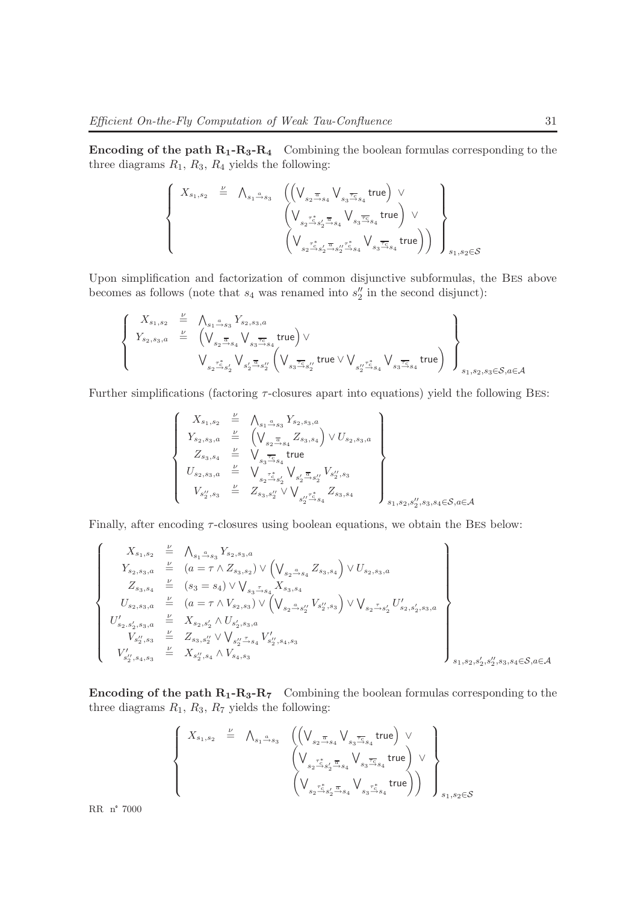**Encoding of the path $\mathbf{R_1}$-$\mathbf{R_3}$-$\mathbf{R_4}$** Combining the boolean formulas corresponding to the three diagrams $R_1$, $R_3$, $R_4$ yields the following:

$$\left\{ \begin{array}{lll} X_{s_1,s_2} & \stackrel{\nu}{=} & \bigwedge_{s_1 \stackrel{a}{\rightarrow} s_3} \quad \Big( \Big( \bigvee_{s_2 \stackrel{\overline{a}}{\rightarrow} s_4} \bigvee_{s_3 \stackrel{\overline{\tau_c}}{\rightarrow} s_4} \mathsf{true} \Big) \vee \\ & & \qquad \Big( \bigvee_{s_2 \stackrel{\tau_c^*}{\rightarrow} s_2' \stackrel{\overline{a}}{\rightarrow} s_4} \bigvee_{s_3 \stackrel{\overline{\tau_c}}{\rightarrow} s_4} \mathsf{true} \Big) \vee \\ & & \qquad \Big( \bigvee_{s_2 \stackrel{\tau_c^*}{\rightarrow} s_2' \stackrel{\overline{a}}{\rightarrow} s_2'' \stackrel{\tau_c^*}{\rightarrow} s_4} \bigvee_{s_3 \stackrel{\overline{\tau_c}}{\rightarrow} s_4} \mathsf{true} \Big) \Big) \end{array} \right\}_{s_1,s_2 \in \mathcal{S}}$$

Upon simplification and factorization of common disjunctive subformulas, the Bes above becomes as follows (note that $s_4$ was renamed into $s_2''$ in the second disjunct):

$$\left\{ \begin{array}{lll} X_{s_1,s_2} & \stackrel{\nu}{=} & \bigwedge_{s_1 \stackrel{a}{\rightarrow} s_3} Y_{s_2,s_3,a} \\ Y_{s_2,s_3,a} & \stackrel{\nu}{=} & \Big( \bigvee_{s_2 \stackrel{\overline{a}}{\rightarrow} s_4} \bigvee_{s_3 \stackrel{\overline{\tau_c}}{\rightarrow} s_4} \mathsf{true} \Big) \vee \\ & & \bigvee_{s_2 \stackrel{\tau_c^*}{\rightarrow} s_2'} \bigvee_{s_2' \stackrel{\overline{a}}{\rightarrow} s_2''} \Big( \bigvee_{s_3 \stackrel{\overline{\tau_c}}{\rightarrow} s_2''} \mathsf{true} \vee \bigvee_{s_2'' \stackrel{\tau_c^*}{\rightarrow} s_4} \bigvee_{s_3 \stackrel{\overline{\tau_c}}{\rightarrow} s_4} \mathsf{true} \Big) \end{array} \right\}_{s_1,s_2,s_3 \in \mathcal{S}, a \in \mathcal{A}}$$

Further simplifications (factoring $\tau$-closures apart into equations) yield the following Bes:

$$\left\{ \begin{array}{lll} X_{s_1,s_2} & \stackrel{\nu}{=} & \bigwedge_{s_1 \stackrel{a}{\rightarrow} s_3} Y_{s_2,s_3,a} \\ Y_{s_2,s_3,a} & \stackrel{\nu}{=} & \Big( \bigvee_{s_2 \stackrel{\overline{a}}{\rightarrow} s_4} Z_{s_3,s_4} \Big) \vee U_{s_2,s_3,a} \\ Z_{s_3,s_4} & \stackrel{\nu}{=} & \bigvee_{s_3 \stackrel{\overline{\tau_c}}{\rightarrow} s_4} \mathsf{true} \\ U_{s_2,s_3,a} & \stackrel{\nu}{=} & \bigvee_{s_2 \stackrel{\tau_c^*}{\rightarrow} s_2'} \bigvee_{s_2' \stackrel{\overline{a}}{\rightarrow} s_2''} V_{s_2'',s_3} \\ V_{s_2'',s_3} & \stackrel{\nu}{=} & Z_{s_3,s_2''} \vee \bigvee_{s_2'' \stackrel{\tau_c^*}{\rightarrow} s_4} Z_{s_3,s_4} \end{array} \right\}_{s_1,s_2,s_2'',s_3,s_4 \in \mathcal{S}, a \in \mathcal{A}}$$

Finally, after encoding $\tau$-closures using boolean equations, we obtain the Bes below:

$$\left\{ \begin{array}{lll} X_{s_1,s_2} & \stackrel{\nu}{=} & \bigwedge_{s_1 \stackrel{a}{\rightarrow} s_3} Y_{s_2,s_3,a} \\ Y_{s_2,s_3,a} & \stackrel{\nu}{=} & (a = \tau \wedge Z_{s_3,s_2}) \vee \Big( \bigvee_{s_2 \stackrel{a}{\rightarrow} s_4} Z_{s_3,s_4} \Big) \vee U_{s_2,s_3,a} \\ Z_{s_3,s_4} & \stackrel{\nu}{=} & (s_3 = s_4) \vee \bigvee_{s_3 \stackrel{\tau}{\rightarrow} s_4} X_{s_3,s_4} \\ U_{s_2,s_3,a} & \stackrel{\nu}{=} & (a = \tau \wedge V_{s_2,s_3}) \vee \Big( \bigvee_{s_2 \stackrel{a}{\rightarrow} s_2''} V_{s_2'',s_3} \Big) \vee \bigvee_{s_2 \stackrel{\tau}{\rightarrow} s_2'} U'_{s_2,s_2',s_3,a} \\ U'_{s_2.s_2',s_3,a} & \stackrel{\nu}{=} & X_{s_2,s_2'} \wedge U_{s_2',s_3,a} \\ V_{s_2'',s_3} & \stackrel{\nu}{=} & Z_{s_3,s_2''} \vee \bigvee_{s_2'' \stackrel{\tau}{\rightarrow} s_4} V'_{s_2'',s_4,s_3} \\ V'_{s_2'',s_4,s_3} & \stackrel{\nu}{=} & X_{s_2'',s_4} \wedge V_{s_4,s_3} \end{array} \right\}_{s_1,s_2,s_2',s_2'',s_3,s_4 \in \mathcal{S}, a \in \mathcal{A}}$$

**Encoding of the path $\mathbf{R_1}$-$\mathbf{R_3}$-$\mathbf{R_7}$** Combining the boolean formulas corresponding to the three diagrams $R_1$, $R_3$, $R_7$ yields the following:

$$\left\{ \begin{array}{lll} X_{s_1,s_2} & \stackrel{\nu}{=} & \bigwedge_{s_1 \stackrel{a}{\rightarrow} s_3} \quad \Big( \Big( \bigvee_{s_2 \stackrel{\overline{a}}{\rightarrow} s_4} \bigvee_{s_3 \stackrel{\overline{\tau_c}}{\rightarrow} s_4} \mathsf{true} \Big) \vee \\ & & \qquad \Big( \bigvee_{s_2 \stackrel{\tau_c^*}{\rightarrow} s_2' \stackrel{\overline{a}}{\rightarrow} s_4} \bigvee_{s_3 \stackrel{\overline{\tau_c}}{\rightarrow} s_4} \mathsf{true} \Big) \vee \\ & & \qquad \Big( \bigvee_{s_2 \stackrel{\tau_c^*}{\rightarrow} s_2' \stackrel{\overline{a}}{\rightarrow} s_4} \bigvee_{s_3 \stackrel{\tau_c^*}{\rightarrow} s_4} \mathsf{true} \Big) \Big) \end{array} \right\}_{s_1,s_2 \in \mathcal{S}}$$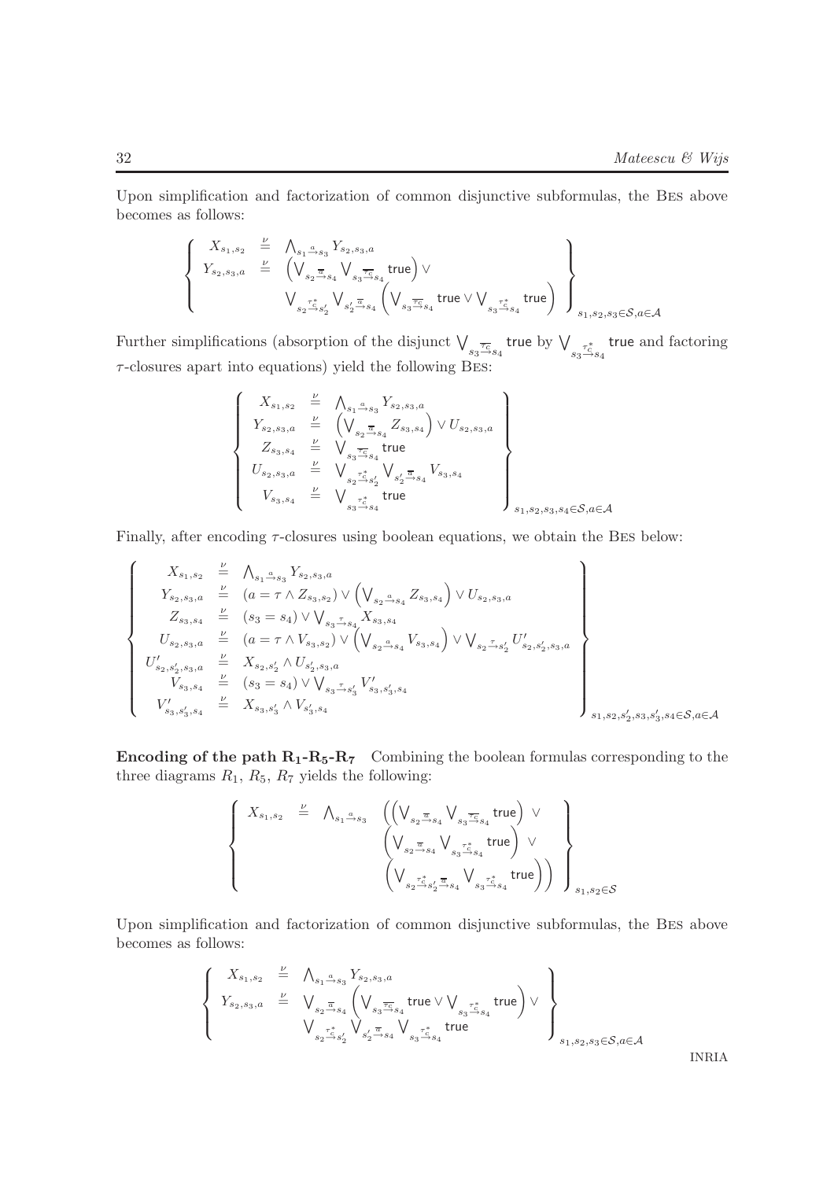Upon simplification and factorization of common disjunctive subformulas, the BES above becomes as follows:

$$\left\{ \begin{array}{rcl} X_{s_1,s_2} & \stackrel{\nu}{=} & \bigwedge_{s_1 \stackrel{a}{\rightarrow} s_3} Y_{s_2,s_3,a} \\ Y_{s_2,s_3,a} & \stackrel{\nu}{=} & \left( \bigvee_{s_2 \stackrel{\overline{a}}{\rightarrow} s_4} \bigvee_{s_3 \stackrel{\overline{\tau_c}}{\rightarrow} s_4} \mathsf{true} \right) \vee \\ & & \bigvee_{s_2 \stackrel{\tau_c^*}{\rightarrow} s_2'} \bigvee_{s_2' \stackrel{\overline{a}}{\rightarrow} s_4} \left( \bigvee_{s_3 \stackrel{\overline{\tau_c}}{\rightarrow} s_4} \mathsf{true} \vee \bigvee_{s_3 \stackrel{\tau_c^*}{\rightarrow} s_4} \mathsf{true} \right) \end{array} \right\}_{s_1,s_2,s_3 \in \mathcal{S}, a \in \mathcal{A}}$$

Further simplifications (absorption of the disjunct $\bigvee_{s_3 \stackrel{\overline{\tau_c}}{\rightarrow} s_4} \mathsf{true}$ by $\bigvee_{s_3 \stackrel{\tau_c^*}{\rightarrow} s_4} \mathsf{true}$ and factoring $\tau$-closures apart into equations) yield the following BES:

$$\left\{ \begin{array}{rcl} X_{s_1,s_2} & \stackrel{\nu}{=} & \bigwedge_{s_1 \stackrel{a}{\rightarrow} s_3} Y_{s_2,s_3,a} \\ Y_{s_2,s_3,a} & \stackrel{\nu}{=} & \left( \bigvee_{s_2 \stackrel{\overline{a}}{\rightarrow} s_4} Z_{s_3,s_4} \right) \vee U_{s_2,s_3,a} \\ Z_{s_3,s_4} & \stackrel{\nu}{=} & \bigvee_{s_3 \stackrel{\overline{\tau_c}}{\rightarrow} s_4} \mathsf{true} \\ U_{s_2,s_3,a} & \stackrel{\nu}{=} & \bigvee_{s_2 \stackrel{\tau_c^*}{\rightarrow} s_2'} \bigvee_{s_2' \stackrel{\overline{a}}{\rightarrow} s_4} V_{s_3,s_4} \\ V_{s_3,s_4} & \stackrel{\nu}{=} & \bigvee_{s_3 \stackrel{\tau_c^*}{\rightarrow} s_4} \mathsf{true} \end{array} \right\}_{s_1,s_2,s_3,s_4 \in \mathcal{S}, a \in \mathcal{A}}$$

Finally, after encoding $\tau$-closures using boolean equations, we obtain the BES below:

$$\left\{ \begin{array}{rcl} X_{s_1,s_2} & \stackrel{\nu}{=} & \bigwedge_{s_1 \stackrel{a}{\rightarrow} s_3} Y_{s_2,s_3,a} \\ Y_{s_2,s_3,a} & \stackrel{\nu}{=} & (a = \tau \wedge Z_{s_3,s_2}) \vee \left( \bigvee_{s_2 \stackrel{a}{\rightarrow} s_4} Z_{s_3,s_4} \right) \vee U_{s_2,s_3,a} \\ Z_{s_3,s_4} & \stackrel{\nu}{=} & (s_3 = s_4) \vee \bigvee_{s_3 \stackrel{\tau}{\rightarrow} s_4} X_{s_3,s_4} \\ U_{s_2,s_3,a} & \stackrel{\nu}{=} & (a = \tau \wedge V_{s_3,s_2}) \vee \left( \bigvee_{s_2 \stackrel{a}{\rightarrow} s_4} V_{s_3,s_4} \right) \vee \bigvee_{s_2 \stackrel{\tau}{\rightarrow} s_2'} U'_{s_2,s_2',s_3,a} \\ U'_{s_2,s_2',s_3,a} & \stackrel{\nu}{=} & X_{s_2,s_2'} \wedge U_{s_2',s_3,a} \\ V_{s_3,s_4} & \stackrel{\nu}{=} & (s_3 = s_4) \vee \bigvee_{s_3 \stackrel{\tau}{\rightarrow} s_3'} V'_{s_3,s_3',s_4} \\ V'_{s_3,s_3',s_4} & \stackrel{\nu}{=} & X_{s_3,s_3'} \wedge V_{s_3',s_4} \end{array} \right\}_{s_1,s_2,s_2',s_3,s_3',s_4 \in \mathcal{S}, a \in \mathcal{A}}$$

**Encoding of the path $\mathbf{R_1}$-$\mathbf{R_5}$-$\mathbf{R_7}$** Combining the boolean formulas corresponding to the three diagrams $R_1$, $R_5$, $R_7$ yields the following:

$$\left\{ \begin{array}{rcl} X_{s_1,s_2} & \stackrel{\nu}{=} & \bigwedge_{s_1 \stackrel{a}{\rightarrow} s_3} \left( \left( \bigvee_{s_2 \stackrel{\overline{a}}{\rightarrow} s_4} \bigvee_{s_3 \stackrel{\overline{\tau_c}}{\rightarrow} s_4} \mathsf{true} \right) \vee \right. \\ & & \left( \bigvee_{s_2 \stackrel{\overline{a}}{\rightarrow} s_4} \bigvee_{s_3 \stackrel{\tau_c^*}{\rightarrow} s_4} \mathsf{true} \right) \vee \\ & & \left. \left( \bigvee_{s_2 \stackrel{\tau_c^*}{\rightarrow} s_2' \stackrel{\overline{a}}{\rightarrow} s_4} \bigvee_{s_3 \stackrel{\tau_c^*}{\rightarrow} s_4} \mathsf{true} \right) \right) \end{array} \right\}_{s_1,s_2 \in \mathcal{S}}$$

Upon simplification and factorization of common disjunctive subformulas, the BES above becomes as follows:

$$\left\{ \begin{array}{rcl} X_{s_1,s_2} & \stackrel{\nu}{=} & \bigwedge_{s_1 \stackrel{a}{\rightarrow} s_3} Y_{s_2,s_3,a} \\ Y_{s_2,s_3,a} & \stackrel{\nu}{=} & \bigvee_{s_2 \stackrel{\overline{a}}{\rightarrow} s_4} \left( \bigvee_{s_3 \stackrel{\overline{\tau_c}}{\rightarrow} s_4} \mathsf{true} \vee \bigvee_{s_3 \stackrel{\tau_c^*}{\rightarrow} s_4} \mathsf{true} \right) \vee \\ & & \bigvee_{s_2 \stackrel{\tau_c^*}{\rightarrow} s_2'} \bigvee_{s_2' \stackrel{\overline{a}}{\rightarrow} s_4} \bigvee_{s_3 \stackrel{\tau_c^*}{\rightarrow} s_4} \mathsf{true} \end{array} \right\}_{s_1,s_2,s_3 \in \mathcal{S}, a \in \mathcal{A}}$$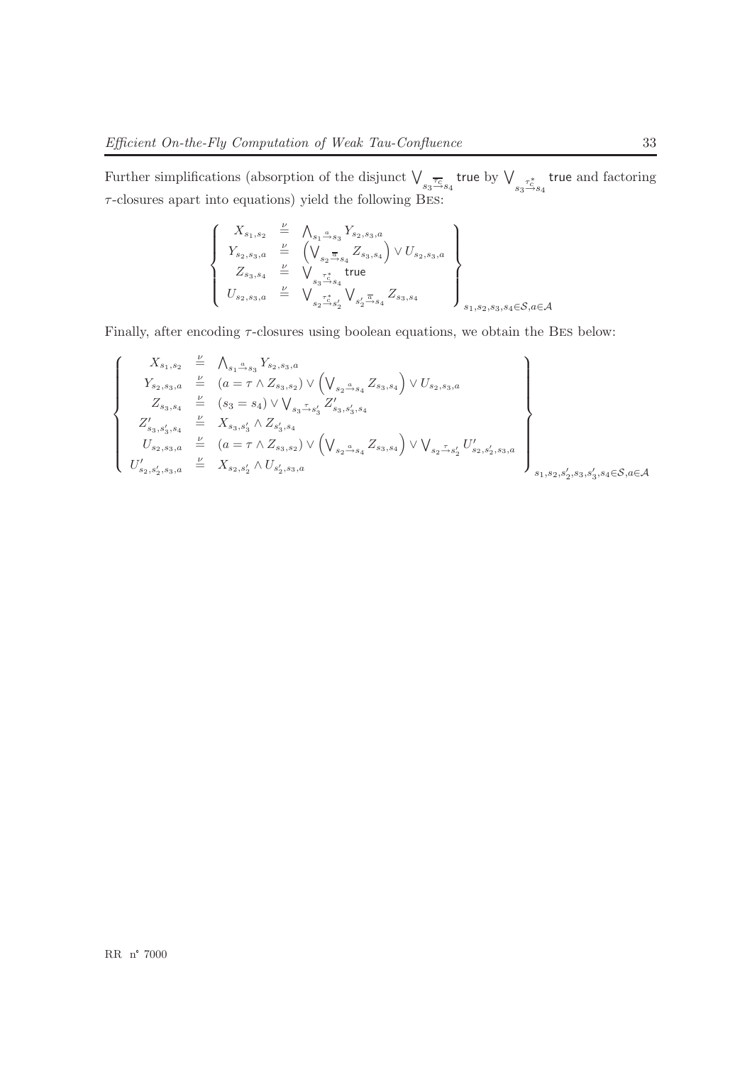Further simplifications (absorption of the disjunct $\bigvee_{s_3 \xrightarrow{\overline{\tau_c}} s_4} \mathsf{true}$ by $\bigvee_{s_3 \xrightarrow{\tau_c^*} s_4} \mathsf{true}$ and factoring $\tau$-closures apart into equations) yield the following BES:

$$
\left\{
\begin{array}{rcl}
X_{s_1,s_2} & \stackrel{\nu}{=} & \bigwedge_{s_1 \xrightarrow{a} s_3} Y_{s_2,s_3,a} \\
Y_{s_2,s_3,a} & \stackrel{\nu}{=} & \left( \bigvee_{s_2 \xrightarrow{\overline{a}} s_4} Z_{s_3,s_4} \right) \vee U_{s_2,s_3,a} \\
Z_{s_3,s_4} & \stackrel{\nu}{=} & \bigvee_{s_3 \xrightarrow{\tau_c^*} s_4} \mathsf{true} \\
U_{s_2,s_3,a} & \stackrel{\nu}{=} & \bigvee_{s_2 \xrightarrow{\tau_c^*} s_2'} \bigvee_{s_2' \xrightarrow{\overline{a}} s_4} Z_{s_3,s_4}
\end{array}
\right\}_{s_1,s_2,s_3,s_4 \in \mathcal{S}, a \in \mathcal{A}}
$$

Finally, after encoding $\tau$-closures using boolean equations, we obtain the BES below:

$$
\left\{
\begin{array}{rcl}
X_{s_1,s_2} & \stackrel{\nu}{=} & \bigwedge_{s_1 \xrightarrow{a} s_3} Y_{s_2,s_3,a} \\
Y_{s_2,s_3,a} & \stackrel{\nu}{=} & (a = \tau \wedge Z_{s_3,s_2}) \vee \left( \bigvee_{s_2 \xrightarrow{a} s_4} Z_{s_3,s_4} \right) \vee U_{s_2,s_3,a} \\
Z_{s_3,s_4} & \stackrel{\nu}{=} & (s_3 = s_4) \vee \bigvee_{s_3 \xrightarrow{\tau} s_3'} Z'_{s_3,s_3',s_4} \\
Z'_{s_3,s_3',s_4} & \stackrel{\nu}{=} & X_{s_3,s_3'} \wedge Z_{s_3',s_4} \\
U_{s_2,s_3,a} & \stackrel{\nu}{=} & (a = \tau \wedge Z_{s_3,s_2}) \vee \left( \bigvee_{s_2 \xrightarrow{a} s_4} Z_{s_3,s_4} \right) \vee \bigvee_{s_2 \xrightarrow{\tau} s_2'} U'_{s_2,s_2',s_3,a} \\
U'_{s_2,s_2',s_3,a} & \stackrel{\nu}{=} & X_{s_2,s_2'} \wedge U_{s_2',s_3,a}
\end{array}
\right\}_{s_1,s_2,s_2',s_3,s_3',s_4 \in \mathcal{S}, a \in \mathcal{A}}
$$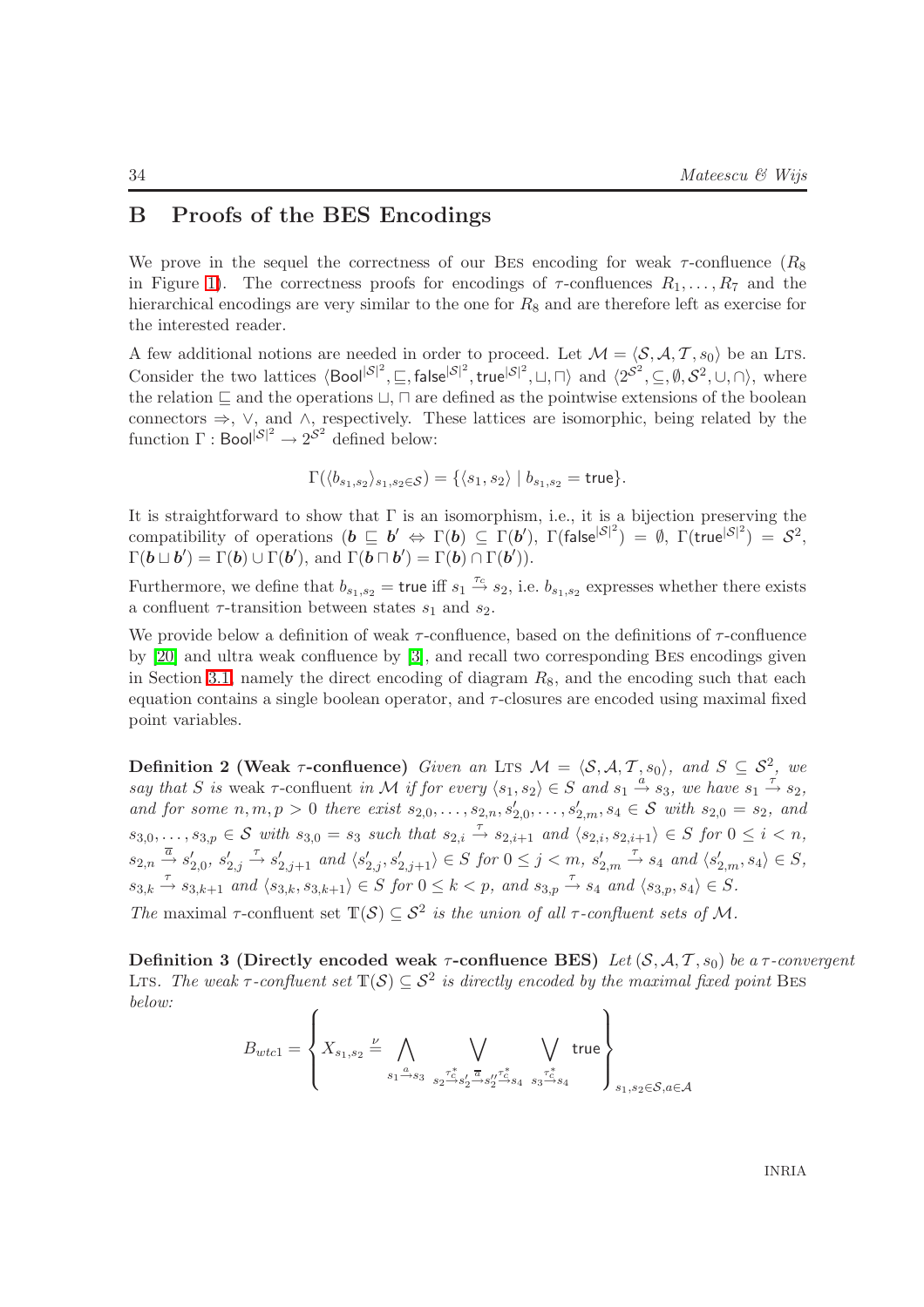## B Proofs of the BES Encodings

We prove in the sequel the correctness of our Bes encoding for weak $\tau$-confluence ($R_8$ in Figure 1). The correctness proofs for encodings of $\tau$-confluences $R_1, \ldots, R_7$ and the hierarchical encodings are very similar to the one for $R_8$ and are therefore left as exercise for the interested reader.

A few additional notions are needed in order to proceed. Let $\mathcal{M} = \langle \mathcal{S}, \mathcal{A}, \mathcal{T}, s_0 \rangle$ be an Lts. Consider the two lattices $\langle \mathsf{Bool}^{|\mathcal{S}|^2}, \sqsubseteq, \mathsf{false}^{|\mathcal{S}|^2}, \mathsf{true}^{|\mathcal{S}|^2}, \sqcup, \sqcap \rangle$ and $\langle 2^{\mathcal{S}^2}, \subseteq, \emptyset, \mathcal{S}^2, \cup, \cap \rangle$, where the relation $\sqsubseteq$ and the operations $\sqcup$, $\sqcap$ are defined as the pointwise extensions of the boolean connectors $\Rightarrow$, $\vee$, and $\wedge$, respectively. These lattices are isomorphic, being related by the function $\Gamma : \mathsf{Bool}^{|\mathcal{S}|^2} \to 2^{\mathcal{S}^2}$ defined below:

$$\Gamma(\langle b_{s_1,s_2} \rangle_{s_1,s_2 \in \mathcal{S}}) = \{ \langle s_1, s_2 \rangle \mid b_{s_1,s_2} = \mathsf{true} \}.$$

It is straightforward to show that $\Gamma$ is an isomorphism, i.e., it is a bijection preserving the compatibility of operations ($\boldsymbol{b} \sqsubseteq \boldsymbol{b}' \Leftrightarrow \Gamma(\boldsymbol{b}) \subseteq \Gamma(\boldsymbol{b}')$, $\Gamma(\mathsf{false}^{|\mathcal{S}|^2}) = \emptyset$, $\Gamma(\mathsf{true}^{|\mathcal{S}|^2}) = \mathcal{S}^2$, $\Gamma(\boldsymbol{b} \sqcup \boldsymbol{b}') = \Gamma(\boldsymbol{b}) \cup \Gamma(\boldsymbol{b}')$, and $\Gamma(\boldsymbol{b} \sqcap \boldsymbol{b}') = \Gamma(\boldsymbol{b}) \cap \Gamma(\boldsymbol{b}')$).

Furthermore, we define that $b_{s_1,s_2} = \mathsf{true}$ iff $s_1 \xrightarrow{\tau_c} s_2$, i.e. $b_{s_1,s_2}$ expresses whether there exists a confluent $\tau$-transition between states $s_1$ and $s_2$.

We provide below a definition of weak $\tau$-confluence, based on the definitions of $\tau$-confluence by [20] and ultra weak confluence by [3], and recall two corresponding Bes encodings given in Section 3.1, namely the direct encoding of diagram $R_8$, and the encoding such that each equation contains a single boolean operator, and $\tau$-closures are encoded using maximal fixed point variables.

**Definition 2 (Weak $\tau$-confluence)** *Given an* Lts $\mathcal{M} = \langle \mathcal{S}, \mathcal{A}, \mathcal{T}, s_0 \rangle$*, and* $S \subseteq \mathcal{S}^2$*, we say that* $S$ *is* weak $\tau$-confluent *in* $\mathcal{M}$ *if for every* $\langle s_1, s_2 \rangle \in S$ *and* $s_1 \xrightarrow{a} s_3$*, we have* $s_1 \xrightarrow{\tau} s_2$*, and for some* $n, m, p > 0$ *there exist* $s_{2,0}, \ldots, s_{2,n}, s'_{2,0}, \ldots, s'_{2,m}, s_4 \in \mathcal{S}$ *with* $s_{2,0} = s_2$*, and* $s_{3,0}, \ldots, s_{3,p} \in \mathcal{S}$ *with* $s_{3,0} = s_3$ *such that* $s_{2,i} \xrightarrow{\tau} s_{2,i+1}$ *and* $\langle s_{2,i}, s_{2,i+1} \rangle \in S$ *for* $0 \leq i < n$*,* $s_{2,n} \xrightarrow{\overline{a}} s'_{2,0}$*,* $s'_{2,j} \xrightarrow{\tau} s'_{2,j+1}$ *and* $\langle s'_{2,j}, s'_{2,j+1} \rangle \in S$ *for* $0 \leq j < m$*,* $s'_{2,m} \xrightarrow{\tau} s_4$ *and* $\langle s'_{2,m}, s_4 \rangle \in S$*,* $s_{3,k} \xrightarrow{\tau} s_{3,k+1}$ *and* $\langle s_{3,k}, s_{3,k+1} \rangle \in S$ *for* $0 \leq k < p$*, and* $s_{3,p} \xrightarrow{\tau} s_4$ *and* $\langle s_{3,p}, s_4 \rangle \in S$*.*
*The* maximal $\tau$-confluent set $\mathbb{T}(\mathcal{S}) \subseteq \mathcal{S}^2$ *is the union of all* $\tau$*-confluent sets of* $\mathcal{M}$*.*

**Definition 3 (Directly encoded weak $\tau$-confluence BES)** *Let* $(\mathcal{S}, \mathcal{A}, \mathcal{T}, s_0)$ *be a* $\tau$*-convergent* Lts*. The weak* $\tau$*-confluent set* $\mathbb{T}(\mathcal{S}) \subseteq \mathcal{S}^2$ *is directly encoded by the maximal fixed point* Bes *below:*

$$B_{wtc1} = \left\{ X_{s_1,s_2} \stackrel{\nu}{=} \bigwedge_{s_1 \xrightarrow{a} s_3} \; \bigvee_{s_2 \xrightarrow{\tau_c^*} s'_2 \xrightarrow{\overline{a}} s''_2 \xrightarrow{\tau_c^*} s_4} \; \bigvee_{s_3 \xrightarrow{\tau_c^*} s_4} \mathsf{true} \right\}_{s_1,s_2 \in \mathcal{S}, a \in \mathcal{A}}$$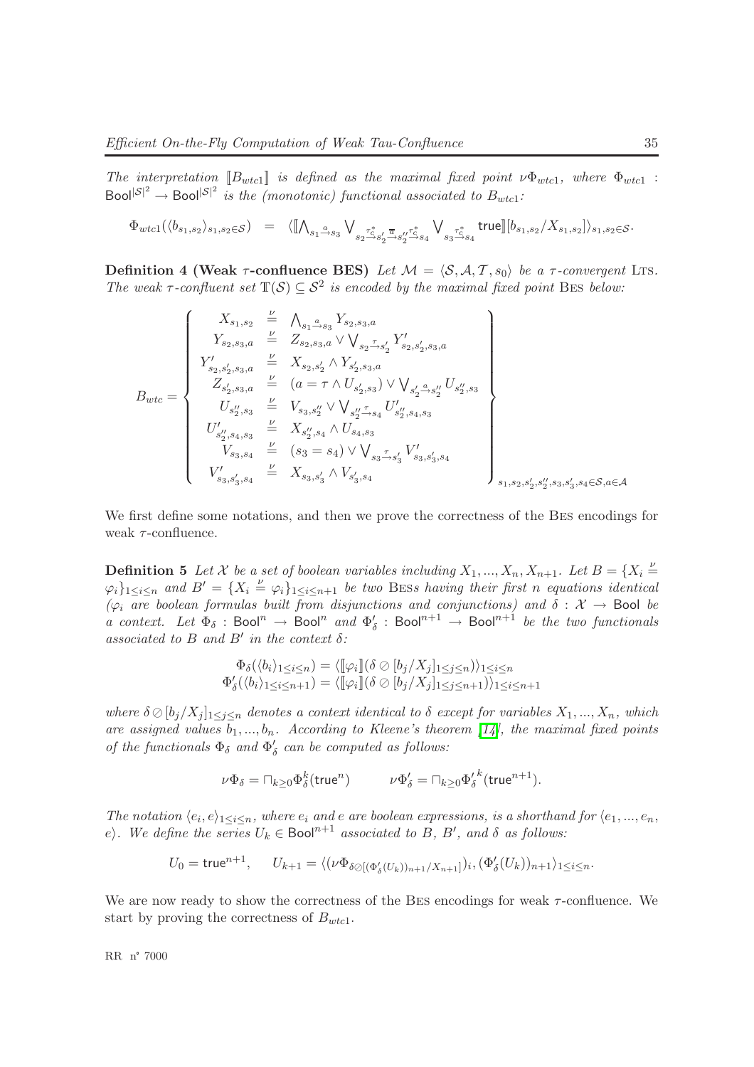*The interpretation* $[\![B_{wtc1}]\!]$ *is defined as the maximal fixed point* $\nu\Phi_{wtc1}$*, where* $\Phi_{wtc1} : \mathsf{Bool}^{|\mathcal{S}|^2} \to \mathsf{Bool}^{|\mathcal{S}|^2}$ *is the (monotonic) functional associated to* $B_{wtc1}$*:*

$$\Phi_{wtc1}(\langle b_{s_1,s_2}\rangle_{s_1,s_2\in\mathcal{S}}) \;\;=\;\; \langle [\![\bigwedge_{s_1 \xrightarrow{a} s_3} \bigvee_{s_2 \xrightarrow{\tau_c^*} s_2' \xrightarrow{\overline{a}} s_2'' \xrightarrow{\tau_c^*} s_4} \bigvee_{s_3 \xrightarrow{\tau_c^*} s_4} \mathsf{true}]\!][b_{s_1,s_2}/X_{s_1,s_2}]\rangle_{s_1,s_2\in\mathcal{S}}.$$

**Definition 4 (Weak $\tau$-confluence BES)** *Let* $\mathcal{M} = \langle \mathcal{S}, \mathcal{A}, \mathcal{T}, s_0\rangle$ *be a* $\tau$*-convergent* LTS*. The weak* $\tau$*-confluent set* $\mathbb{T}(\mathcal{S}) \subseteq \mathcal{S}^2$ *is encoded by the maximal fixed point* BES *below:*

$$B_{wtc} = \left\{ \begin{array}{rcl} X_{s_1,s_2} & \stackrel{\nu}{=} & \bigwedge_{s_1 \xrightarrow{a} s_3} Y_{s_2,s_3,a} \\ Y_{s_2,s_3,a} & \stackrel{\nu}{=} & Z_{s_2,s_3,a} \vee \bigvee_{s_2 \xrightarrow{\tau} s_2'} Y'_{s_2,s_2',s_3,a} \\ Y'_{s_2,s_2',s_3,a} & \stackrel{\nu}{=} & X_{s_2,s_2'} \wedge Y_{s_2',s_3,a} \\ Z_{s_2',s_3,a} & \stackrel{\nu}{=} & (a = \tau \wedge U_{s_2',s_3}) \vee \bigvee_{s_2' \xrightarrow{a} s_2''} U_{s_2'',s_3} \\ U_{s_2'',s_3} & \stackrel{\nu}{=} & V_{s_3,s_2''} \vee \bigvee_{s_2'' \xrightarrow{\tau} s_4} U'_{s_2'',s_4,s_3} \\ U'_{s_2'',s_4,s_3} & \stackrel{\nu}{=} & X_{s_2'',s_4} \wedge U_{s_4,s_3} \\ V_{s_3,s_4} & \stackrel{\nu}{=} & (s_3 = s_4) \vee \bigvee_{s_3 \xrightarrow{\tau} s_3'} V'_{s_3,s_3',s_4} \\ V'_{s_3,s_3',s_4} & \stackrel{\nu}{=} & X_{s_3,s_3'} \wedge V_{s_3',s_4} \end{array} \right\}_{s_1,s_2,s_2',s_2'',s_3,s_3',s_4\in\mathcal{S},a\in\mathcal{A}}$$

We first define some notations, and then we prove the correctness of the BES encodings for weak $\tau$-confluence.

**Definition 5** *Let* $\mathcal{X}$ *be a set of boolean variables including* $X_1, ..., X_n, X_{n+1}$*. Let* $B = \{X_i \stackrel{\nu}{=} \varphi_i\}_{1\leq i\leq n}$ *and* $B' = \{X_i \stackrel{\nu}{=} \varphi_i\}_{1\leq i\leq n+1}$ *be two* BES*s having their first* $n$ *equations identical (*$\varphi_i$ *are boolean formulas built from disjunctions and conjunctions) and* $\delta : \mathcal{X} \to \mathsf{Bool}$ *be a context. Let* $\Phi_\delta : \mathsf{Bool}^n \to \mathsf{Bool}^n$ *and* $\Phi'_\delta : \mathsf{Bool}^{n+1} \to \mathsf{Bool}^{n+1}$ *be the two functionals associated to* $B$ *and* $B'$ *in the context* $\delta$*:*

$$\Phi_\delta(\langle b_i\rangle_{1\leq i\leq n}) = \langle [\![\varphi_i]\!](\delta \oslash [b_j/X_j]_{1\leq j\leq n})\rangle_{1\leq i\leq n}$$
$$\Phi'_\delta(\langle b_i\rangle_{1\leq i\leq n+1}) = \langle [\![\varphi_i]\!](\delta \oslash [b_j/X_j]_{1\leq j\leq n+1})\rangle_{1\leq i\leq n+1}$$

*where* $\delta \oslash [b_j/X_j]_{1\leq j\leq n}$ *denotes a context identical to* $\delta$ *except for variables* $X_1, ..., X_n$*, which are assigned values* $b_1, ..., b_n$*. According to Kleene's theorem [14], the maximal fixed points of the functionals* $\Phi_\delta$ *and* $\Phi'_\delta$ *can be computed as follows:*

$$\nu\Phi_\delta = \sqcap_{k\geq 0}\Phi_\delta^k(\mathsf{true}^n) \qquad\qquad \nu\Phi'_\delta = \sqcap_{k\geq 0}{\Phi'_\delta}^k(\mathsf{true}^{n+1}).$$

*The notation* $\langle e_i, e\rangle_{1\leq i\leq n}$*, where* $e_i$ *and* $e$ *are boolean expressions, is a shorthand for* $\langle e_1, ..., e_n, e\rangle$*. We define the series* $U_k \in \mathsf{Bool}^{n+1}$ *associated to* $B$*,* $B'$*, and* $\delta$ *as follows:*

$$U_0 = \mathsf{true}^{n+1}, \qquad U_{k+1} = \langle (\nu\Phi_{\delta\oslash[(\Phi'_\delta(U_k))_{n+1}/X_{n+1}]})_i, (\Phi'_\delta(U_k))_{n+1}\rangle_{1\leq i\leq n}.$$

We are now ready to show the correctness of the BES encodings for weak $\tau$-confluence. We start by proving the correctness of $B_{wtc1}$.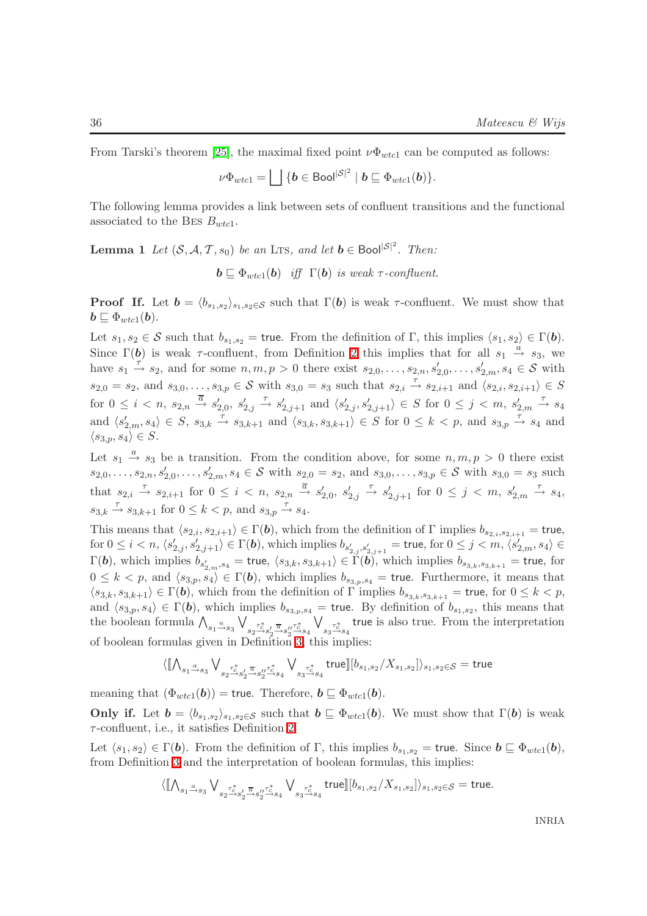From Tarski's theorem [25], the maximal fixed point $\nu\Phi_{wtc1}$ can be computed as follows:

$$\nu\Phi_{wtc1} = \bigsqcup \{\boldsymbol{b} \in \mathsf{Bool}^{|\mathcal{S}|^2} \mid \boldsymbol{b} \sqsubseteq \Phi_{wtc1}(\boldsymbol{b})\}.$$

The following lemma provides a link between sets of confluent transitions and the functional associated to the BES $B_{wtc1}$.

**Lemma 1** *Let $(\mathcal{S}, \mathcal{A}, \mathcal{T}, s_0)$ be an* LTS*, and let $\boldsymbol{b} \in \mathsf{Bool}^{|\mathcal{S}|^2}$. Then:*

$$\boldsymbol{b} \sqsubseteq \Phi_{wtc1}(\boldsymbol{b}) \quad \textit{iff} \quad \Gamma(\boldsymbol{b}) \textit{ is weak } \tau\textit{-confluent.}$$

**Proof** **If.** Let $\boldsymbol{b} = \langle b_{s_1,s_2}\rangle_{s_1,s_2 \in \mathcal{S}}$ such that $\Gamma(\boldsymbol{b})$ is weak $\tau$-confluent. We must show that $\boldsymbol{b} \sqsubseteq \Phi_{wtc1}(\boldsymbol{b})$.

Let $s_1, s_2 \in \mathcal{S}$ such that $b_{s_1,s_2} = \mathsf{true}$. From the definition of $\Gamma$, this implies $\langle s_1, s_2\rangle \in \Gamma(\boldsymbol{b})$. Since $\Gamma(\boldsymbol{b})$ is weak $\tau$-confluent, from Definition 2 this implies that for all $s_1 \xrightarrow{a} s_3$, we have $s_1 \xrightarrow{\tau} s_2$, and for some $n, m, p > 0$ there exist $s_{2,0}, \ldots, s_{2,n}, s'_{2,0}, \ldots, s'_{2,m}, s_4 \in \mathcal{S}$ with $s_{2,0} = s_2$, and $s_{3,0}, \ldots, s_{3,p} \in \mathcal{S}$ with $s_{3,0} = s_3$ such that $s_{2,i} \xrightarrow{\tau} s_{2,i+1}$ and $\langle s_{2,i}, s_{2,i+1}\rangle \in S$ for $0 \leq i < n$, $s_{2,n} \xrightarrow{\overline{a}} s'_{2,0}$, $s'_{2,j} \xrightarrow{\tau} s'_{2,j+1}$ and $\langle s'_{2,j}, s'_{2,j+1}\rangle \in S$ for $0 \leq j < m$, $s'_{2,m} \xrightarrow{\tau} s_4$ and $\langle s'_{2,m}, s_4\rangle \in S$, $s_{3,k} \xrightarrow{\tau} s_{3,k+1}$ and $\langle s_{3,k}, s_{3,k+1}\rangle \in S$ for $0 \leq k < p$, and $s_{3,p} \xrightarrow{\tau} s_4$ and $\langle s_{3,p}, s_4\rangle \in S$.

Let $s_1 \xrightarrow{a} s_3$ be a transition. From the condition above, for some $n, m, p > 0$ there exist $s_{2,0}, \ldots, s_{2,n}, s'_{2,0}, \ldots, s'_{2,m}, s_4 \in \mathcal{S}$ with $s_{2,0} = s_2$, and $s_{3,0}, \ldots, s_{3,p} \in \mathcal{S}$ with $s_{3,0} = s_3$ such that $s_{2,i} \xrightarrow{\tau} s_{2,i+1}$ for $0 \leq i < n$, $s_{2,n} \xrightarrow{\overline{a}} s'_{2,0}$, $s'_{2,j} \xrightarrow{\tau} s'_{2,j+1}$ for $0 \leq j < m$, $s'_{2,m} \xrightarrow{\tau} s_4$, $s_{3,k} \xrightarrow{\tau} s_{3,k+1}$ for $0 \leq k < p$, and $s_{3,p} \xrightarrow{\tau} s_4$.

This means that $\langle s_{2,i}, s_{2,i+1}\rangle \in \Gamma(\boldsymbol{b})$, which from the definition of $\Gamma$ implies $b_{s_{2,i},s_{2,i+1}} = \mathsf{true}$, for $0 \leq i < n$, $\langle s'_{2,j}, s'_{2,j+1}\rangle \in \Gamma(\boldsymbol{b})$, which implies $b_{s'_{2,j},s'_{2,j+1}} = \mathsf{true}$, for $0 \leq j < m$, $\langle s'_{2,m}, s_4\rangle \in \Gamma(\boldsymbol{b})$, which implies $b_{s'_{2,m},s_4} = \mathsf{true}$, $\langle s_{3,k}, s_{3,k+1}\rangle \in \Gamma(\boldsymbol{b})$, which implies $b_{s_{3,k},s_{3,k+1}} = \mathsf{true}$, for $0 \leq k < p$, and $\langle s_{3,p}, s_4\rangle \in \Gamma(\boldsymbol{b})$, which implies $b_{s_{3,p},s_4} = \mathsf{true}$. Furthermore, it means that $\langle s_{3,k}, s_{3,k+1}\rangle \in \Gamma(\boldsymbol{b})$, which from the definition of $\Gamma$ implies $b_{s_{3,k},s_{3,k+1}} = \mathsf{true}$, for $0 \leq k < p$, and $\langle s_{3,p}, s_4\rangle \in \Gamma(\boldsymbol{b})$, which implies $b_{s_{3,p},s_4} = \mathsf{true}$. By definition of $b_{s_1,s_2}$, this means that the boolean formula $\bigwedge_{s_1 \xrightarrow{a} s_3} \bigvee_{s_2 \xrightarrow{\tau_c^*} s'_2 \xrightarrow{\overline{a}} s''_2 \xrightarrow{\tau_c^*} s_4} \bigvee_{s_3 \xrightarrow{\tau_c^*} s_4} \mathsf{true}$ is also true. From the interpretation of boolean formulas given in Definition 3, this implies:

$$\langle [\![ \bigwedge_{s_1 \xrightarrow{a} s_3} \bigvee_{s_2 \xrightarrow{\tau_c^*} s'_2 \xrightarrow{\overline{a}} s''_2 \xrightarrow{\tau_c^*} s_4} \bigvee_{s_3 \xrightarrow{\tau_c^*} s_4} \mathsf{true} ]\!] [b_{s_1,s_2}/X_{s_1,s_2}] \rangle_{s_1,s_2 \in \mathcal{S}} = \mathsf{true}$$

meaning that $(\Phi_{wtc1}(\boldsymbol{b})) = \mathsf{true}$. Therefore, $\boldsymbol{b} \sqsubseteq \Phi_{wtc1}(\boldsymbol{b})$.

**Only if.** Let $\boldsymbol{b} = \langle b_{s_1,s_2}\rangle_{s_1,s_2 \in \mathcal{S}}$ such that $\boldsymbol{b} \sqsubseteq \Phi_{wtc1}(\boldsymbol{b})$. We must show that $\Gamma(\boldsymbol{b})$ is weak $\tau$-confluent, i.e., it satisfies Definition 2.

Let $\langle s_1, s_2\rangle \in \Gamma(\boldsymbol{b})$. From the definition of $\Gamma$, this implies $b_{s_1,s_2} = \mathsf{true}$. Since $\boldsymbol{b} \sqsubseteq \Phi_{wtc1}(\boldsymbol{b})$, from Definition 3 and the interpretation of boolean formulas, this implies:

$$\langle [\![ \bigwedge_{s_1 \xrightarrow{a} s_3} \bigvee_{s_2 \xrightarrow{\tau_c^*} s'_2 \xrightarrow{\overline{a}} s''_2 \xrightarrow{\tau_c^*} s_4} \bigvee_{s_3 \xrightarrow{\tau_c^*} s_4} \mathsf{true} ]\!] [b_{s_1,s_2}/X_{s_1,s_2}] \rangle_{s_1,s_2 \in \mathcal{S}} = \mathsf{true}.$$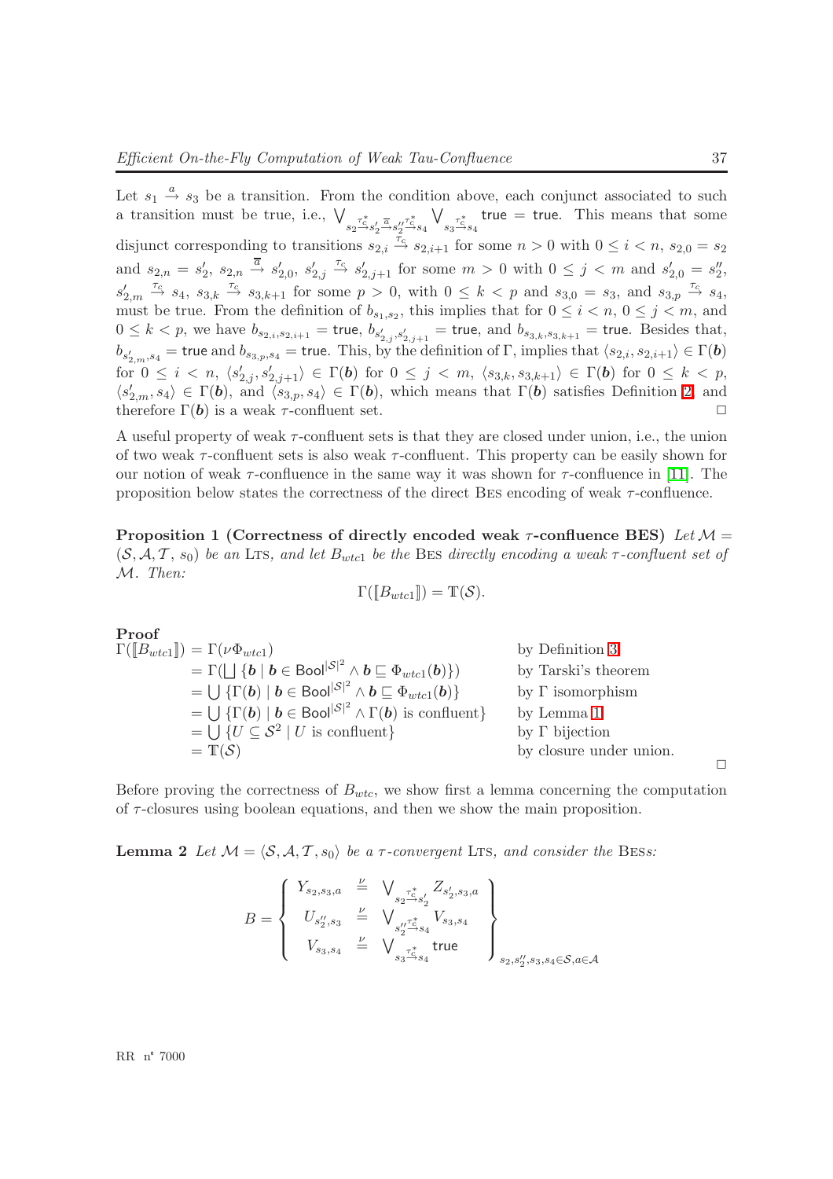Let $s_1 \xrightarrow{a} s_3$ be a transition. From the condition above, each conjunct associated to such a transition must be true, i.e., $\bigvee_{s_2 \xrightarrow{\tau_c^*} s_2' \xrightarrow{\overline{a}} s_2'' \xrightarrow{\tau_c^*} s_4} \bigvee_{s_3 \xrightarrow{\tau_c^*} s_4} \mathsf{true} = \mathsf{true}$. This means that some disjunct corresponding to transitions $s_{2,i} \xrightarrow{\tau_c} s_{2,i+1}$ for some $n > 0$ with $0 \leq i < n$, $s_{2,0} = s_2$ and $s_{2,n} = s_2'$, $s_{2,n} \xrightarrow{\overline{a}} s_{2,0}'$, $s_{2,j}' \xrightarrow{\tau_c} s_{2,j+1}'$ for some $m > 0$ with $0 \leq j < m$ and $s_{2,0}' = s_2''$, $s_{2,m}' \xrightarrow{\tau_c} s_4$, $s_{3,k} \xrightarrow{\tau_c} s_{3,k+1}$ for some $p > 0$, with $0 \leq k < p$ and $s_{3,0} = s_3$, and $s_{3,p} \xrightarrow{\tau_c} s_4$, must be true. From the definition of $b_{s_1,s_2}$, this implies that for $0 \leq i < n$, $0 \leq j < m$, and $0 \leq k < p$, we have $b_{s_{2,i},s_{2,i+1}} = \mathsf{true}$, $b_{s_{2,j}',s_{2,j+1}'} = \mathsf{true}$, and $b_{s_{3,k},s_{3,k+1}} = \mathsf{true}$. Besides that, $b_{s_{2,m}',s_4} = \mathsf{true}$ and $b_{s_{3,p},s_4} = \mathsf{true}$. This, by the definition of $\Gamma$, implies that $\langle s_{2,i}, s_{2,i+1}\rangle \in \Gamma(\boldsymbol{b})$ for $0 \leq i < n$, $\langle s_{2,j}', s_{2,j+1}'\rangle \in \Gamma(\boldsymbol{b})$ for $0 \leq j < m$, $\langle s_{3,k}, s_{3,k+1}\rangle \in \Gamma(\boldsymbol{b})$ for $0 \leq k < p$, $\langle s_{2,m}', s_4\rangle \in \Gamma(\boldsymbol{b})$, and $\langle s_{3,p}, s_4\rangle \in \Gamma(\boldsymbol{b})$, which means that $\Gamma(\boldsymbol{b})$ satisfies Definition 2, and therefore $\Gamma(\boldsymbol{b})$ is a weak $\tau$-confluent set. □

A useful property of weak $\tau$-confluent sets is that they are closed under union, i.e., the union of two weak $\tau$-confluent sets is also weak $\tau$-confluent. This property can be easily shown for our notion of weak $\tau$-confluence in the same way it was shown for $\tau$-confluence in [11]. The proposition below states the correctness of the direct Bes encoding of weak $\tau$-confluence.

**Proposition 1 (Correctness of directly encoded weak $\tau$-confluence BES)** *Let $\mathcal{M} = (\mathcal{S}, \mathcal{A}, \mathcal{T}, s_0)$ be an* Lts, *and let $B_{wtc1}$ be the* Bes *directly encoding a weak $\tau$-confluent set of $\mathcal{M}$. Then:*

$$\Gamma([\![B_{wtc1}]\!]) = \mathbb{T}(\mathcal{S}).$$

**Proof**

$$
\begin{aligned}
\Gamma([\![B_{wtc1}]\!]) &= \Gamma(\nu\Phi_{wtc1}) && \text{by Definition 3}\\
&= \Gamma(\bigsqcup \{\boldsymbol{b} \mid \boldsymbol{b} \in \mathsf{Bool}^{|\mathcal{S}|^2} \wedge \boldsymbol{b} \sqsubseteq \Phi_{wtc1}(\boldsymbol{b})\}) && \text{by Tarski's theorem}\\
&= \bigcup \{\Gamma(\boldsymbol{b}) \mid \boldsymbol{b} \in \mathsf{Bool}^{|\mathcal{S}|^2} \wedge \boldsymbol{b} \sqsubseteq \Phi_{wtc1}(\boldsymbol{b})\} && \text{by } \Gamma \text{ isomorphism}\\
&= \bigcup \{\Gamma(\boldsymbol{b}) \mid \boldsymbol{b} \in \mathsf{Bool}^{|\mathcal{S}|^2} \wedge \Gamma(\boldsymbol{b}) \text{ is confluent}\} && \text{by Lemma 1}\\
&= \bigcup \{U \subseteq \mathcal{S}^2 \mid U \text{ is confluent}\} && \text{by } \Gamma \text{ bijection}\\
&= \mathbb{T}(\mathcal{S}) && \text{by closure under union.}
\end{aligned}
$$

□

Before proving the correctness of $B_{wtc}$, we show first a lemma concerning the computation of $\tau$-closures using boolean equations, and then we show the main proposition.

**Lemma 2** *Let $\mathcal{M} = \langle \mathcal{S}, \mathcal{A}, \mathcal{T}, s_0\rangle$ be a $\tau$-convergent* Lts, *and consider the* Bess:

$$
B = \left\{
\begin{array}{lcl}
Y_{s_2,s_3,a} & \stackrel{\nu}{=} & \bigvee_{s_2 \xrightarrow{\tau_c^*} s_2'} Z_{s_2',s_3,a}\\
U_{s_2'',s_3} & \stackrel{\nu}{=} & \bigvee_{s_2'' \xrightarrow{\tau_c^*} s_4} V_{s_3,s_4}\\
V_{s_3,s_4} & \stackrel{\nu}{=} & \bigvee_{s_3 \xrightarrow{\tau_c^*} s_4} \mathsf{true}
\end{array}
\right\}_{s_2,s_2'',s_3,s_4 \in \mathcal{S}, a \in \mathcal{A}}
$$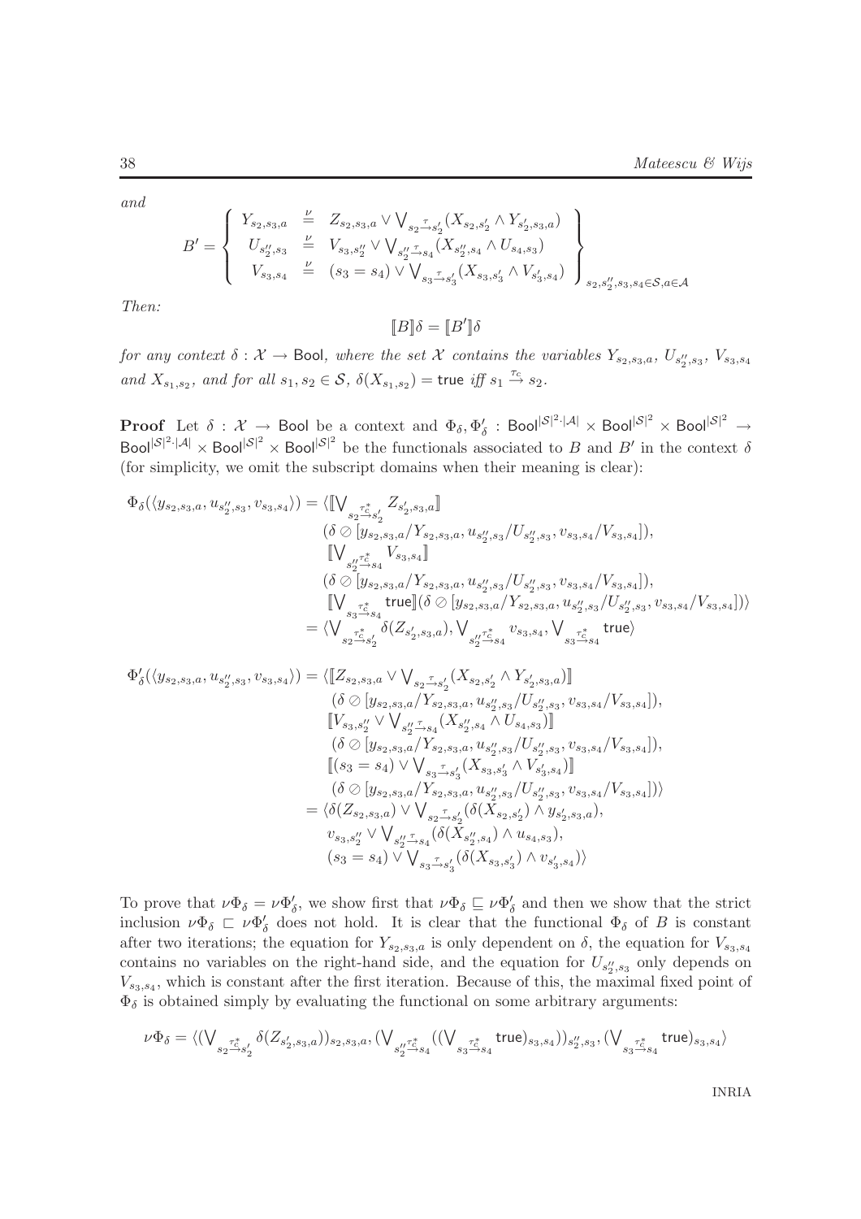*and*

$$B' = \left\{ \begin{array}{lcl} Y_{s_2,s_3,a} & \stackrel{\nu}{=} & Z_{s_2,s_3,a} \vee \bigvee_{s_2 \stackrel{\tau}{\to} s_2'} (X_{s_2,s_2'} \wedge Y_{s_2',s_3,a}) \\ U_{s_2'',s_3} & \stackrel{\nu}{=} & V_{s_3,s_2''} \vee \bigvee_{s_2'' \stackrel{\tau}{\to} s_4} (X_{s_2'',s_4} \wedge U_{s_4,s_3}) \\ V_{s_3,s_4} & \stackrel{\nu}{=} & (s_3 = s_4) \vee \bigvee_{s_3 \stackrel{\tau}{\to} s_3'} (X_{s_3,s_3'} \wedge V_{s_3',s_4}) \end{array} \right\}_{s_2,s_2'',s_3,s_4 \in \mathcal{S}, a \in \mathcal{A}}$$

*Then:*

$$[\![B]\!]\delta = [\![B']\!]\delta$$

*for any context $\delta : \mathcal{X} \to \mathsf{Bool}$, where the set $\mathcal{X}$ contains the variables $Y_{s_2,s_3,a}$, $U_{s_2'',s_3}$, $V_{s_3,s_4}$ and $X_{s_1,s_2}$, and for all $s_1, s_2 \in \mathcal{S}$, $\delta(X_{s_1,s_2}) = \mathsf{true}$ iff $s_1 \stackrel{\tau_c}{\to} s_2$.*

**Proof** Let $\delta : \mathcal{X} \to \mathsf{Bool}$ be a context and $\Phi_\delta, \Phi_\delta' : \mathsf{Bool}^{|\mathcal{S}|^2 \cdot |\mathcal{A}|} \times \mathsf{Bool}^{|\mathcal{S}|^2} \times \mathsf{Bool}^{|\mathcal{S}|^2} \to \mathsf{Bool}^{|\mathcal{S}|^2 \cdot |\mathcal{A}|} \times \mathsf{Bool}^{|\mathcal{S}|^2} \times \mathsf{Bool}^{|\mathcal{S}|^2}$ be the functionals associated to $B$ and $B'$ in the context $\delta$ (for simplicity, we omit the subscript domains when their meaning is clear):

$$\begin{array}{rl} \Phi_\delta(\langle y_{s_2,s_3,a}, u_{s_2'',s_3}, v_{s_3,s_4}\rangle) = & \langle [\![\bigvee_{s_2 \stackrel{\tau_c^*}{\to} s_2'} Z_{s_2',s_3,a}]\!] \\ & (\delta \oslash [y_{s_2,s_3,a}/Y_{s_2,s_3,a}, u_{s_2'',s_3}/U_{s_2'',s_3}, v_{s_3,s_4}/V_{s_3,s_4}]), \\ & [\![\bigvee_{s_2'' \stackrel{\tau_c^*}{\to} s_4} V_{s_3,s_4}]\!] \\ & (\delta \oslash [y_{s_2,s_3,a}/Y_{s_2,s_3,a}, u_{s_2'',s_3}/U_{s_2'',s_3}, v_{s_3,s_4}/V_{s_3,s_4}]), \\ & [\![\bigvee_{s_3 \stackrel{\tau_c^*}{\to} s_4} \mathsf{true}]\!](\delta \oslash [y_{s_2,s_3,a}/Y_{s_2,s_3,a}, u_{s_2'',s_3}/U_{s_2'',s_3}, v_{s_3,s_4}/V_{s_3,s_4}])\rangle \\ = & \langle \bigvee_{s_2 \stackrel{\tau_c^*}{\to} s_2'} \delta(Z_{s_2',s_3,a}), \bigvee_{s_2'' \stackrel{\tau_c^*}{\to} s_4} v_{s_3,s_4}, \bigvee_{s_3 \stackrel{\tau_c^*}{\to} s_4} \mathsf{true}\rangle \end{array}$$

$$\begin{array}{rl} \Phi_\delta'(\langle y_{s_2,s_3,a}, u_{s_2'',s_3}, v_{s_3,s_4}\rangle) = & \langle [\![Z_{s_2,s_3,a} \vee \bigvee_{s_2 \stackrel{\tau}{\to} s_2'} (X_{s_2,s_2'} \wedge Y_{s_2',s_3,a})]\!] \\ & (\delta \oslash [y_{s_2,s_3,a}/Y_{s_2,s_3,a}, u_{s_2'',s_3}/U_{s_2'',s_3}, v_{s_3,s_4}/V_{s_3,s_4}]), \\ & [\![V_{s_3,s_2''} \vee \bigvee_{s_2'' \stackrel{\tau}{\to} s_4} (X_{s_2'',s_4} \wedge U_{s_4,s_3})]\!] \\ & (\delta \oslash [y_{s_2,s_3,a}/Y_{s_2,s_3,a}, u_{s_2'',s_3}/U_{s_2'',s_3}, v_{s_3,s_4}/V_{s_3,s_4}]), \\ & [\![(s_3 = s_4) \vee \bigvee_{s_3 \stackrel{\tau}{\to} s_3'} (X_{s_3,s_3'} \wedge V_{s_3',s_4})]\!] \\ & (\delta \oslash [y_{s_2,s_3,a}/Y_{s_2,s_3,a}, u_{s_2'',s_3}/U_{s_2'',s_3}, v_{s_3,s_4}/V_{s_3,s_4}])\rangle \\ = & \langle \delta(Z_{s_2,s_3,a}) \vee \bigvee_{s_2 \stackrel{\tau}{\to} s_2'} (\delta(X_{s_2,s_2'}) \wedge y_{s_2',s_3,a}), \\ & v_{s_3,s_2''} \vee \bigvee_{s_2'' \stackrel{\tau}{\to} s_4} (\delta(X_{s_2'',s_4}) \wedge u_{s_4,s_3}), \\ & (s_3 = s_4) \vee \bigvee_{s_3 \stackrel{\tau}{\to} s_3'} (\delta(X_{s_3,s_3'}) \wedge v_{s_3',s_4})\rangle \end{array}$$

To prove that $\nu\Phi_\delta = \nu\Phi_\delta'$, we show first that $\nu\Phi_\delta \sqsubseteq \nu\Phi_\delta'$ and then we show that the strict inclusion $\nu\Phi_\delta \sqsubset \nu\Phi_\delta'$ does not hold. It is clear that the functional $\Phi_\delta$ of $B$ is constant after two iterations; the equation for $Y_{s_2,s_3,a}$ is only dependent on $\delta$, the equation for $V_{s_3,s_4}$ contains no variables on the right-hand side, and the equation for $U_{s_2'',s_3}$ only depends on $V_{s_3,s_4}$, which is constant after the first iteration. Because of this, the maximal fixed point of $\Phi_\delta$ is obtained simply by evaluating the functional on some arbitrary arguments:

$$\nu\Phi_\delta = \langle (\bigvee_{s_2 \stackrel{\tau_c^*}{\to} s_2'} \delta(Z_{s_2',s_3,a}))_{s_2,s_3,a}, (\bigvee_{s_2'' \stackrel{\tau_c^*}{\to} s_4} ((\bigvee_{s_3 \stackrel{\tau_c^*}{\to} s_4} \mathsf{true})_{s_3,s_4}))_{s_2'',s_3}, (\bigvee_{s_3 \stackrel{\tau_c^*}{\to} s_4} \mathsf{true})_{s_3,s_4}\rangle$$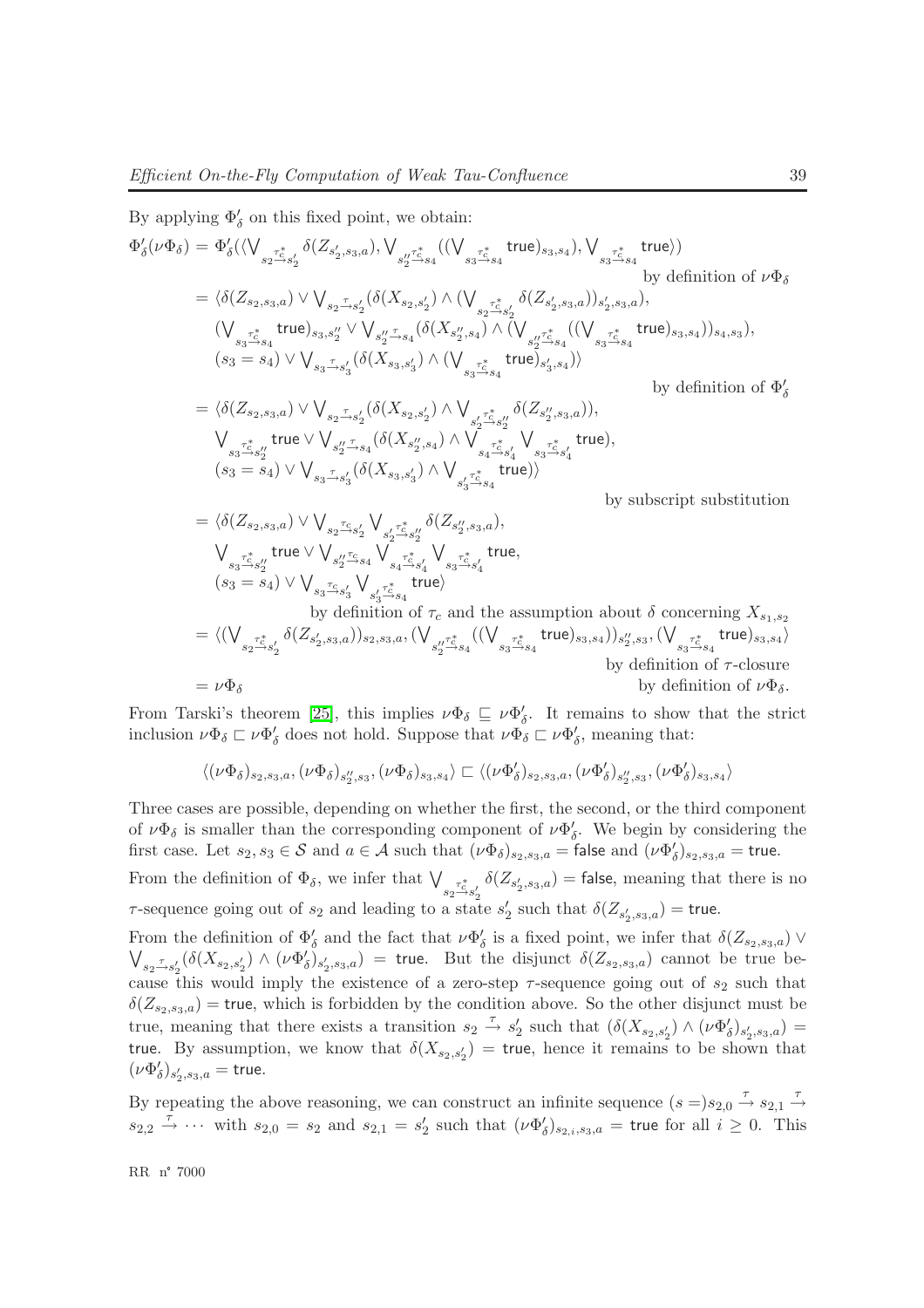By applying $\Phi'_\delta$ on this fixed point, we obtain:

$$
\begin{aligned}
\Phi'_\delta(\nu\Phi_\delta) &= \Phi'_\delta(\langle \bigvee_{s_2 \xrightarrow{\tau_c^*} s'_2} \delta(Z_{s'_2,s_3,a}), \bigvee_{s''_2 \xrightarrow{\tau_c^*} s_4} ((\bigvee_{s_3 \xrightarrow{\tau_c^*} s_4} \mathsf{true})_{s_3,s_4}), \bigvee_{s_3 \xrightarrow{\tau_c^*} s_4} \mathsf{true}\rangle) \\
&\hspace{20em} \text{by definition of } \nu\Phi_\delta \\
&= \langle \delta(Z_{s_2,s_3,a}) \vee \bigvee_{s_2 \xrightarrow{\tau} s'_2} (\delta(X_{s_2,s'_2}) \wedge (\bigvee_{s_2 \xrightarrow{\tau_c^*} s'_2} \delta(Z_{s'_2,s_3,a}))_{s'_2,s_3,a}), \\
&\quad (\bigvee_{s_3 \xrightarrow{\tau_c^*} s_4} \mathsf{true})_{s_3,s''_2} \vee \bigvee_{s''_2 \xrightarrow{\tau} s_4} (\delta(X_{s''_2,s_4}) \wedge (\bigvee_{s''_2 \xrightarrow{\tau_c^*} s_4} ((\bigvee_{s_3 \xrightarrow{\tau_c^*} s_4} \mathsf{true})_{s_3,s_4}))_{s_4,s_3}), \\
&\quad (s_3 = s_4) \vee \bigvee_{s_3 \xrightarrow{\tau} s'_3} (\delta(X_{s_3,s'_3}) \wedge (\bigvee_{s_3 \xrightarrow{\tau_c^*} s_4} \mathsf{true})_{s'_3,s_4})\rangle \\
&\hspace{20em} \text{by definition of } \Phi'_\delta \\
&= \langle \delta(Z_{s_2,s_3,a}) \vee \bigvee_{s_2 \xrightarrow{\tau} s'_2} (\delta(X_{s_2,s'_2}) \wedge \bigvee_{s'_2 \xrightarrow{\tau_c^*} s''_2} \delta(Z_{s''_2,s_3,a})), \\
&\quad \bigvee_{s_3 \xrightarrow{\tau_c^*} s''_2} \mathsf{true} \vee \bigvee_{s''_2 \xrightarrow{\tau} s_4} (\delta(X_{s''_2,s_4}) \wedge \bigvee_{s_4 \xrightarrow{\tau_c^*} s'_4} \bigvee_{s_3 \xrightarrow{\tau_c^*} s'_4} \mathsf{true}), \\
&\quad (s_3 = s_4) \vee \bigvee_{s_3 \xrightarrow{\tau} s'_3} (\delta(X_{s_3,s'_3}) \wedge \bigvee_{s'_3 \xrightarrow{\tau_c^*} s_4} \mathsf{true})\rangle \\
&\hspace{20em} \text{by subscript substitution} \\
&= \langle \delta(Z_{s_2,s_3,a}) \vee \bigvee_{s_2 \xrightarrow{\tau_c} s'_2} \bigvee_{s'_2 \xrightarrow{\tau_c^*} s''_2} \delta(Z_{s''_2,s_3,a}), \\
&\quad \bigvee_{s_3 \xrightarrow{\tau_c^*} s''_2} \mathsf{true} \vee \bigvee_{s''_2 \xrightarrow{\tau_c} s_4} \bigvee_{s_4 \xrightarrow{\tau_c^*} s'_4} \bigvee_{s_3 \xrightarrow{\tau_c^*} s'_4} \mathsf{true}, \\
&\quad (s_3 = s_4) \vee \bigvee_{s_3 \xrightarrow{\tau_c} s'_3} \bigvee_{s'_3 \xrightarrow{\tau_c^*} s_4} \mathsf{true}\rangle \\
&\hspace{10em} \text{by definition of } \tau_c \text{ and the assumption about } \delta \text{ concerning } X_{s_1,s_2} \\
&= \langle (\bigvee_{s_2 \xrightarrow{\tau_c^*} s'_2} \delta(Z_{s'_2,s_3,a}))_{s_2,s_3,a}, (\bigvee_{s''_2 \xrightarrow{\tau_c^*} s_4} ((\bigvee_{s_3 \xrightarrow{\tau_c^*} s_4} \mathsf{true})_{s_3,s_4}))_{s''_2,s_3}, (\bigvee_{s_3 \xrightarrow{\tau_c^*} s_4} \mathsf{true})_{s_3,s_4}\rangle \\
&\hspace{20em} \text{by definition of } \tau\text{-closure} \\
&= \nu\Phi_\delta \hspace{17em} \text{by definition of } \nu\Phi_\delta.
\end{aligned}
$$

From Tarski's theorem [25], this implies $\nu\Phi_\delta \sqsubseteq \nu\Phi'_\delta$. It remains to show that the strict inclusion $\nu\Phi_\delta \sqsubset \nu\Phi'_\delta$ does not hold. Suppose that $\nu\Phi_\delta \sqsubset \nu\Phi'_\delta$, meaning that:

$$\langle (\nu\Phi_\delta)_{s_2,s_3,a}, (\nu\Phi_\delta)_{s''_2,s_3}, (\nu\Phi_\delta)_{s_3,s_4}\rangle \sqsubset \langle (\nu\Phi'_\delta)_{s_2,s_3,a}, (\nu\Phi'_\delta)_{s''_2,s_3}, (\nu\Phi'_\delta)_{s_3,s_4}\rangle$$

Three cases are possible, depending on whether the first, the second, or the third component of $\nu\Phi_\delta$ is smaller than the corresponding component of $\nu\Phi'_\delta$. We begin by considering the first case. Let $s_2, s_3 \in \mathcal{S}$ and $a \in \mathcal{A}$ such that $(\nu\Phi_\delta)_{s_2,s_3,a} = \mathsf{false}$ and $(\nu\Phi'_\delta)_{s_2,s_3,a} = \mathsf{true}$. From the definition of $\Phi_\delta$, we infer that $\bigvee_{s_2 \xrightarrow{\tau_c^*} s'_2} \delta(Z_{s'_2,s_3,a}) = \mathsf{false}$, meaning that there is no $\tau$-sequence going out of $s_2$ and leading to a state $s'_2$ such that $\delta(Z_{s'_2,s_3,a}) = \mathsf{true}$.

From the definition of $\Phi'_\delta$ and the fact that $\nu\Phi'_\delta$ is a fixed point, we infer that $\delta(Z_{s_2,s_3,a}) \vee \bigvee_{s_2 \xrightarrow{\tau} s'_2} (\delta(X_{s_2,s'_2}) \wedge (\nu\Phi'_\delta)_{s'_2,s_3,a}) = \mathsf{true}$. But the disjunct $\delta(Z_{s_2,s_3,a})$ cannot be true because this would imply the existence of a zero-step $\tau$-sequence going out of $s_2$ such that $\delta(Z_{s_2,s_3,a}) = \mathsf{true}$, which is forbidden by the condition above. So the other disjunct must be true, meaning that there exists a transition $s_2 \xrightarrow{\tau} s'_2$ such that $(\delta(X_{s_2,s'_2}) \wedge (\nu\Phi'_\delta)_{s'_2,s_3,a}) = \mathsf{true}$. By assumption, we know that $\delta(X_{s_2,s'_2}) = \mathsf{true}$, hence it remains to be shown that $(\nu\Phi'_\delta)_{s'_2,s_3,a} = \mathsf{true}$.

By repeating the above reasoning, we can construct an infinite sequence $(s =)s_{2,0} \xrightarrow{\tau} s_{2,1} \xrightarrow{\tau} s_{2,2} \xrightarrow{\tau} \cdots$ with $s_{2,0} = s_2$ and $s_{2,1} = s'_2$ such that $(\nu\Phi'_\delta)_{s_{2,i},s_3,a} = \mathsf{true}$ for all $i \geq 0$. This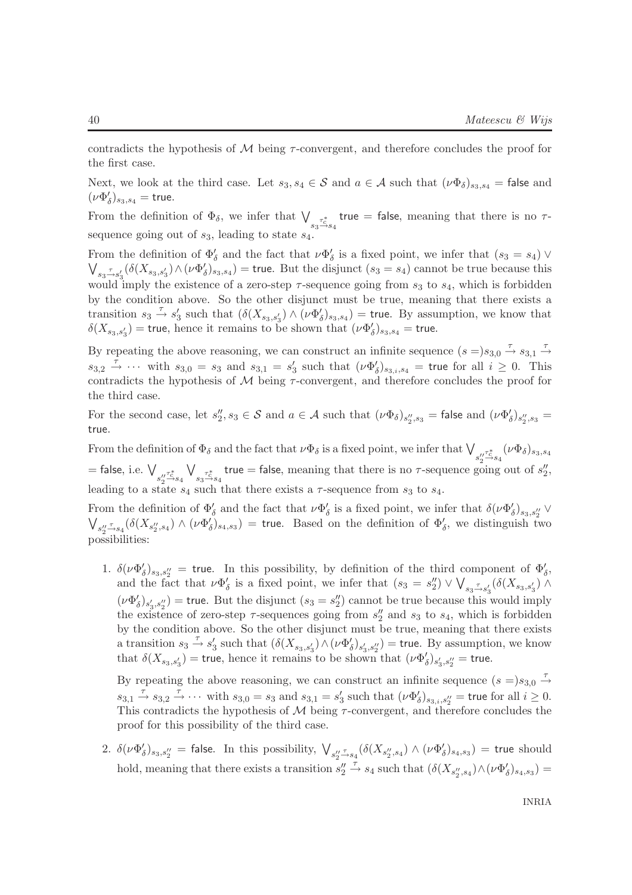contradicts the hypothesis of $\mathcal{M}$ being $\tau$-convergent, and therefore concludes the proof for the first case.

Next, we look at the third case. Let $s_3, s_4 \in \mathcal{S}$ and $a \in \mathcal{A}$ such that $(\nu\Phi_\delta)_{s_3,s_4} = \mathsf{false}$ and $(\nu\Phi'_\delta)_{s_3,s_4} = \mathsf{true}$.

From the definition of $\Phi_\delta$, we infer that $\bigvee_{s_3 \xrightarrow{\tau_c^*} s_4} \mathsf{true} = \mathsf{false}$, meaning that there is no $\tau$-sequence going out of $s_3$, leading to state $s_4$.

From the definition of $\Phi'_\delta$ and the fact that $\nu\Phi'_\delta$ is a fixed point, we infer that $(s_3 = s_4) \vee \bigvee_{s_3 \xrightarrow{\tau} s'_3} (\delta(X_{s_3,s'_3}) \wedge (\nu\Phi'_\delta)_{s_3,s_4}) = \mathsf{true}$. But the disjunct $(s_3 = s_4)$ cannot be true because this would imply the existence of a zero-step $\tau$-sequence going from $s_3$ to $s_4$, which is forbidden by the condition above. So the other disjunct must be true, meaning that there exists a transition $s_3 \xrightarrow{\tau} s'_3$ such that $(\delta(X_{s_3,s'_3}) \wedge (\nu\Phi'_\delta)_{s_3,s_4}) = \mathsf{true}$. By assumption, we know that $\delta(X_{s_3,s'_3}) = \mathsf{true}$, hence it remains to be shown that $(\nu\Phi'_\delta)_{s_3,s_4} = \mathsf{true}$.

By repeating the above reasoning, we can construct an infinite sequence $(s =) s_{3,0} \xrightarrow{\tau} s_{3,1} \xrightarrow{\tau} s_{3,2} \xrightarrow{\tau} \cdots$ with $s_{3,0} = s_3$ and $s_{3,1} = s'_3$ such that $(\nu\Phi'_\delta)_{s_{3,i},s_4} = \mathsf{true}$ for all $i \geq 0$. This contradicts the hypothesis of $\mathcal{M}$ being $\tau$-convergent, and therefore concludes the proof for the third case.

For the second case, let $s''_2, s_3 \in \mathcal{S}$ and $a \in \mathcal{A}$ such that $(\nu\Phi_\delta)_{s''_2,s_3} = \mathsf{false}$ and $(\nu\Phi'_\delta)_{s''_2,s_3} = \mathsf{true}$.

From the definition of $\Phi_\delta$ and the fact that $\nu\Phi_\delta$ is a fixed point, we infer that $\bigvee_{s''_2 \xrightarrow{\tau_c^*} s_4} (\nu\Phi_\delta)_{s_3,s_4} = \mathsf{false}$, i.e. $\bigvee_{s''_2 \xrightarrow{\tau_c^*} s_4} \bigvee_{s_3 \xrightarrow{\tau_c^*} s_4} \mathsf{true} = \mathsf{false}$, meaning that there is no $\tau$-sequence going out of $s''_2$, leading to a state $s_4$ such that there exists a $\tau$-sequence from $s_3$ to $s_4$.

From the definition of $\Phi'_\delta$ and the fact that $\nu\Phi'_\delta$ is a fixed point, we infer that $\delta(\nu\Phi'_\delta)_{s_3,s''_2} \vee \bigvee_{s''_2 \xrightarrow{\tau} s_4} (\delta(X_{s''_2,s_4}) \wedge (\nu\Phi'_\delta)_{s_4,s_3}) = \mathsf{true}$. Based on the definition of $\Phi'_\delta$, we distinguish two possibilities:

1. $\delta(\nu\Phi'_\delta)_{s_3,s''_2} = \mathsf{true}$. In this possibility, by definition of the third component of $\Phi'_\delta$, and the fact that $\nu\Phi'_\delta$ is a fixed point, we infer that $(s_3 = s''_2) \vee \bigvee_{s_3 \xrightarrow{\tau} s'_3} (\delta(X_{s_3,s'_3}) \wedge (\nu\Phi'_\delta)_{s'_3,s''_2}) = \mathsf{true}$. But the disjunct $(s_3 = s''_2)$ cannot be true because this would imply the existence of zero-step $\tau$-sequences going from $s''_2$ and $s_3$ to $s_4$, which is forbidden by the condition above. So the other disjunct must be true, meaning that there exists a transition $s_3 \xrightarrow{\tau} s'_3$ such that $(\delta(X_{s_3,s'_3}) \wedge (\nu\Phi'_\delta)_{s'_3,s''_2}) = \mathsf{true}$. By assumption, we know that $\delta(X_{s_3,s'_3}) = \mathsf{true}$, hence it remains to be shown that $(\nu\Phi'_\delta)_{s'_3,s''_2} = \mathsf{true}$.

   By repeating the above reasoning, we can construct an infinite sequence $(s =) s_{3,0} \xrightarrow{\tau} s_{3,1} \xrightarrow{\tau} s_{3,2} \xrightarrow{\tau} \cdots$ with $s_{3,0} = s_3$ and $s_{3,1} = s'_3$ such that $(\nu\Phi'_\delta)_{s_{3,i},s''_2} = \mathsf{true}$ for all $i \geq 0$. This contradicts the hypothesis of $\mathcal{M}$ being $\tau$-convergent, and therefore concludes the proof for this possibility of the third case.

2. $\delta(\nu\Phi'_\delta)_{s_3,s''_2} = \mathsf{false}$. In this possibility, $\bigvee_{s''_2 \xrightarrow{\tau} s_4} (\delta(X_{s''_2,s_4}) \wedge (\nu\Phi'_\delta)_{s_4,s_3}) = \mathsf{true}$ should hold, meaning that there exists a transition $s''_2 \xrightarrow{\tau} s_4$ such that $(\delta(X_{s''_2,s_4}) \wedge (\nu\Phi'_\delta)_{s_4,s_3}) =$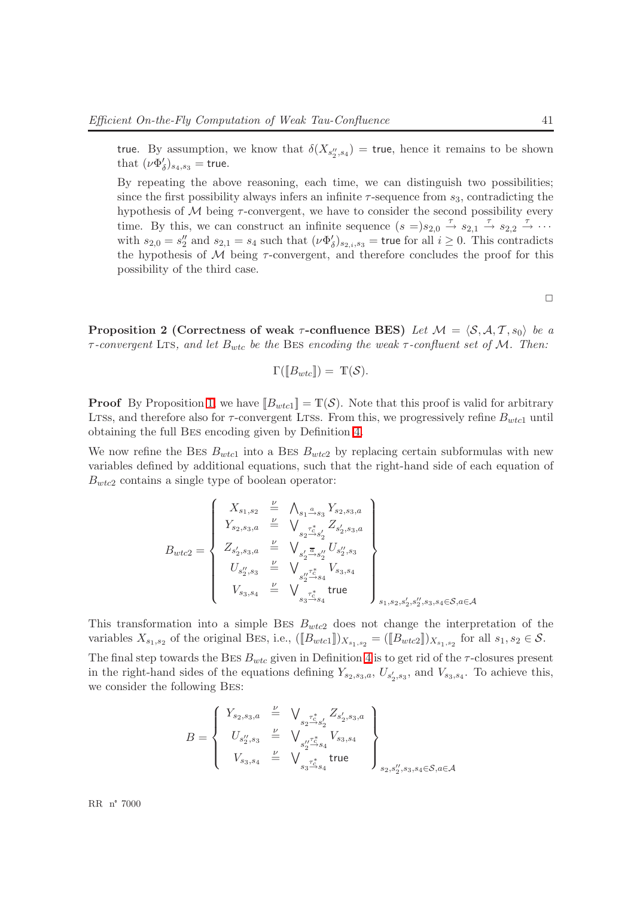true. By assumption, we know that $\delta(X_{s''_2,s_4}) = \mathsf{true}$, hence it remains to be shown that $(\nu\Phi'_\delta)_{s_4,s_3} = \mathsf{true}$.

By repeating the above reasoning, each time, we can distinguish two possibilities; since the first possibility always infers an infinite $\tau$-sequence from $s_3$, contradicting the hypothesis of $\mathcal{M}$ being $\tau$-convergent, we have to consider the second possibility every time. By this, we can construct an infinite sequence $(s =)s_{2,0} \xrightarrow{\tau} s_{2,1} \xrightarrow{\tau} s_{2,2} \xrightarrow{\tau} \cdots$ with $s_{2,0} = s''_2$ and $s_{2,1} = s_4$ such that $(\nu\Phi'_\delta)_{s_{2,i},s_3} = \mathsf{true}$ for all $i \geq 0$. This contradicts the hypothesis of $\mathcal{M}$ being $\tau$-convergent, and therefore concludes the proof for this possibility of the third case.

□

**Proposition 2 (Correctness of weak $\tau$-confluence BES)** *Let $\mathcal{M} = \langle \mathcal{S}, \mathcal{A}, \mathcal{T}, s_0 \rangle$ be a $\tau$-convergent* LTS*, and let $B_{wtc}$ be the* BES *encoding the weak $\tau$-confluent set of $\mathcal{M}$. Then:*

$$\Gamma([\![B_{wtc}]\!]) = \mathbb{T}(\mathcal{S}).$$

**Proof** By Proposition 1, we have $[\![B_{wtc1}]\!] = \mathbb{T}(\mathcal{S})$. Note that this proof is valid for arbitrary LTSs, and therefore also for $\tau$-convergent LTSs. From this, we progressively refine $B_{wtc1}$ until obtaining the full BES encoding given by Definition 4.

We now refine the BES $B_{wtc1}$ into a BES $B_{wtc2}$ by replacing certain subformulas with new variables defined by additional equations, such that the right-hand side of each equation of $B_{wtc2}$ contains a single type of boolean operator:

$$B_{wtc2} = \left\{ \begin{array}{lcl} X_{s_1,s_2} & \stackrel{\nu}{=} & \bigwedge_{s_1 \xrightarrow{a} s_3} Y_{s_2,s_3,a} \\ Y_{s_2,s_3,a} & \stackrel{\nu}{=} & \bigvee_{s_2 \xrightarrow{\tau_c^*} s'_2} Z_{s'_2,s_3,a} \\ Z_{s'_2,s_3,a} & \stackrel{\nu}{=} & \bigvee_{s'_2 \xrightarrow{\overline{a}} s''_2} U_{s''_2,s_3} \\ U_{s''_2,s_3} & \stackrel{\nu}{=} & \bigvee_{s''_2 \xrightarrow{\tau_c^*} s_4} V_{s_3,s_4} \\ V_{s_3,s_4} & \stackrel{\nu}{=} & \bigvee_{s_3 \xrightarrow{\tau_c^*} s_4} \mathsf{true} \end{array} \right\}_{s_1,s_2,s'_2,s''_2,s_3,s_4 \in \mathcal{S}, a \in \mathcal{A}}$$

This transformation into a simple BES $B_{wtc2}$ does not change the interpretation of the variables $X_{s_1,s_2}$ of the original BES, i.e., $([\![B_{wtc1}]\!])_{X_{s_1,s_2}} = ([\![B_{wtc2}]\!])_{X_{s_1,s_2}}$ for all $s_1, s_2 \in \mathcal{S}$.

The final step towards the BES $B_{wtc}$ given in Definition 4 is to get rid of the $\tau$-closures present in the right-hand sides of the equations defining $Y_{s_2,s_3,a}$, $U_{s'_2,s_3}$, and $V_{s_3,s_4}$. To achieve this, we consider the following BES:

$$B = \left\{ \begin{array}{lcl} Y_{s_2,s_3,a} & \stackrel{\nu}{=} & \bigvee_{s_2 \xrightarrow{\tau_c^*} s'_2} Z_{s'_2,s_3,a} \\ U_{s''_2,s_3} & \stackrel{\nu}{=} & \bigvee_{s''_2 \xrightarrow{\tau_c^*} s_4} V_{s_3,s_4} \\ V_{s_3,s_4} & \stackrel{\nu}{=} & \bigvee_{s_3 \xrightarrow{\tau_c^*} s_4} \mathsf{true} \end{array} \right\}_{s_2,s''_2,s_3,s_4 \in \mathcal{S}, a \in \mathcal{A}}$$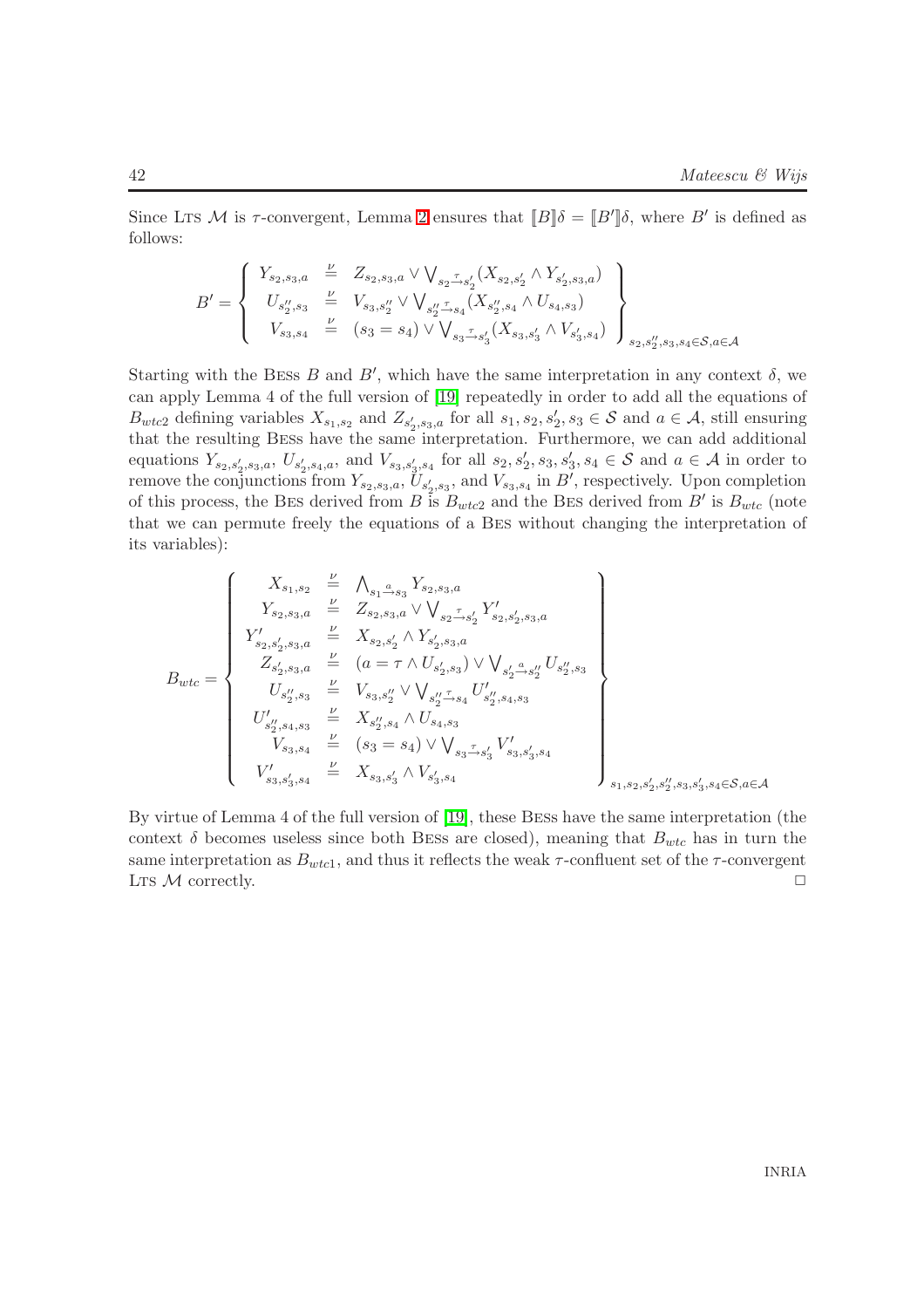Since LTS $\mathcal{M}$ is $\tau$-convergent, Lemma 2 ensures that $[\![B]\!]\delta = [\![B']\!]\delta$, where $B'$ is defined as follows:

$$B' = \left\{ \begin{array}{lcl} Y_{s_2,s_3,a} & \stackrel{\nu}{=} & Z_{s_2,s_3,a} \vee \bigvee_{s_2 \stackrel{\tau}{\rightarrow} s_2'} (X_{s_2,s_2'} \wedge Y_{s_2',s_3,a}) \\ U_{s_2'',s_3} & \stackrel{\nu}{=} & V_{s_3,s_2''} \vee \bigvee_{s_2'' \stackrel{\tau}{\rightarrow} s_4} (X_{s_2'',s_4} \wedge U_{s_4,s_3}) \\ V_{s_3,s_4} & \stackrel{\nu}{=} & (s_3 = s_4) \vee \bigvee_{s_3 \stackrel{\tau}{\rightarrow} s_3'} (X_{s_3,s_3'} \wedge V_{s_3',s_4}) \end{array} \right\}_{s_2,s_2'',s_3,s_4 \in \mathcal{S}, a \in \mathcal{A}}$$

Starting with the BESs $B$ and $B'$, which have the same interpretation in any context $\delta$, we can apply Lemma 4 of the full version of [19] repeatedly in order to add all the equations of $B_{wtc2}$ defining variables $X_{s_1,s_2}$ and $Z_{s_2',s_3,a}$ for all $s_1, s_2, s_2', s_3 \in \mathcal{S}$ and $a \in \mathcal{A}$, still ensuring that the resulting BESs have the same interpretation. Furthermore, we can add additional equations $Y_{s_2,s_2',s_3,a}$, $U_{s_2',s_4,a}$, and $V_{s_3,s_3',s_4}$ for all $s_2, s_2', s_3, s_3', s_4 \in \mathcal{S}$ and $a \in \mathcal{A}$ in order to remove the conjunctions from $Y_{s_2,s_3,a}$, $U_{s_2',s_3}$, and $V_{s_3,s_4}$ in $B'$, respectively. Upon completion of this process, the BES derived from $B$ is $B_{wtc2}$ and the BES derived from $B'$ is $B_{wtc}$ (note that we can permute freely the equations of a BES without changing the interpretation of its variables):

$$B_{wtc} = \left\{ \begin{array}{lcl} X_{s_1,s_2} & \stackrel{\nu}{=} & \bigwedge_{s_1 \stackrel{a}{\rightarrow} s_3} Y_{s_2,s_3,a} \\ Y_{s_2,s_3,a} & \stackrel{\nu}{=} & Z_{s_2,s_3,a} \vee \bigvee_{s_2 \stackrel{\tau}{\rightarrow} s_2'} Y'_{s_2,s_2',s_3,a} \\ Y'_{s_2,s_2',s_3,a} & \stackrel{\nu}{=} & X_{s_2,s_2'} \wedge Y_{s_2',s_3,a} \\ Z_{s_2',s_3,a} & \stackrel{\nu}{=} & (a = \tau \wedge U_{s_2',s_3}) \vee \bigvee_{s_2' \stackrel{a}{\rightarrow} s_2''} U_{s_2'',s_3} \\ U_{s_2'',s_3} & \stackrel{\nu}{=} & V_{s_3,s_2''} \vee \bigvee_{s_2'' \stackrel{\tau}{\rightarrow} s_4} U'_{s_2'',s_4,s_3} \\ U'_{s_2'',s_4,s_3} & \stackrel{\nu}{=} & X_{s_2'',s_4} \wedge U_{s_4,s_3} \\ V_{s_3,s_4} & \stackrel{\nu}{=} & (s_3 = s_4) \vee \bigvee_{s_3 \stackrel{\tau}{\rightarrow} s_3'} V'_{s_3,s_3',s_4} \\ V'_{s_3,s_3',s_4} & \stackrel{\nu}{=} & X_{s_3,s_3'} \wedge V_{s_3',s_4} \end{array} \right\}_{s_1,s_2,s_2',s_2'',s_3,s_3',s_4 \in \mathcal{S}, a \in \mathcal{A}}$$

By virtue of Lemma 4 of the full version of [19], these BESs have the same interpretation (the context $\delta$ becomes useless since both BESs are closed), meaning that $B_{wtc}$ has in turn the same interpretation as $B_{wtc1}$, and thus it reflects the weak $\tau$-confluent set of the $\tau$-convergent LTS $\mathcal{M}$ correctly. □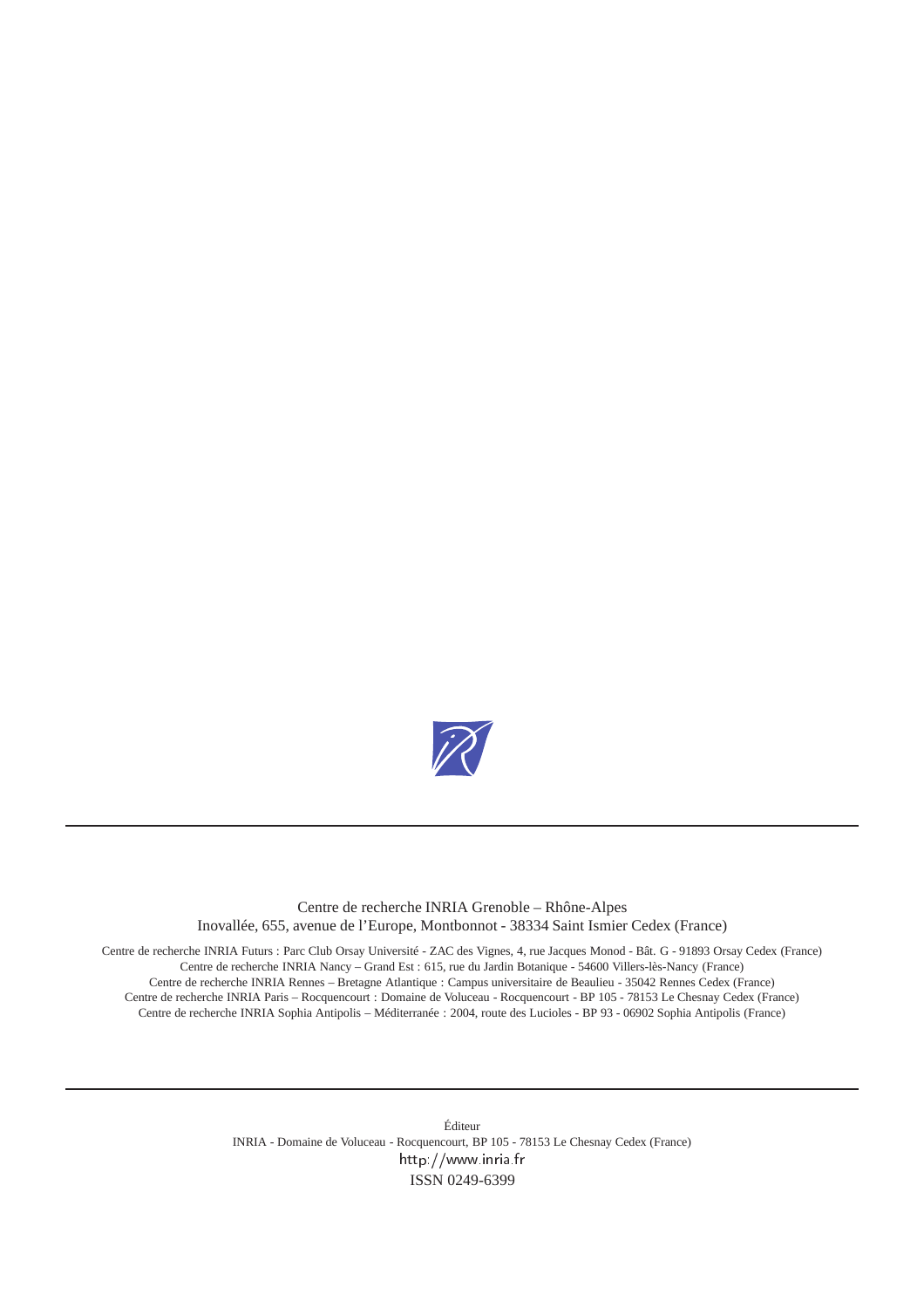Centre de recherche INRIA Grenoble – Rhône-Alpes
Inovallée, 655, avenue de l'Europe, Montbonnot - 38334 Saint Ismier Cedex (France)

Centre de recherche INRIA Futurs : Parc Club Orsay Université - ZAC des Vignes, 4, rue Jacques Monod - Bât. G - 91893 Orsay Cedex (France)
Centre de recherche INRIA Nancy – Grand Est : 615, rue du Jardin Botanique - 54600 Villers-lès-Nancy (France)
Centre de recherche INRIA Rennes – Bretagne Atlantique : Campus universitaire de Beaulieu - 35042 Rennes Cedex (France)
Centre de recherche INRIA Paris – Rocquencourt : Domaine de Voluceau - Rocquencourt - BP 105 - 78153 Le Chesnay Cedex (France)
Centre de recherche INRIA Sophia Antipolis – Méditerranée : 2004, route des Lucioles - BP 93 - 06902 Sophia Antipolis (France)

Éditeur
INRIA - Domaine de Voluceau - Rocquencourt, BP 105 - 78153 Le Chesnay Cedex (France)
http://www.inria.fr
ISSN 0249-6399